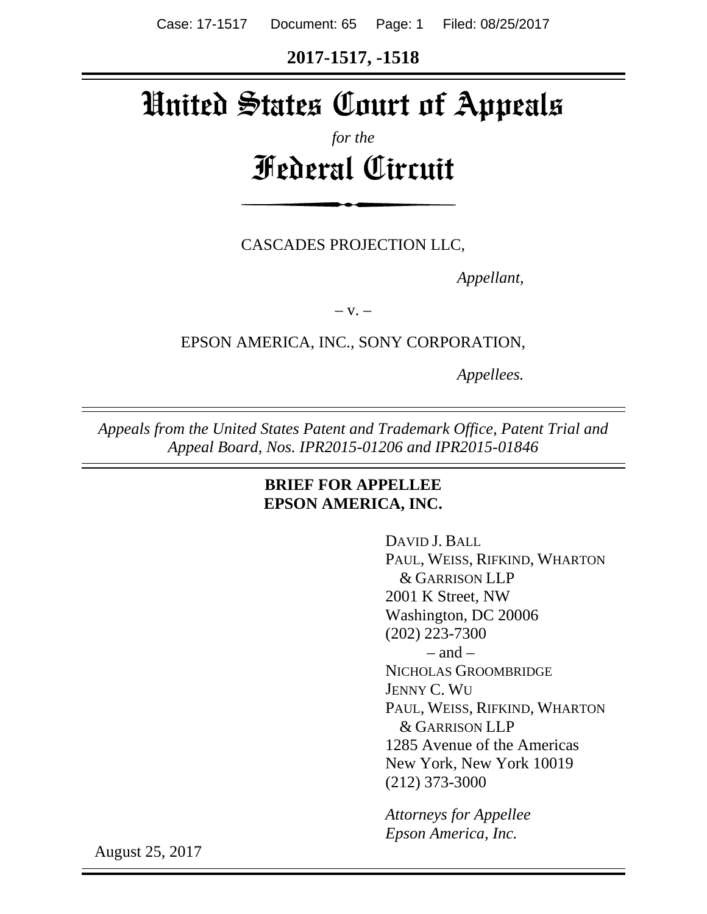**2017-1517, -1518**

# United States Court of Appeals

*for the*

# Federal Circuit

CASCADES PROJECTION LLC,

*Appellant,*

– v. –

EPSON AMERICA, INC., SONY CORPORATION,

*Appellees.*

*Appeals from the United States Patent and Trademark Office, Patent Trial and Appeal Board, Nos. IPR2015-01206 and IPR2015-01846*

**BRIEF FOR APPELLEE EPSON AMERICA, INC.**

DAVID J. BALL
PAUL, WEISS, RIFKIND, WHARTON & GARRISON LLP
2001 K Street, NW
Washington, DC 20006
(202) 223-7300
– and –
NICHOLAS GROOMBRIDGE
JENNY C. WU
PAUL, WEISS, RIFKIND, WHARTON & GARRISON LLP
1285 Avenue of the Americas
New York, New York 10019
(212) 373-3000

*Attorneys for Appellee Epson America, Inc.*

August 25, 2017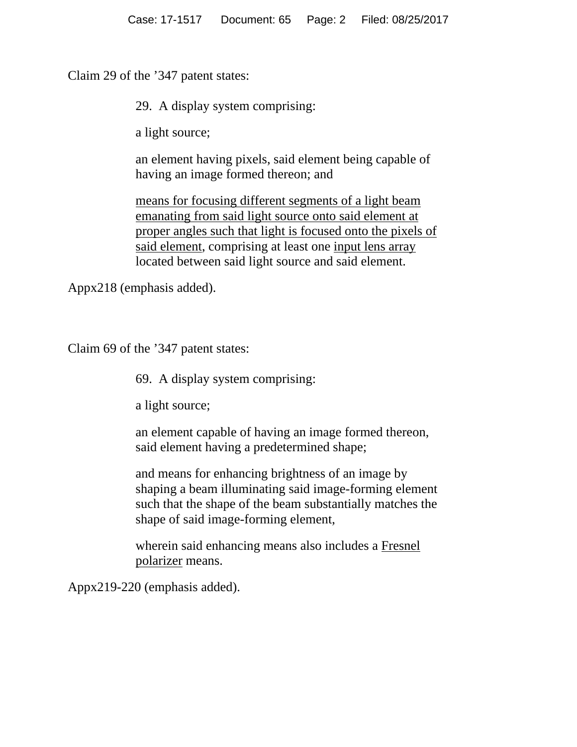Claim 29 of the ’347 patent states:

> 29. A display system comprising:
>
> a light source;
>
> an element having pixels, said element being capable of having an image formed thereon; and
>
> <u>means for focusing different segments of a light beam emanating from said light source onto said element at proper angles such that light is focused onto the pixels of said element</u>, comprising at least one <u>input lens array</u> located between said light source and said element.

Appx218 (emphasis added).

Claim 69 of the ’347 patent states:

> 69. A display system comprising:
>
> a light source;
>
> an element capable of having an image formed thereon, said element having a predetermined shape;
>
> and means for enhancing brightness of an image by shaping a beam illuminating said image-forming element such that the shape of the beam substantially matches the shape of said image-forming element,
>
> wherein said enhancing means also includes a <u>Fresnel polarizer</u> means.

Appx219-220 (emphasis added).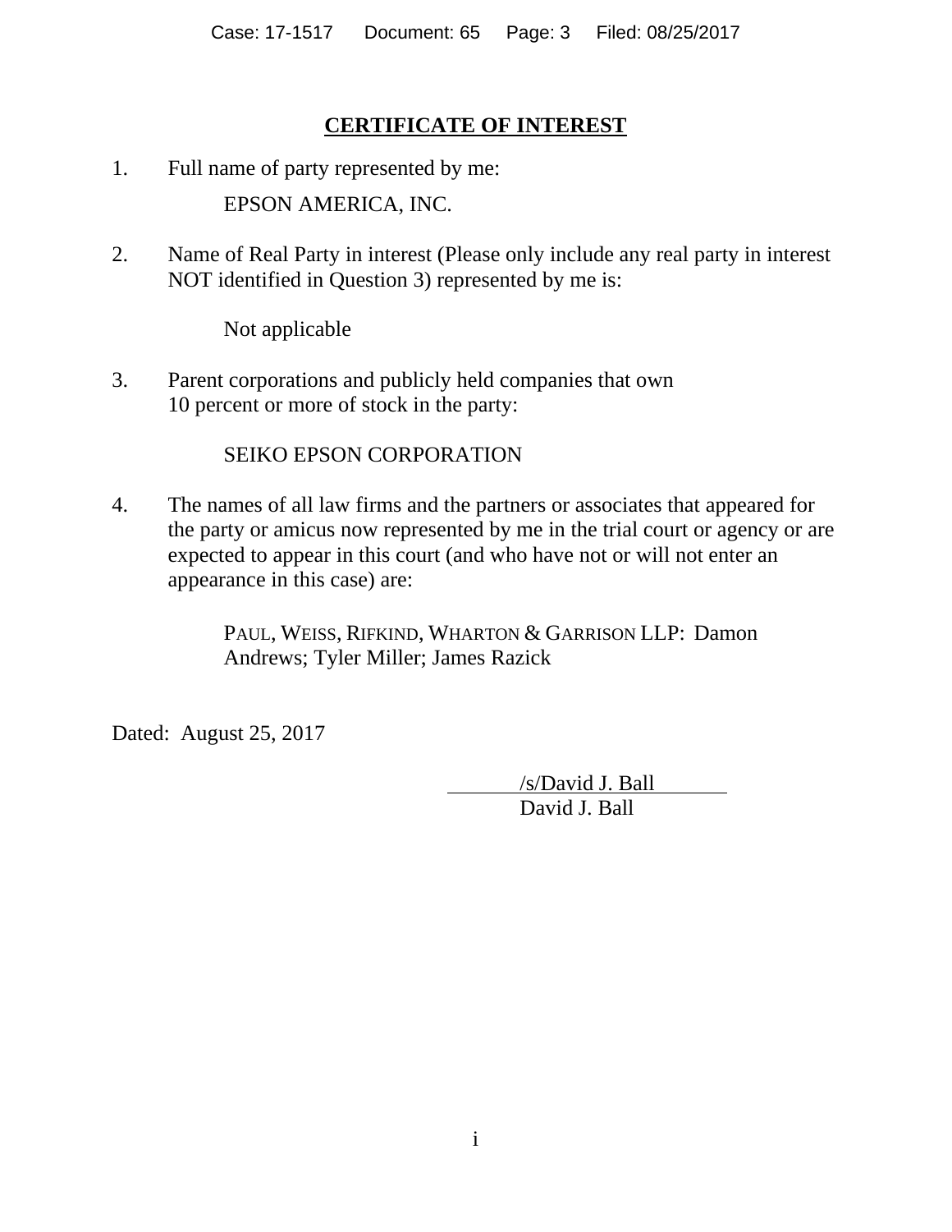## CERTIFICATE OF INTEREST

1. Full name of party represented by me:

   EPSON AMERICA, INC.

2. Name of Real Party in interest (Please only include any real party in interest NOT identified in Question 3) represented by me is:

   Not applicable

3. Parent corporations and publicly held companies that own 10 percent or more of stock in the party:

   SEIKO EPSON CORPORATION

4. The names of all law firms and the partners or associates that appeared for the party or amicus now represented by me in the trial court or agency or are expected to appear in this court (and who have not or will not enter an appearance in this case) are:

   PAUL, WEISS, RIFKIND, WHARTON & GARRISON LLP: Damon Andrews; Tyler Miller; James Razick

Dated: August 25, 2017

/s/David J. Ball
David J. Ball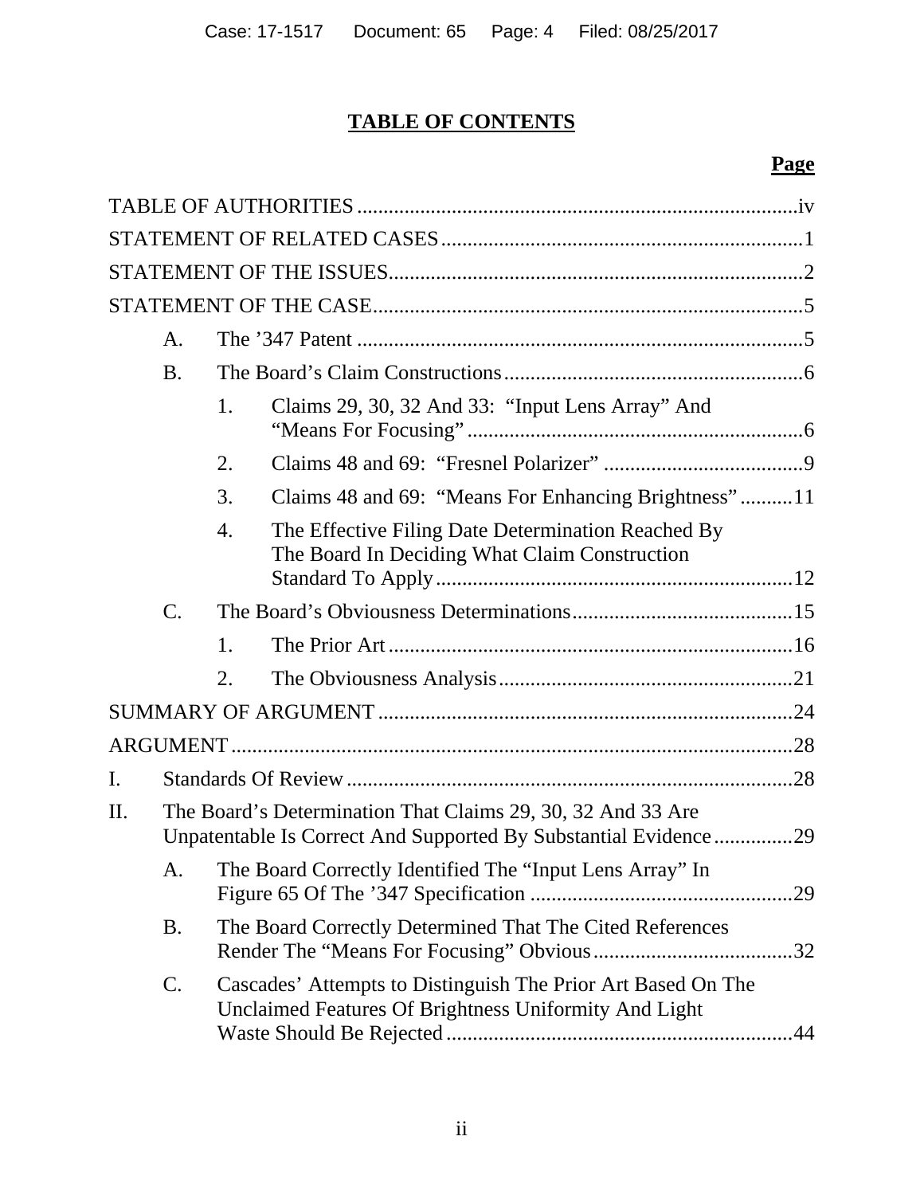# TABLE OF CONTENTS

**Page**

TABLE OF AUTHORITIES ........................................................................................iv

STATEMENT OF RELATED CASES .........................................................................1

STATEMENT OF THE ISSUES..................................................................................2

STATEMENT OF THE CASE.....................................................................................5

- A. The ’347 Patent .......................................................................................5
- B. The Board’s Claim Constructions ...........................................................6
  - 1. Claims 29, 30, 32 And 33: “Input Lens Array” And “Means For Focusing” .........................................................................6
  - 2. Claims 48 and 69: “Fresnel Polarizer” ........................................9
  - 3. Claims 48 and 69: “Means For Enhancing Brightness” ..........11
  - 4. The Effective Filing Date Determination Reached By The Board In Deciding What Claim Construction Standard To Apply ........................................................................12
- C. The Board’s Obviousness Determinations ............................................15
  - 1. The Prior Art ...............................................................................16
  - 2. The Obviousness Analysis ...........................................................21

SUMMARY OF ARGUMENT ....................................................................................24

ARGUMENT ..............................................................................................................28

I. Standards Of Review .........................................................................................28

II. The Board’s Determination That Claims 29, 30, 32 And 33 Are Unpatentable Is Correct And Supported By Substantial Evidence ...............29

- A. The Board Correctly Identified The “Input Lens Array” In Figure 65 Of The ’347 Specification ...................................................29
- B. The Board Correctly Determined That The Cited References Render The “Means For Focusing” Obvious ......................................32
- C. Cascades’ Attempts to Distinguish The Prior Art Based On The Unclaimed Features Of Brightness Uniformity And Light Waste Should Be Rejected ...................................................................44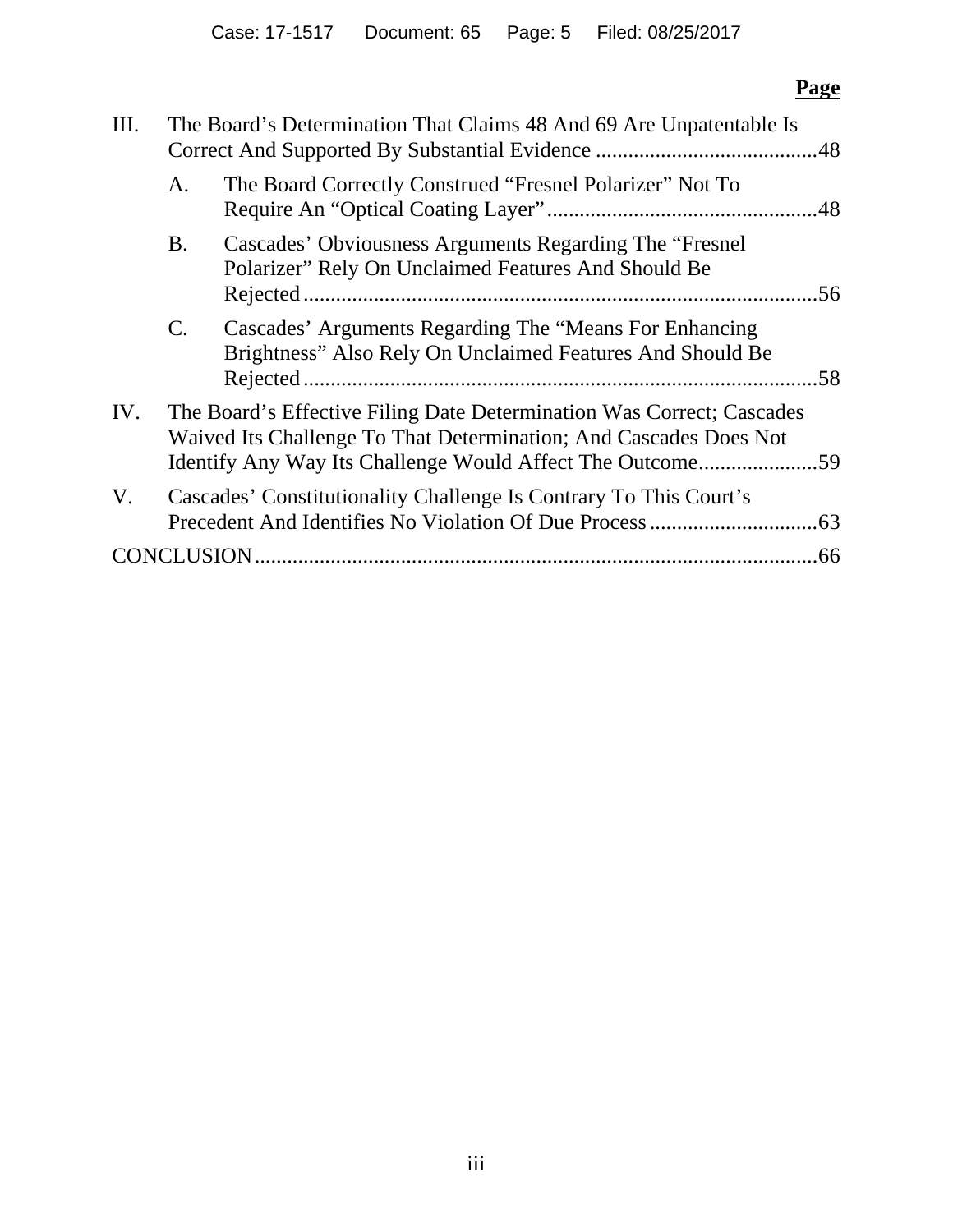| | | Page |
|---|---|---|
| III. | The Board's Determination That Claims 48 And 69 Are Unpatentable Is Correct And Supported By Substantial Evidence | 48 |
| | A. The Board Correctly Construed "Fresnel Polarizer" Not To Require An "Optical Coating Layer" | 48 |
| | B. Cascades' Obviousness Arguments Regarding The "Fresnel Polarizer" Rely On Unclaimed Features And Should Be Rejected | 56 |
| | C. Cascades' Arguments Regarding The "Means For Enhancing Brightness" Also Rely On Unclaimed Features And Should Be Rejected | 58 |
| IV. | The Board's Effective Filing Date Determination Was Correct; Cascades Waived Its Challenge To That Determination; And Cascades Does Not Identify Any Way Its Challenge Would Affect The Outcome | 59 |
| V. | Cascades' Constitutionality Challenge Is Contrary To This Court's Precedent And Identifies No Violation Of Due Process | 63 |
| CONCLUSION | | 66 |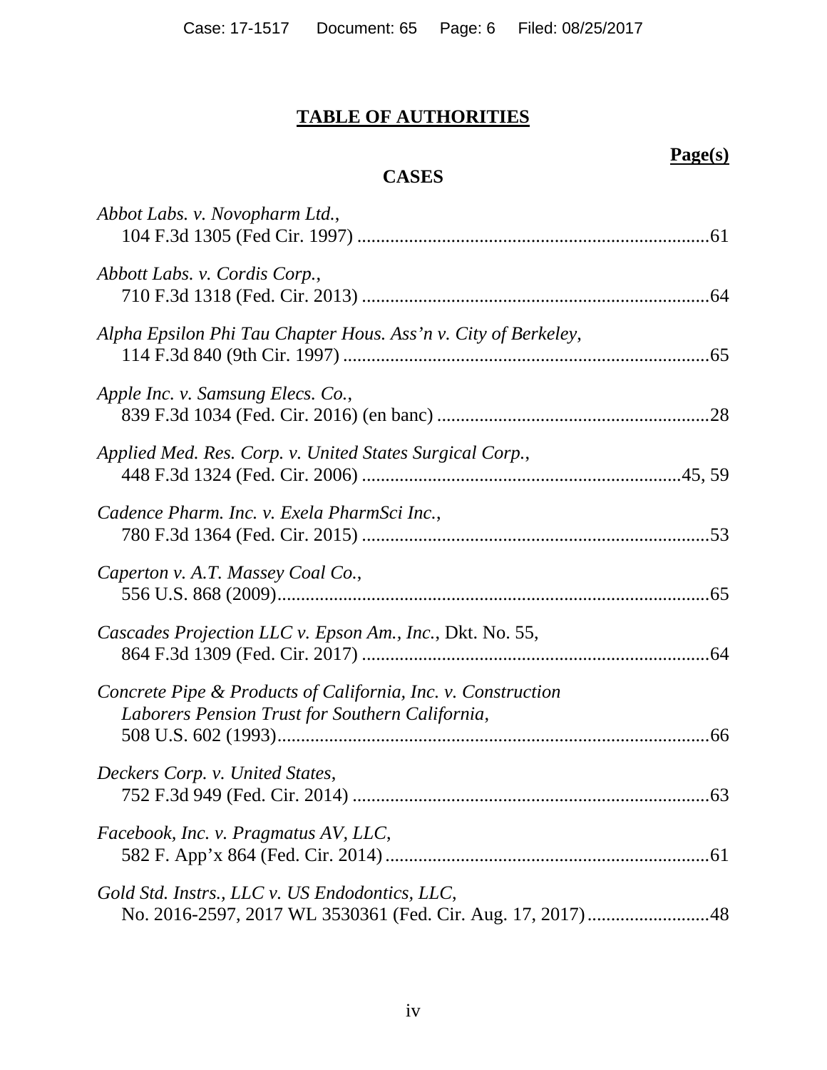# **TABLE OF AUTHORITIES**

**Page(s)**

## CASES

*Abbot Labs. v. Novopharm Ltd.*,
104 F.3d 1305 (Fed Cir. 1997) ....................................................................61

*Abbott Labs. v. Cordis Corp.*,
710 F.3d 1318 (Fed. Cir. 2013) ....................................................................64

*Alpha Epsilon Phi Tau Chapter Hous. Ass'n v. City of Berkeley*,
114 F.3d 840 (9th Cir. 1997) ........................................................................65

*Apple Inc. v. Samsung Elecs. Co.*,
839 F.3d 1034 (Fed. Cir. 2016) (en banc) ....................................................28

*Applied Med. Res. Corp. v. United States Surgical Corp.*,
448 F.3d 1324 (Fed. Cir. 2006) ..............................................................45, 59

*Cadence Pharm. Inc. v. Exela PharmSci Inc.*,
780 F.3d 1364 (Fed. Cir. 2015) ....................................................................53

*Caperton v. A.T. Massey Coal Co.*,
556 U.S. 868 (2009).......................................................................................65

*Cascades Projection LLC v. Epson Am., Inc.*, Dkt. No. 55,
864 F.3d 1309 (Fed. Cir. 2017) ....................................................................64

*Concrete Pipe & Products of California, Inc. v. Construction Laborers Pension Trust for Southern California*,
508 U.S. 602 (1993).......................................................................................66

*Deckers Corp. v. United States*,
752 F.3d 949 (Fed. Cir. 2014) ......................................................................63

*Facebook, Inc. v. Pragmatus AV, LLC*,
582 F. App'x 864 (Fed. Cir. 2014) ...............................................................61

*Gold Std. Instrs., LLC v. US Endodontics, LLC*,
No. 2016-2597, 2017 WL 3530361 (Fed. Cir. Aug. 17, 2017) ..........................48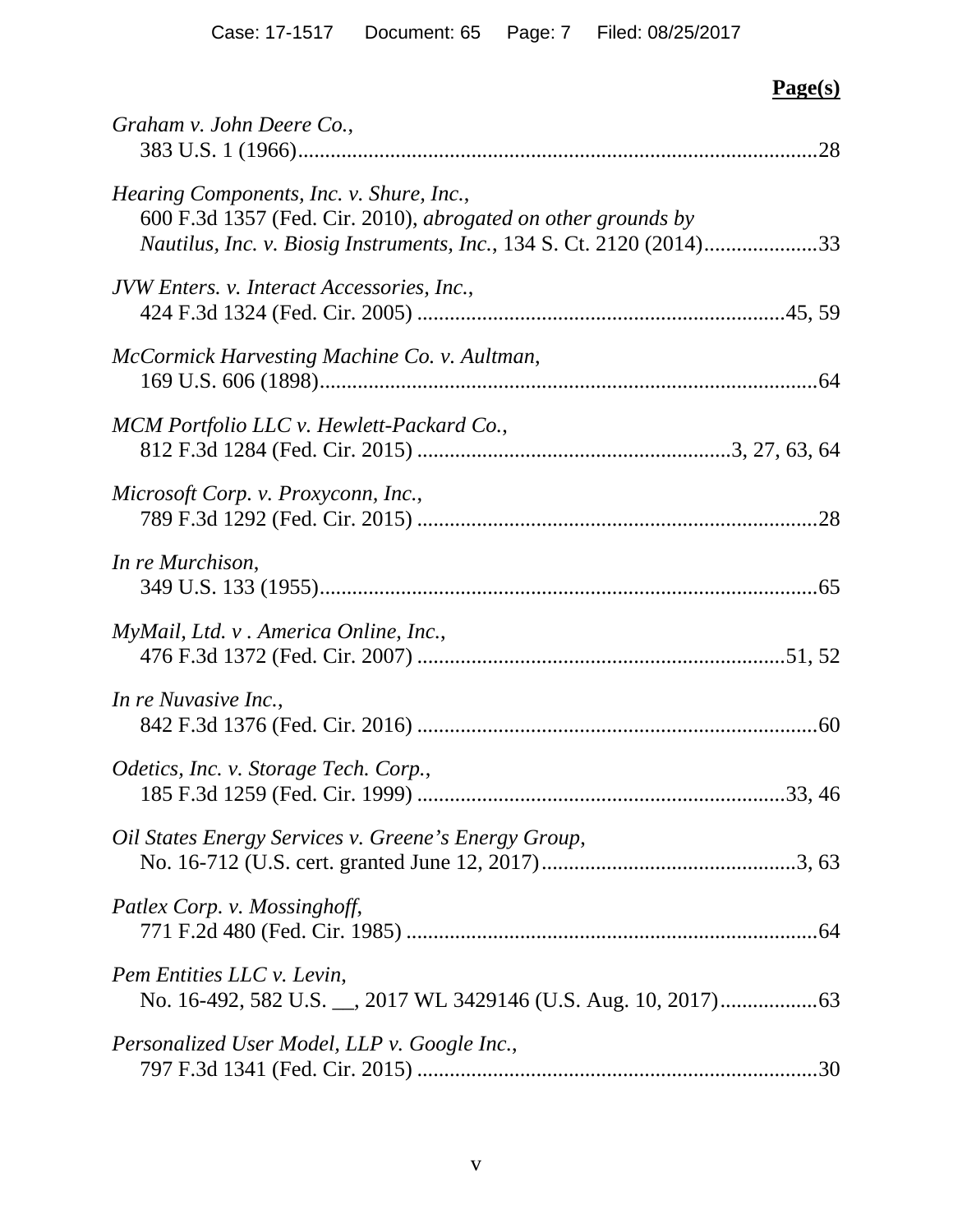**Page(s)**

*Graham v. John Deere Co.*,
383 U.S. 1 (1966)....................................................................................28

*Hearing Components, Inc. v. Shure, Inc.*,
600 F.3d 1357 (Fed. Cir. 2010), *abrogated on other grounds by Nautilus, Inc. v. Biosig Instruments, Inc.*, 134 S. Ct. 2120 (2014)....................33

*JVW Enters. v. Interact Accessories, Inc.*,
424 F.3d 1324 (Fed. Cir. 2005) ...................................................................45, 59

*McCormick Harvesting Machine Co. v. Aultman*,
169 U.S. 606 (1898)....................................................................................64

*MCM Portfolio LLC v. Hewlett-Packard Co.*,
812 F.3d 1284 (Fed. Cir. 2015) ........................................................3, 27, 63, 64

*Microsoft Corp. v. Proxyconn, Inc.*,
789 F.3d 1292 (Fed. Cir. 2015) ....................................................................28

*In re Murchison*,
349 U.S. 133 (1955)....................................................................................65

*MyMail, Ltd. v . America Online, Inc.*,
476 F.3d 1372 (Fed. Cir. 2007) ...................................................................51, 52

*In re Nuvasive Inc.*,
842 F.3d 1376 (Fed. Cir. 2016) ....................................................................60

*Odetics, Inc. v. Storage Tech. Corp.*,
185 F.3d 1259 (Fed. Cir. 1999) ...................................................................33, 46

*Oil States Energy Services v. Greene's Energy Group*,
No. 16-712 (U.S. cert. granted June 12, 2017)..............................................3, 63

*Patlex Corp. v. Mossinghoff*,
771 F.2d 480 (Fed. Cir. 1985) ......................................................................64

*Pem Entities LLC v. Levin*,
No. 16-492, 582 U.S. __, 2017 WL 3429146 (U.S. Aug. 10, 2017).................63

*Personalized User Model, LLP v. Google Inc.*,
797 F.3d 1341 (Fed. Cir. 2015) ....................................................................30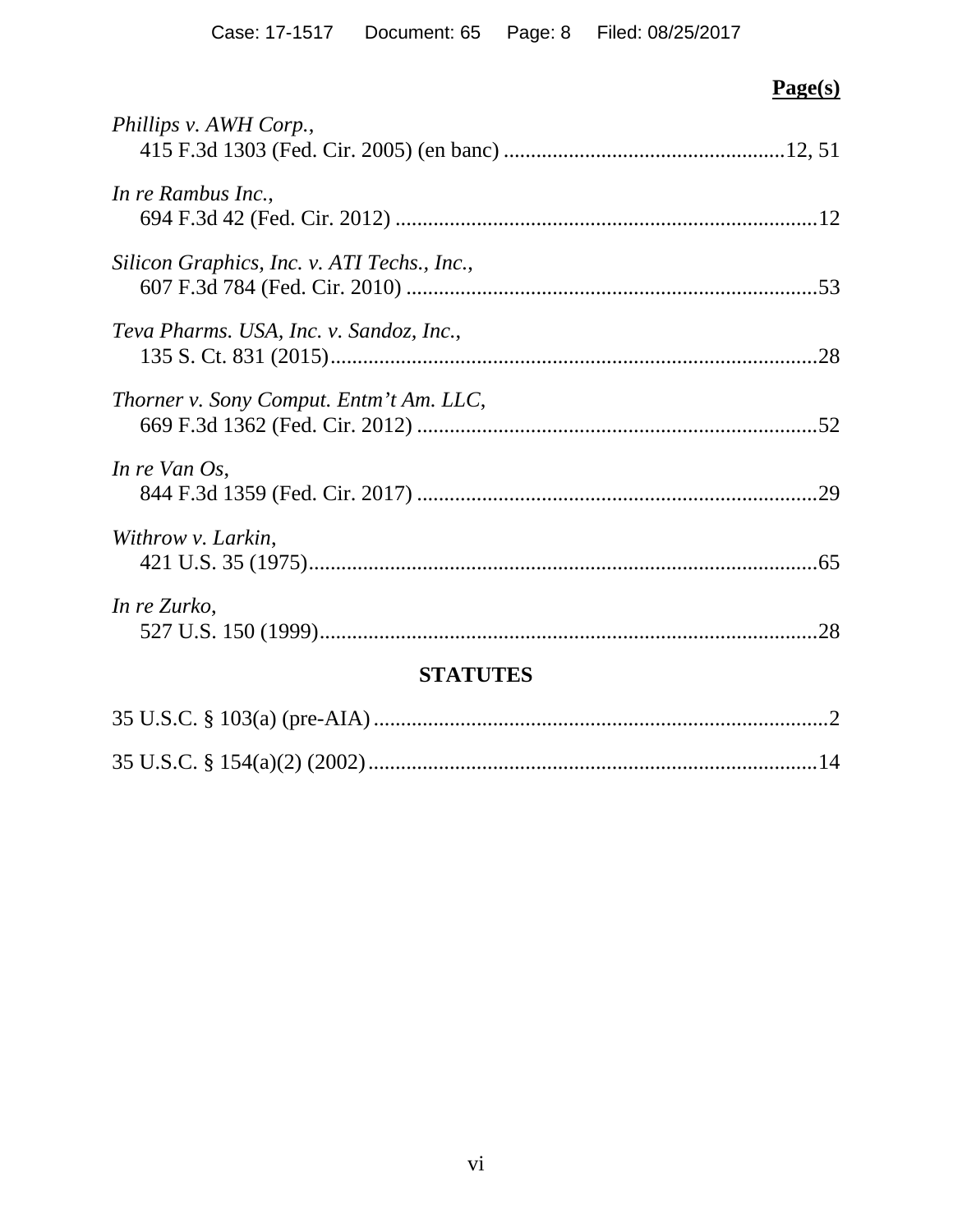**Page(s)**

*Phillips v. AWH Corp.*,
415 F.3d 1303 (Fed. Cir. 2005) (en banc) ....................................................12, 51

*In re Rambus Inc.*,
694 F.3d 42 (Fed. Cir. 2012) ............................................................................12

*Silicon Graphics, Inc. v. ATI Techs., Inc.*,
607 F.3d 784 (Fed. Cir. 2010) ..........................................................................53

*Teva Pharms. USA, Inc. v. Sandoz, Inc.*,
135 S. Ct. 831 (2015).........................................................................................28

*Thorner v. Sony Comput. Entm't Am. LLC*,
669 F.3d 1362 (Fed. Cir. 2012) .........................................................................52

*In re Van Os*,
844 F.3d 1359 (Fed. Cir. 2017) .........................................................................29

*Withrow v. Larkin*,
421 U.S. 35 (1975).............................................................................................65

*In re Zurko*,
527 U.S. 150 (1999)...........................................................................................28

**STATUTES**

35 U.S.C. § 103(a) (pre-AIA) ....................................................................................2

35 U.S.C. § 154(a)(2) (2002) ...................................................................................14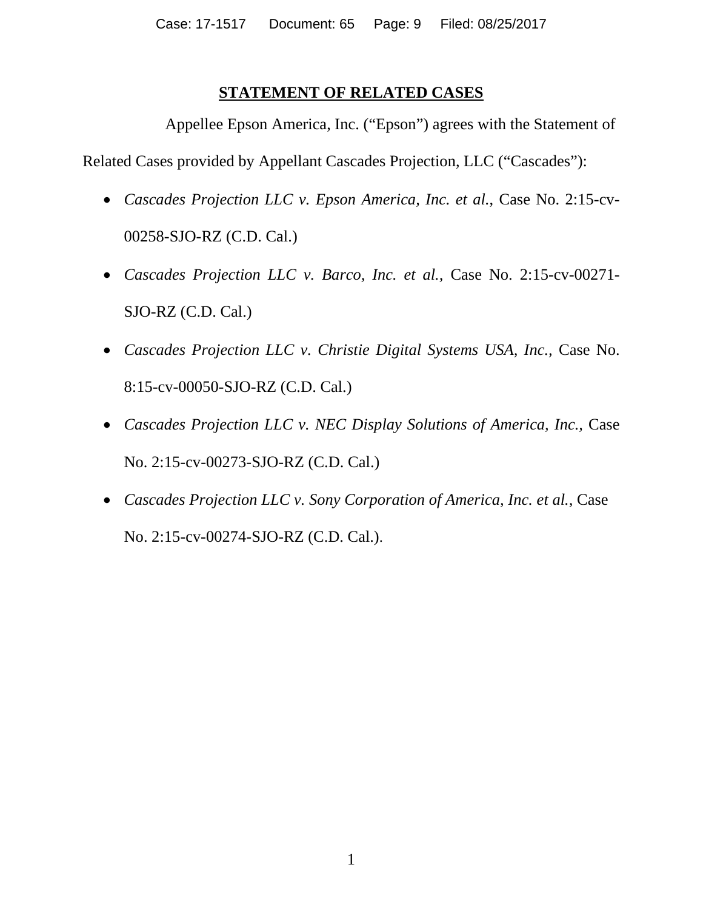## STATEMENT OF RELATED CASES

Appellee Epson America, Inc. ("Epson") agrees with the Statement of Related Cases provided by Appellant Cascades Projection, LLC ("Cascades"):

- *Cascades Projection LLC v. Epson America, Inc. et al.*, Case No. 2:15-cv-00258-SJO-RZ (C.D. Cal.)
- *Cascades Projection LLC v. Barco, Inc. et al.*, Case No. 2:15-cv-00271-SJO-RZ (C.D. Cal.)
- *Cascades Projection LLC v. Christie Digital Systems USA, Inc.*, Case No. 8:15-cv-00050-SJO-RZ (C.D. Cal.)
- *Cascades Projection LLC v. NEC Display Solutions of America, Inc.*, Case No. 2:15-cv-00273-SJO-RZ (C.D. Cal.)
- *Cascades Projection LLC v. Sony Corporation of America, Inc. et al.*, Case No. 2:15-cv-00274-SJO-RZ (C.D. Cal.).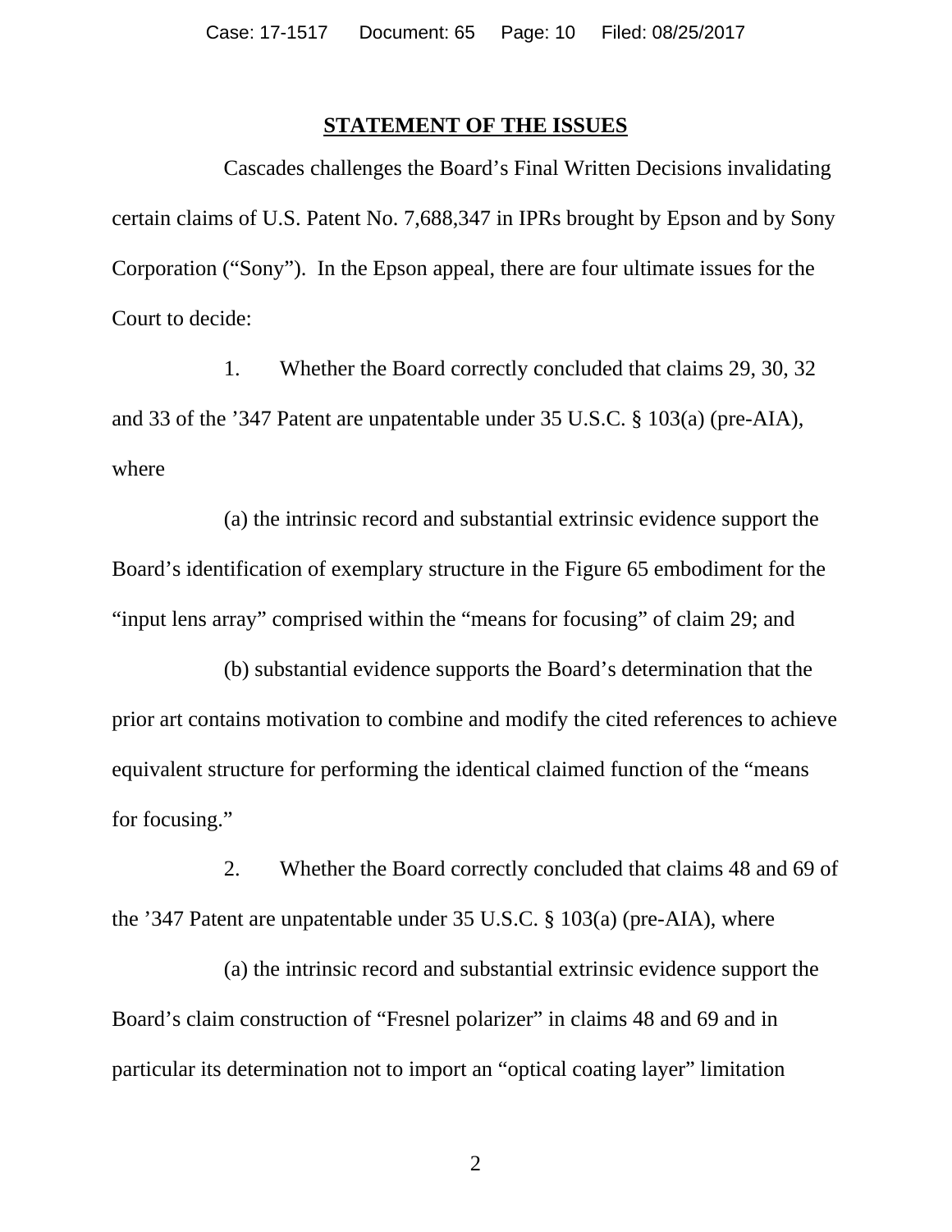## STATEMENT OF THE ISSUES

Cascades challenges the Board's Final Written Decisions invalidating certain claims of U.S. Patent No. 7,688,347 in IPRs brought by Epson and by Sony Corporation ("Sony"). In the Epson appeal, there are four ultimate issues for the Court to decide:

1. Whether the Board correctly concluded that claims 29, 30, 32 and 33 of the '347 Patent are unpatentable under 35 U.S.C. § 103(a) (pre-AIA), where

(a) the intrinsic record and substantial extrinsic evidence support the Board's identification of exemplary structure in the Figure 65 embodiment for the "input lens array" comprised within the "means for focusing" of claim 29; and

(b) substantial evidence supports the Board's determination that the prior art contains motivation to combine and modify the cited references to achieve equivalent structure for performing the identical claimed function of the "means for focusing."

2. Whether the Board correctly concluded that claims 48 and 69 of the '347 Patent are unpatentable under 35 U.S.C. § 103(a) (pre-AIA), where

(a) the intrinsic record and substantial extrinsic evidence support the Board's claim construction of "Fresnel polarizer" in claims 48 and 69 and in particular its determination not to import an "optical coating layer" limitation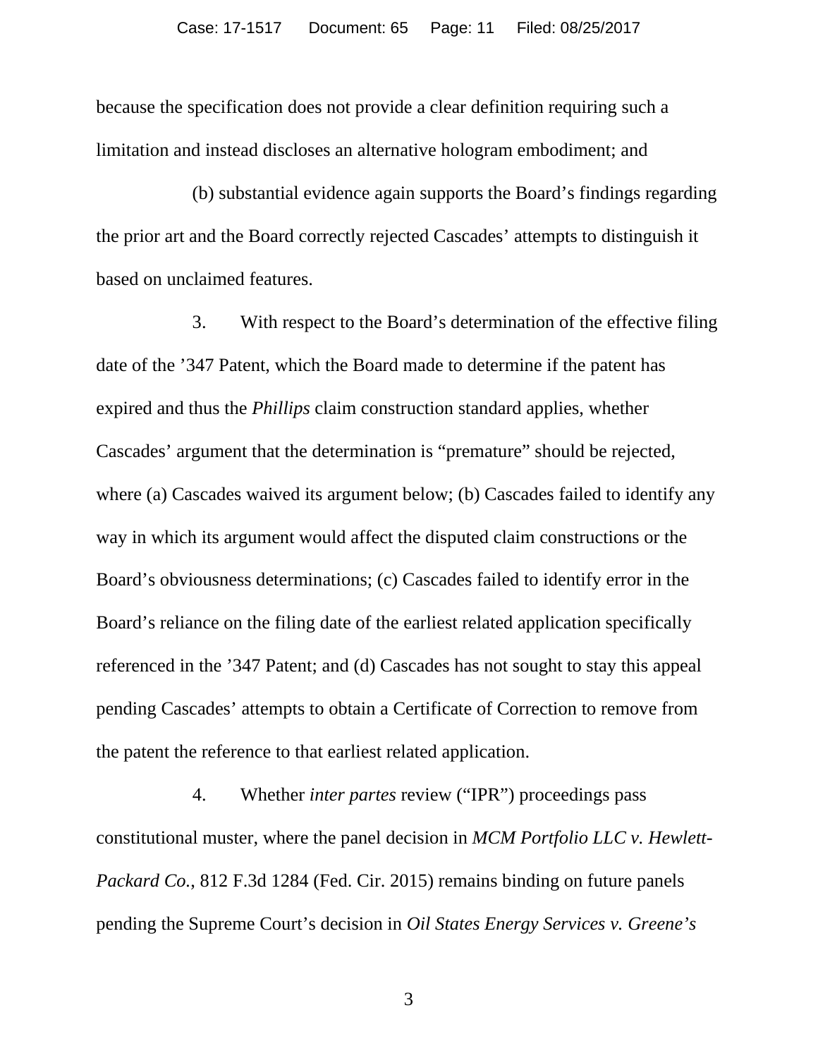because the specification does not provide a clear definition requiring such a limitation and instead discloses an alternative hologram embodiment; and

(b) substantial evidence again supports the Board's findings regarding the prior art and the Board correctly rejected Cascades' attempts to distinguish it based on unclaimed features.

3. With respect to the Board's determination of the effective filing date of the '347 Patent, which the Board made to determine if the patent has expired and thus the *Phillips* claim construction standard applies, whether Cascades' argument that the determination is "premature" should be rejected, where (a) Cascades waived its argument below; (b) Cascades failed to identify any way in which its argument would affect the disputed claim constructions or the Board's obviousness determinations; (c) Cascades failed to identify error in the Board's reliance on the filing date of the earliest related application specifically referenced in the '347 Patent; and (d) Cascades has not sought to stay this appeal pending Cascades' attempts to obtain a Certificate of Correction to remove from the patent the reference to that earliest related application.

4. Whether *inter partes* review ("IPR") proceedings pass constitutional muster, where the panel decision in *MCM Portfolio LLC v. Hewlett-Packard Co.*, 812 F.3d 1284 (Fed. Cir. 2015) remains binding on future panels pending the Supreme Court's decision in *Oil States Energy Services v. Greene's*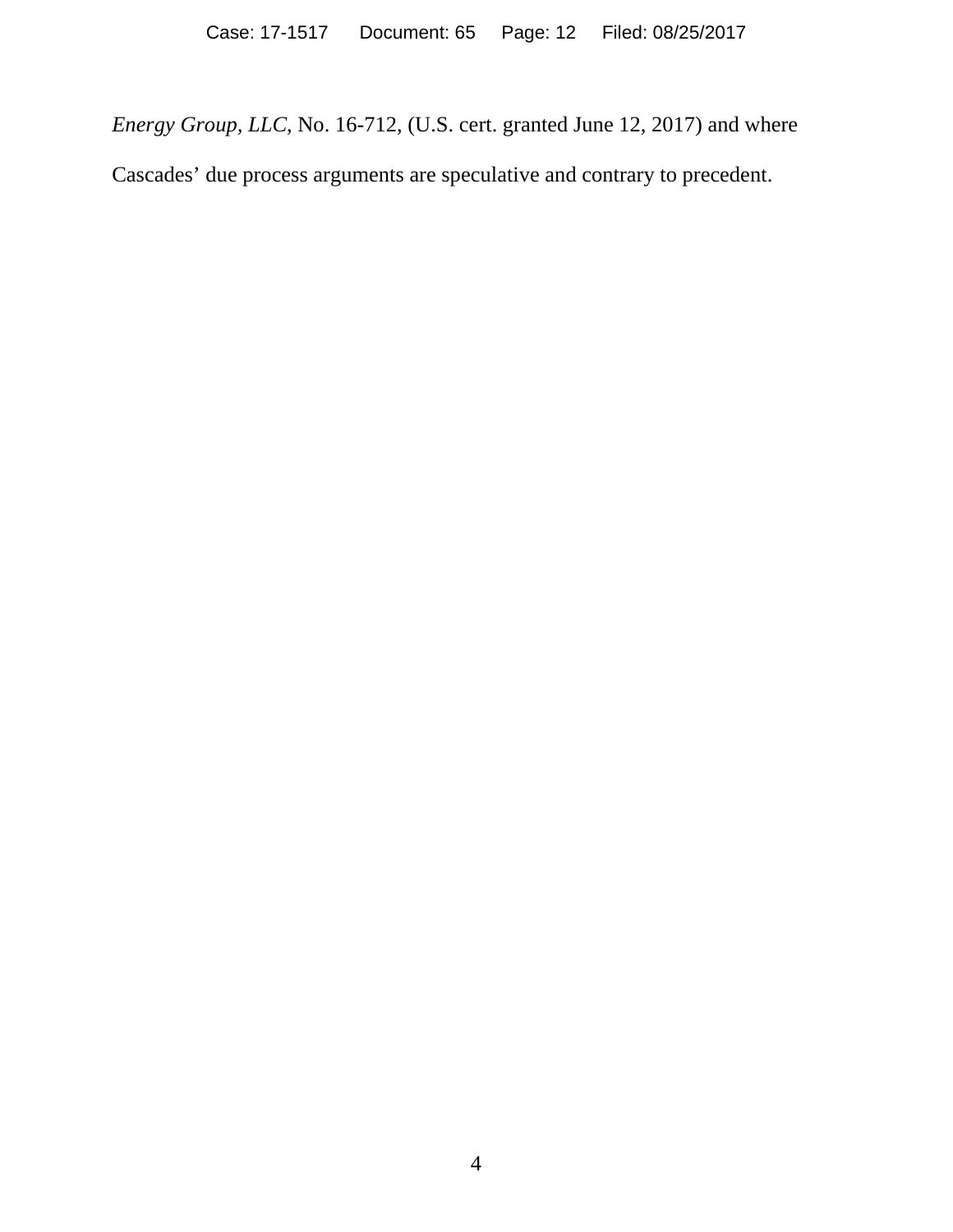*Energy Group, LLC*, No. 16-712, (U.S. cert. granted June 12, 2017) and where Cascades' due process arguments are speculative and contrary to precedent.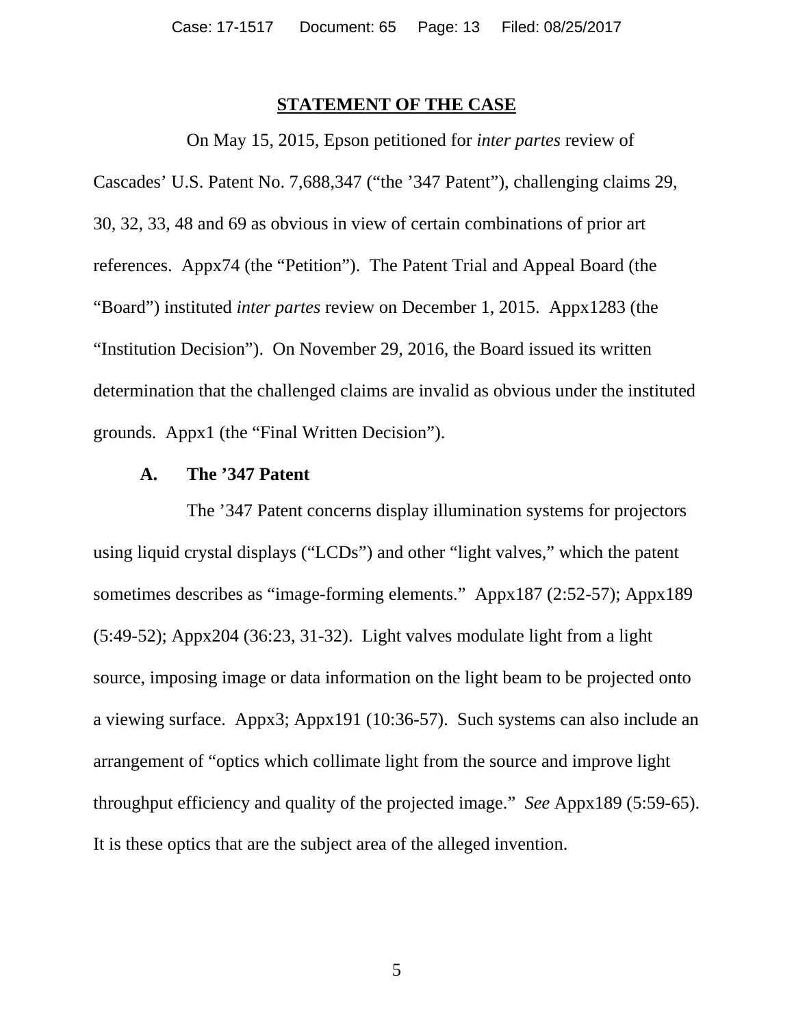## STATEMENT OF THE CASE

On May 15, 2015, Epson petitioned for *inter partes* review of Cascades' U.S. Patent No. 7,688,347 ("the '347 Patent"), challenging claims 29, 30, 32, 33, 48 and 69 as obvious in view of certain combinations of prior art references. Appx74 (the "Petition"). The Patent Trial and Appeal Board (the "Board") instituted *inter partes* review on December 1, 2015. Appx1283 (the "Institution Decision"). On November 29, 2016, the Board issued its written determination that the challenged claims are invalid as obvious under the instituted grounds. Appx1 (the "Final Written Decision").

### A. The '347 Patent

The '347 Patent concerns display illumination systems for projectors using liquid crystal displays ("LCDs") and other "light valves," which the patent sometimes describes as "image-forming elements." Appx187 (2:52-57); Appx189 (5:49-52); Appx204 (36:23, 31-32). Light valves modulate light from a light source, imposing image or data information on the light beam to be projected onto a viewing surface. Appx3; Appx191 (10:36-57). Such systems can also include an arrangement of "optics which collimate light from the source and improve light throughput efficiency and quality of the projected image." *See* Appx189 (5:59-65). It is these optics that are the subject area of the alleged invention.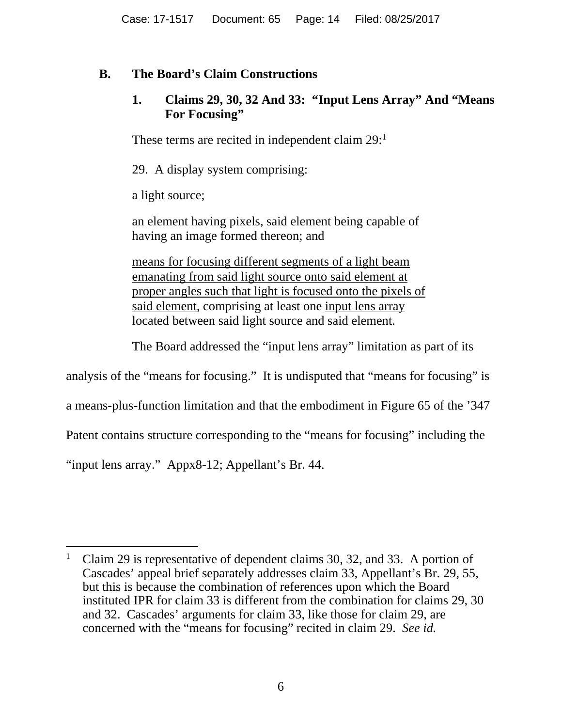### B. The Board's Claim Constructions

#### 1. Claims 29, 30, 32 And 33: "Input Lens Array" And "Means For Focusing"

These terms are recited in independent claim 29:[1]

> 29. A display system comprising:
>
> a light source;
>
> an element having pixels, said element being capable of having an image formed thereon; and
>
> <u>means for focusing different segments of a light beam emanating from said light source onto said element at proper angles such that light is focused onto the pixels of said element</u>, comprising at least one <u>input lens array</u> located between said light source and said element.

The Board addressed the "input lens array" limitation as part of its analysis of the "means for focusing." It is undisputed that "means for focusing" is a means-plus-function limitation and that the embodiment in Figure 65 of the '347 Patent contains structure corresponding to the "means for focusing" including the "input lens array." Appx8-12; Appellant's Br. 44.

---

[1] Claim 29 is representative of dependent claims 30, 32, and 33. A portion of Cascades' appeal brief separately addresses claim 33, Appellant's Br. 29, 55, but this is because the combination of references upon which the Board instituted IPR for claim 33 is different from the combination for claims 29, 30 and 32. Cascades' arguments for claim 33, like those for claim 29, are concerned with the "means for focusing" recited in claim 29. *See id.*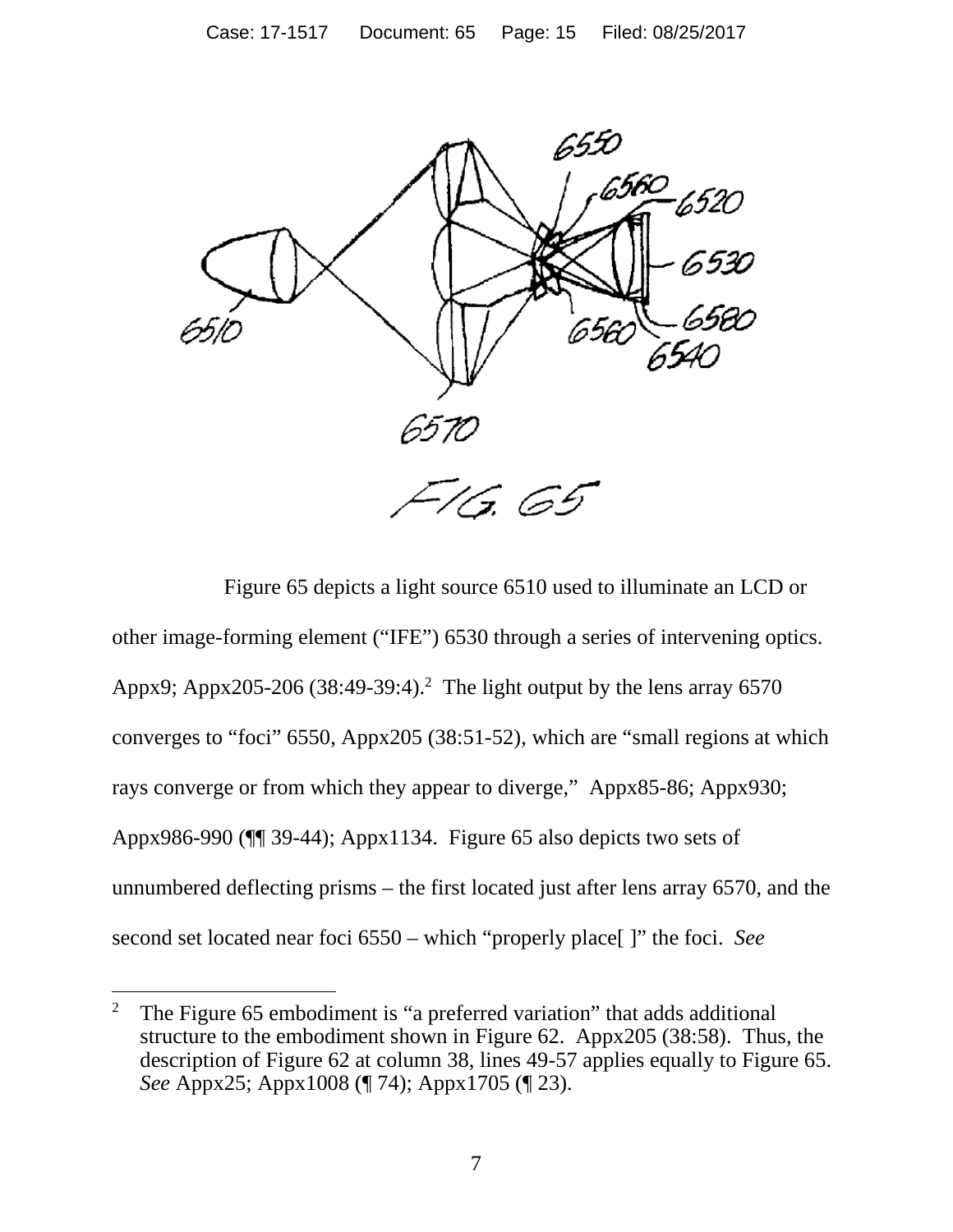FIG. 65

Figure 65 depicts a light source 6510 used to illuminate an LCD or other image-forming element ("IFE") 6530 through a series of intervening optics. Appx9; Appx205-206 (38:49-39:4).[2] The light output by the lens array 6570 converges to "foci" 6550, Appx205 (38:51-52), which are "small regions at which rays converge or from which they appear to diverge," Appx85-86; Appx930; Appx986-990 (¶¶ 39-44); Appx1134. Figure 65 also depicts two sets of unnumbered deflecting prisms – the first located just after lens array 6570, and the second set located near foci 6550 – which "properly place[ ]" the foci. *See*

---

[2] The Figure 65 embodiment is "a preferred variation" that adds additional structure to the embodiment shown in Figure 62. Appx205 (38:58). Thus, the description of Figure 62 at column 38, lines 49-57 applies equally to Figure 65. *See* Appx25; Appx1008 (¶ 74); Appx1705 (¶ 23).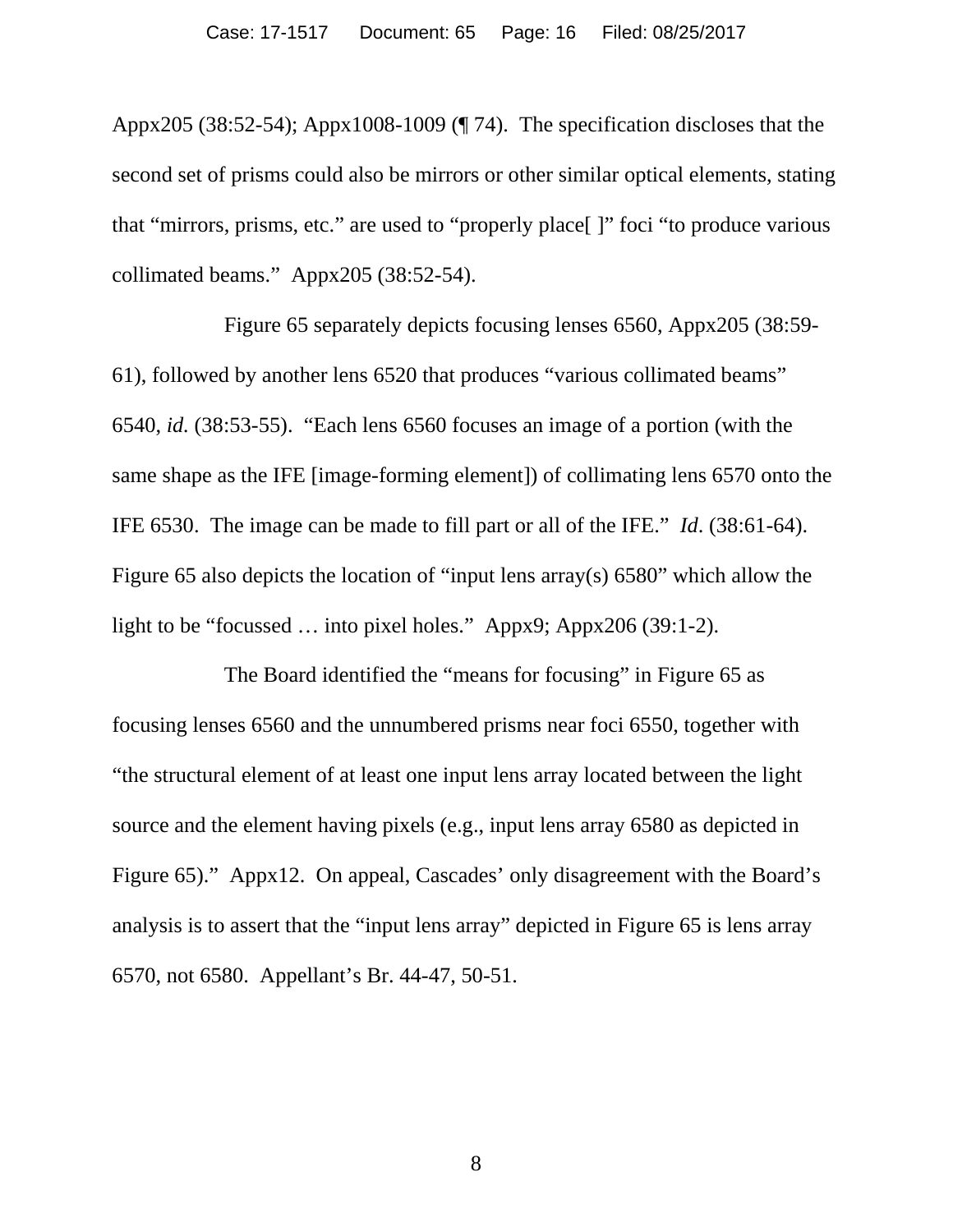Appx205 (38:52-54); Appx1008-1009 (¶ 74). The specification discloses that the second set of prisms could also be mirrors or other similar optical elements, stating that "mirrors, prisms, etc." are used to "properly place[ ]" foci "to produce various collimated beams." Appx205 (38:52-54).

Figure 65 separately depicts focusing lenses 6560, Appx205 (38:59-61), followed by another lens 6520 that produces "various collimated beams" 6540, *id.* (38:53-55). "Each lens 6560 focuses an image of a portion (with the same shape as the IFE [image-forming element]) of collimating lens 6570 onto the IFE 6530. The image can be made to fill part or all of the IFE." *Id*. (38:61-64). Figure 65 also depicts the location of "input lens array(s) 6580" which allow the light to be "focussed … into pixel holes." Appx9; Appx206 (39:1-2).

The Board identified the "means for focusing" in Figure 65 as focusing lenses 6560 and the unnumbered prisms near foci 6550, together with "the structural element of at least one input lens array located between the light source and the element having pixels (e.g., input lens array 6580 as depicted in Figure 65)." Appx12. On appeal, Cascades' only disagreement with the Board's analysis is to assert that the "input lens array" depicted in Figure 65 is lens array 6570, not 6580. Appellant's Br. 44-47, 50-51.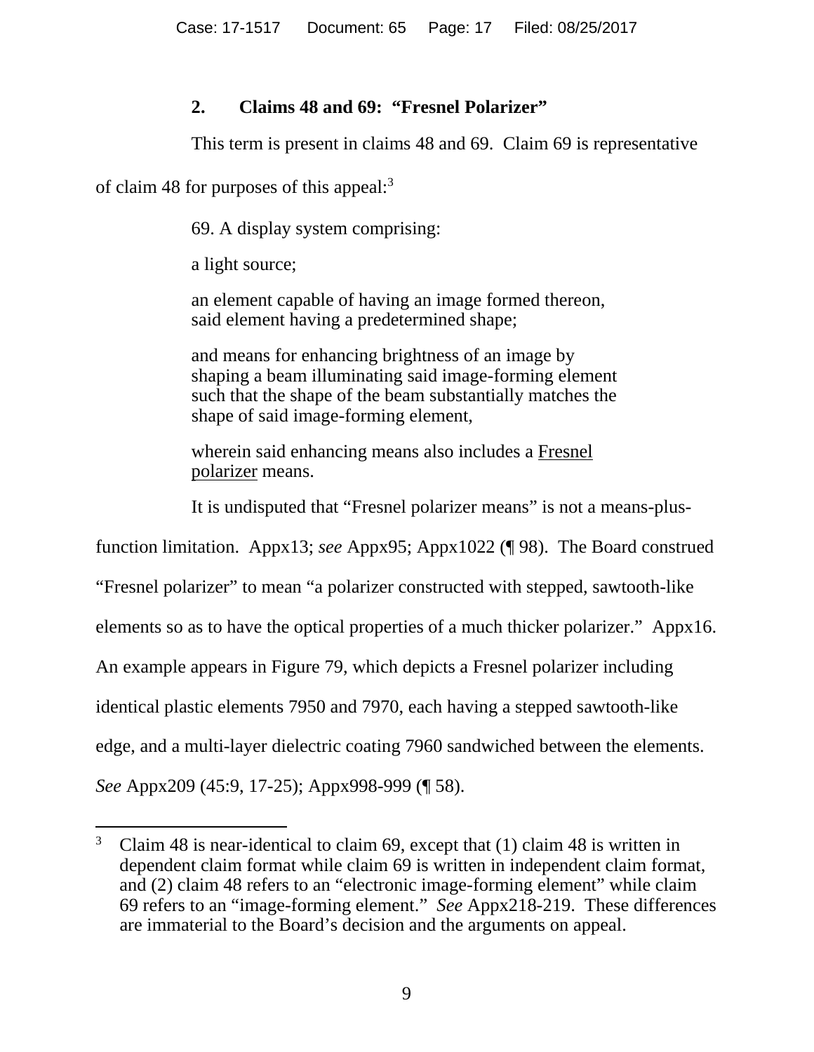### 2. Claims 48 and 69: "Fresnel Polarizer"

This term is present in claims 48 and 69. Claim 69 is representative of claim 48 for purposes of this appeal:[3]

> 69. A display system comprising:
>
> a light source;
>
> an element capable of having an image formed thereon, said element having a predetermined shape;
>
> and means for enhancing brightness of an image by shaping a beam illuminating said image-forming element such that the shape of the beam substantially matches the shape of said image-forming element,
>
> wherein said enhancing means also includes a <u>Fresnel polarizer</u> means.

It is undisputed that "Fresnel polarizer means" is not a means-plus-function limitation. Appx13; *see* Appx95; Appx1022 (¶ 98). The Board construed "Fresnel polarizer" to mean "a polarizer constructed with stepped, sawtooth-like elements so as to have the optical properties of a much thicker polarizer." Appx16. An example appears in Figure 79, which depicts a Fresnel polarizer including identical plastic elements 7950 and 7970, each having a stepped sawtooth-like edge, and a multi-layer dielectric coating 7960 sandwiched between the elements. *See* Appx209 (45:9, 17-25); Appx998-999 (¶ 58).

---

[3] Claim 48 is near-identical to claim 69, except that (1) claim 48 is written in dependent claim format while claim 69 is written in independent claim format, and (2) claim 48 refers to an "electronic image-forming element" while claim 69 refers to an "image-forming element." *See* Appx218-219. These differences are immaterial to the Board's decision and the arguments on appeal.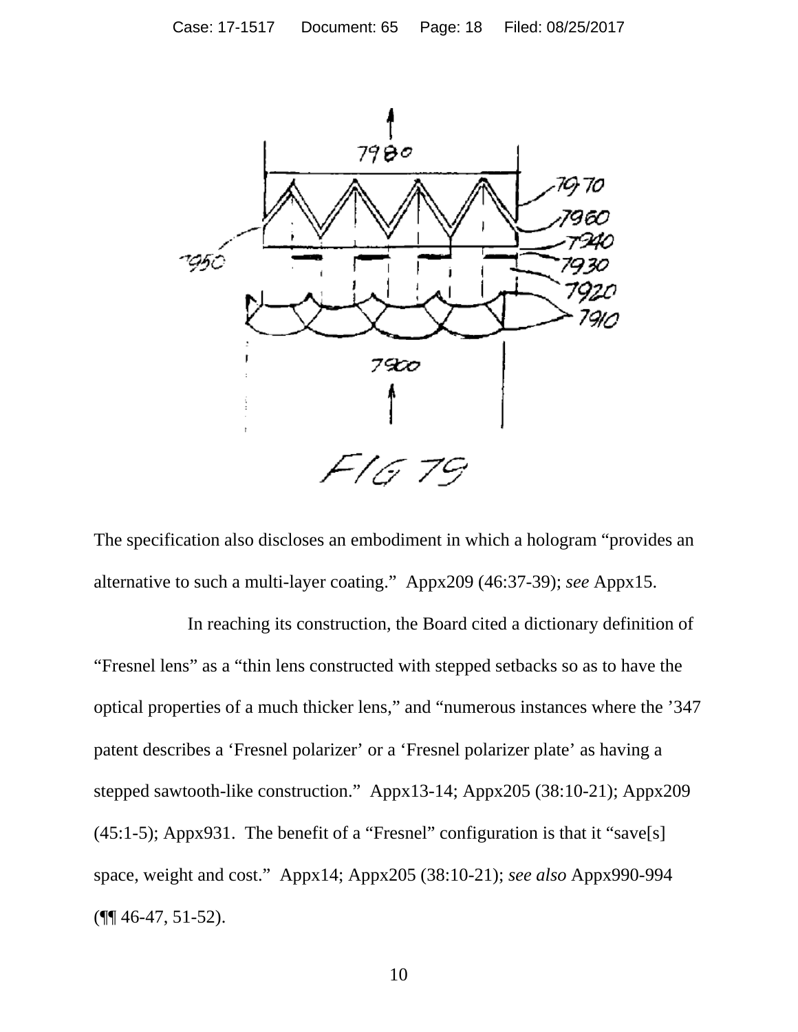The specification also discloses an embodiment in which a hologram "provides an alternative to such a multi-layer coating." Appx209 (46:37-39); *see* Appx15.

In reaching its construction, the Board cited a dictionary definition of "Fresnel lens" as a "thin lens constructed with stepped setbacks so as to have the optical properties of a much thicker lens," and "numerous instances where the '347 patent describes a 'Fresnel polarizer' or a 'Fresnel polarizer plate' as having a stepped sawtooth-like construction." Appx13-14; Appx205 (38:10-21); Appx209 (45:1-5); Appx931. The benefit of a "Fresnel" configuration is that it "save[s] space, weight and cost." Appx14; Appx205 (38:10-21); *see also* Appx990-994 (¶¶ 46-47, 51-52).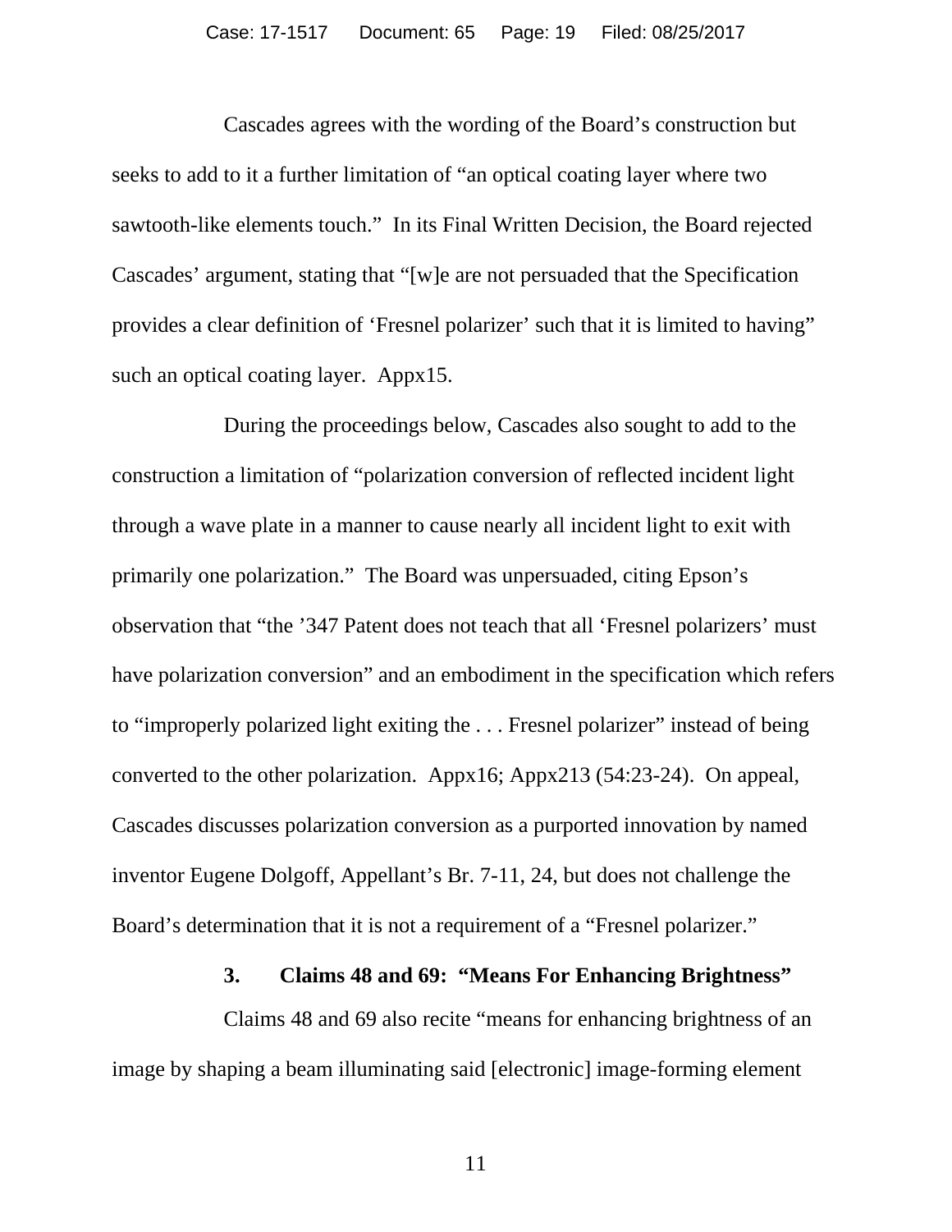Cascades agrees with the wording of the Board's construction but seeks to add to it a further limitation of "an optical coating layer where two sawtooth-like elements touch." In its Final Written Decision, the Board rejected Cascades' argument, stating that "[w]e are not persuaded that the Specification provides a clear definition of 'Fresnel polarizer' such that it is limited to having" such an optical coating layer. Appx15.

During the proceedings below, Cascades also sought to add to the construction a limitation of "polarization conversion of reflected incident light through a wave plate in a manner to cause nearly all incident light to exit with primarily one polarization." The Board was unpersuaded, citing Epson's observation that "the '347 Patent does not teach that all 'Fresnel polarizers' must have polarization conversion" and an embodiment in the specification which refers to "improperly polarized light exiting the . . . Fresnel polarizer" instead of being converted to the other polarization. Appx16; Appx213 (54:23-24). On appeal, Cascades discusses polarization conversion as a purported innovation by named inventor Eugene Dolgoff, Appellant's Br. 7-11, 24, but does not challenge the Board's determination that it is not a requirement of a "Fresnel polarizer."

### 3. Claims 48 and 69: "Means For Enhancing Brightness"

Claims 48 and 69 also recite "means for enhancing brightness of an image by shaping a beam illuminating said [electronic] image-forming element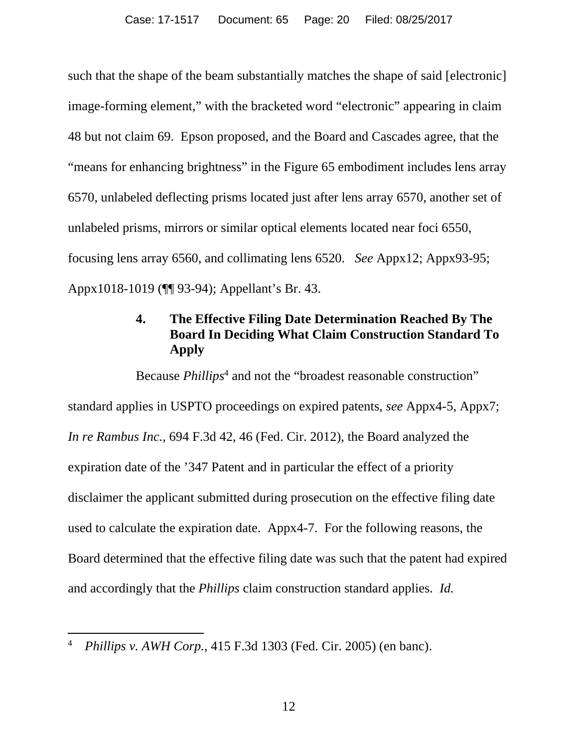such that the shape of the beam substantially matches the shape of said [electronic] image-forming element," with the bracketed word "electronic" appearing in claim 48 but not claim 69. Epson proposed, and the Board and Cascades agree, that the "means for enhancing brightness" in the Figure 65 embodiment includes lens array 6570, unlabeled deflecting prisms located just after lens array 6570, another set of unlabeled prisms, mirrors or similar optical elements located near foci 6550, focusing lens array 6560, and collimating lens 6520. *See* Appx12; Appx93-95; Appx1018-1019 (¶¶ 93-94); Appellant's Br. 43.

#### 4. The Effective Filing Date Determination Reached By The Board In Deciding What Claim Construction Standard To Apply

Because *Phillips*[4] and not the "broadest reasonable construction" standard applies in USPTO proceedings on expired patents, *see* Appx4-5, Appx7; *In re Rambus Inc.*, 694 F.3d 42, 46 (Fed. Cir. 2012), the Board analyzed the expiration date of the '347 Patent and in particular the effect of a priority disclaimer the applicant submitted during prosecution on the effective filing date used to calculate the expiration date. Appx4-7. For the following reasons, the Board determined that the effective filing date was such that the patent had expired and accordingly that the *Phillips* claim construction standard applies. *Id.*

[4] *Phillips v. AWH Corp.*, 415 F.3d 1303 (Fed. Cir. 2005) (en banc).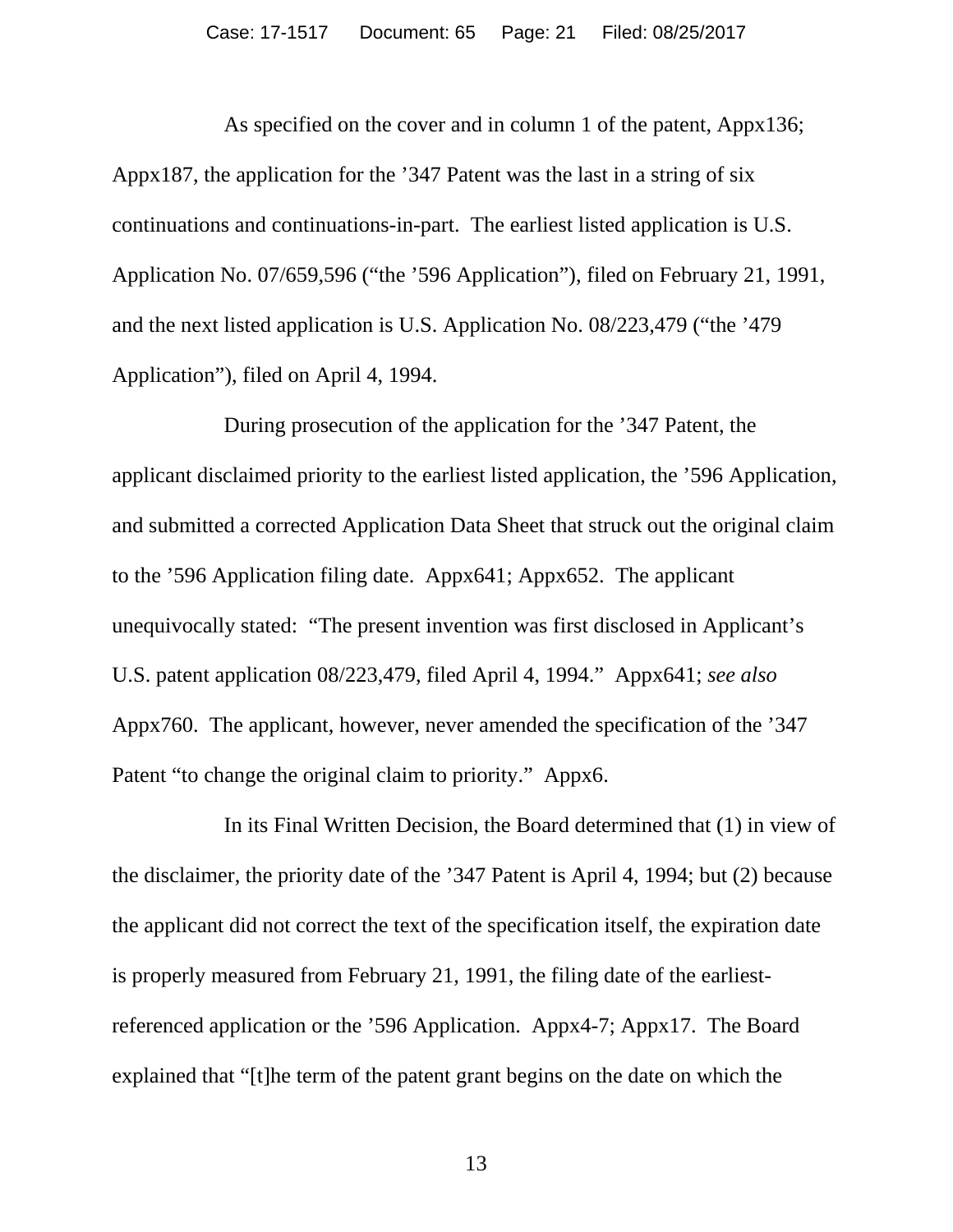As specified on the cover and in column 1 of the patent, Appx136; Appx187, the application for the ’347 Patent was the last in a string of six continuations and continuations-in-part. The earliest listed application is U.S. Application No. 07/659,596 (“the ’596 Application”), filed on February 21, 1991, and the next listed application is U.S. Application No. 08/223,479 (“the ’479 Application”), filed on April 4, 1994.

During prosecution of the application for the ’347 Patent, the applicant disclaimed priority to the earliest listed application, the ’596 Application, and submitted a corrected Application Data Sheet that struck out the original claim to the ’596 Application filing date. Appx641; Appx652. The applicant unequivocally stated: “The present invention was first disclosed in Applicant’s U.S. patent application 08/223,479, filed April 4, 1994.” Appx641; *see also* Appx760. The applicant, however, never amended the specification of the ’347 Patent “to change the original claim to priority.” Appx6.

In its Final Written Decision, the Board determined that (1) in view of the disclaimer, the priority date of the ’347 Patent is April 4, 1994; but (2) because the applicant did not correct the text of the specification itself, the expiration date is properly measured from February 21, 1991, the filing date of the earliest-referenced application or the ’596 Application. Appx4-7; Appx17. The Board explained that “[t]he term of the patent grant begins on the date on which the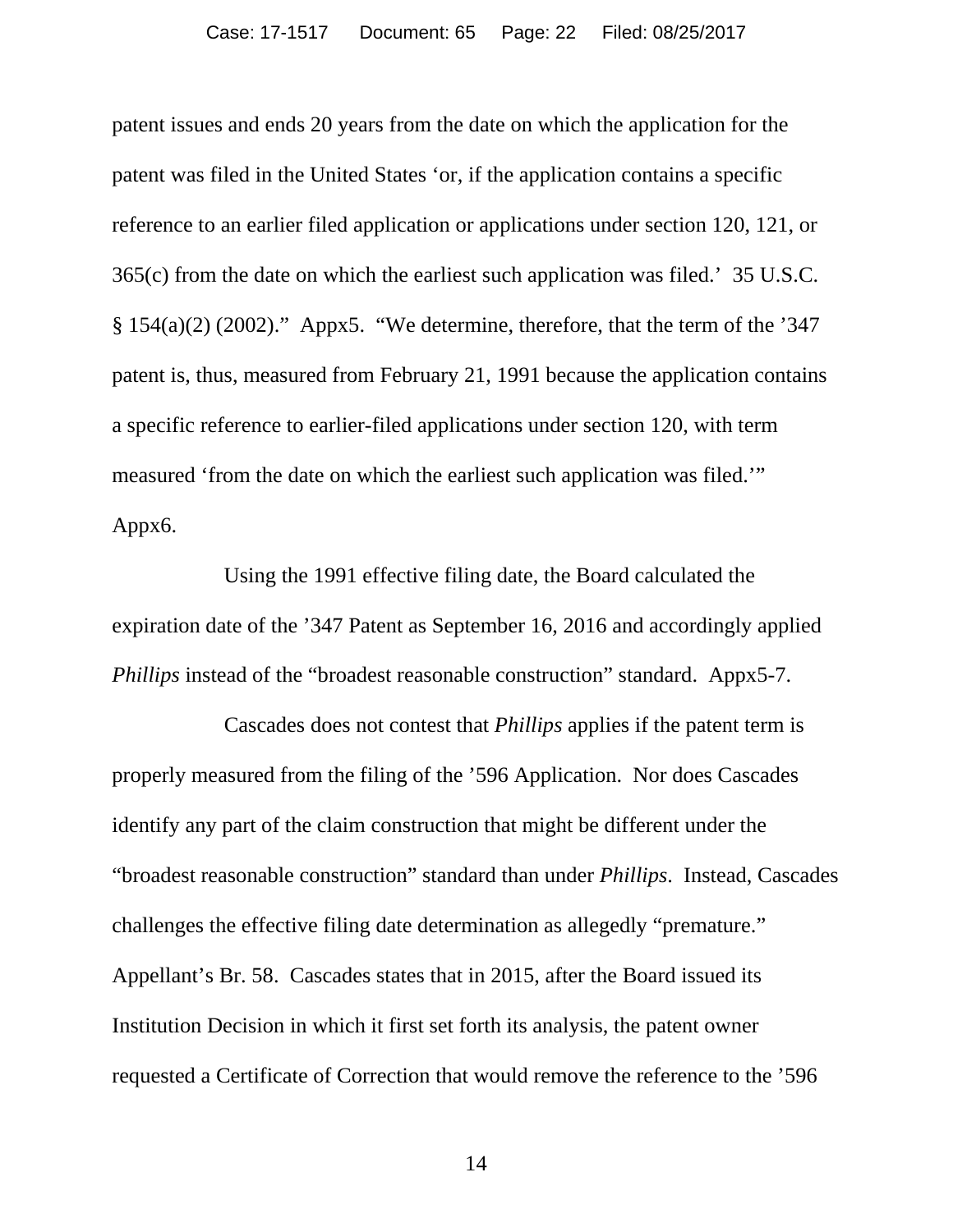patent issues and ends 20 years from the date on which the application for the patent was filed in the United States 'or, if the application contains a specific reference to an earlier filed application or applications under section 120, 121, or 365(c) from the date on which the earliest such application was filed.' 35 U.S.C. § 154(a)(2) (2002)." Appx5. "We determine, therefore, that the term of the '347 patent is, thus, measured from February 21, 1991 because the application contains a specific reference to earlier-filed applications under section 120, with term measured 'from the date on which the earliest such application was filed.'" Appx6.

Using the 1991 effective filing date, the Board calculated the expiration date of the '347 Patent as September 16, 2016 and accordingly applied *Phillips* instead of the "broadest reasonable construction" standard. Appx5-7.

Cascades does not contest that *Phillips* applies if the patent term is properly measured from the filing of the '596 Application. Nor does Cascades identify any part of the claim construction that might be different under the "broadest reasonable construction" standard than under *Phillips*. Instead, Cascades challenges the effective filing date determination as allegedly "premature." Appellant's Br. 58. Cascades states that in 2015, after the Board issued its Institution Decision in which it first set forth its analysis, the patent owner requested a Certificate of Correction that would remove the reference to the '596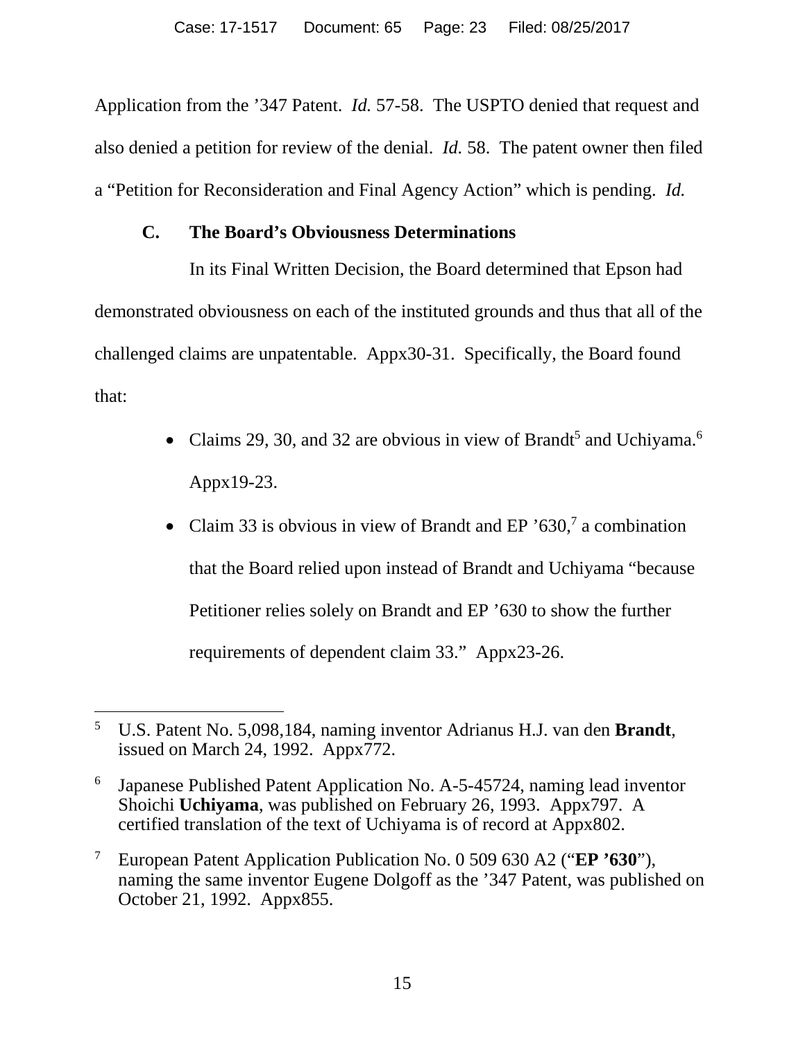Application from the ’347 Patent. *Id.* 57-58. The USPTO denied that request and also denied a petition for review of the denial. *Id.* 58. The patent owner then filed a “Petition for Reconsideration and Final Agency Action” which is pending. *Id.*

### C. The Board’s Obviousness Determinations

In its Final Written Decision, the Board determined that Epson had demonstrated obviousness on each of the instituted grounds and thus that all of the challenged claims are unpatentable. Appx30-31. Specifically, the Board found that:

- Claims 29, 30, and 32 are obvious in view of Brandt[5] and Uchiyama.[6] Appx19-23.
- Claim 33 is obvious in view of Brandt and EP ’630,[7] a combination that the Board relied upon instead of Brandt and Uchiyama “because Petitioner relies solely on Brandt and EP ’630 to show the further requirements of dependent claim 33.” Appx23-26.

---

[5] U.S. Patent No. 5,098,184, naming inventor Adrianus H.J. van den **Brandt**, issued on March 24, 1992. Appx772.

[6] Japanese Published Patent Application No. A-5-45724, naming lead inventor Shoichi **Uchiyama**, was published on February 26, 1993. Appx797. A certified translation of the text of Uchiyama is of record at Appx802.

[7] European Patent Application Publication No. 0 509 630 A2 (“**EP ’630**”), naming the same inventor Eugene Dolgoff as the ’347 Patent, was published on October 21, 1992. Appx855.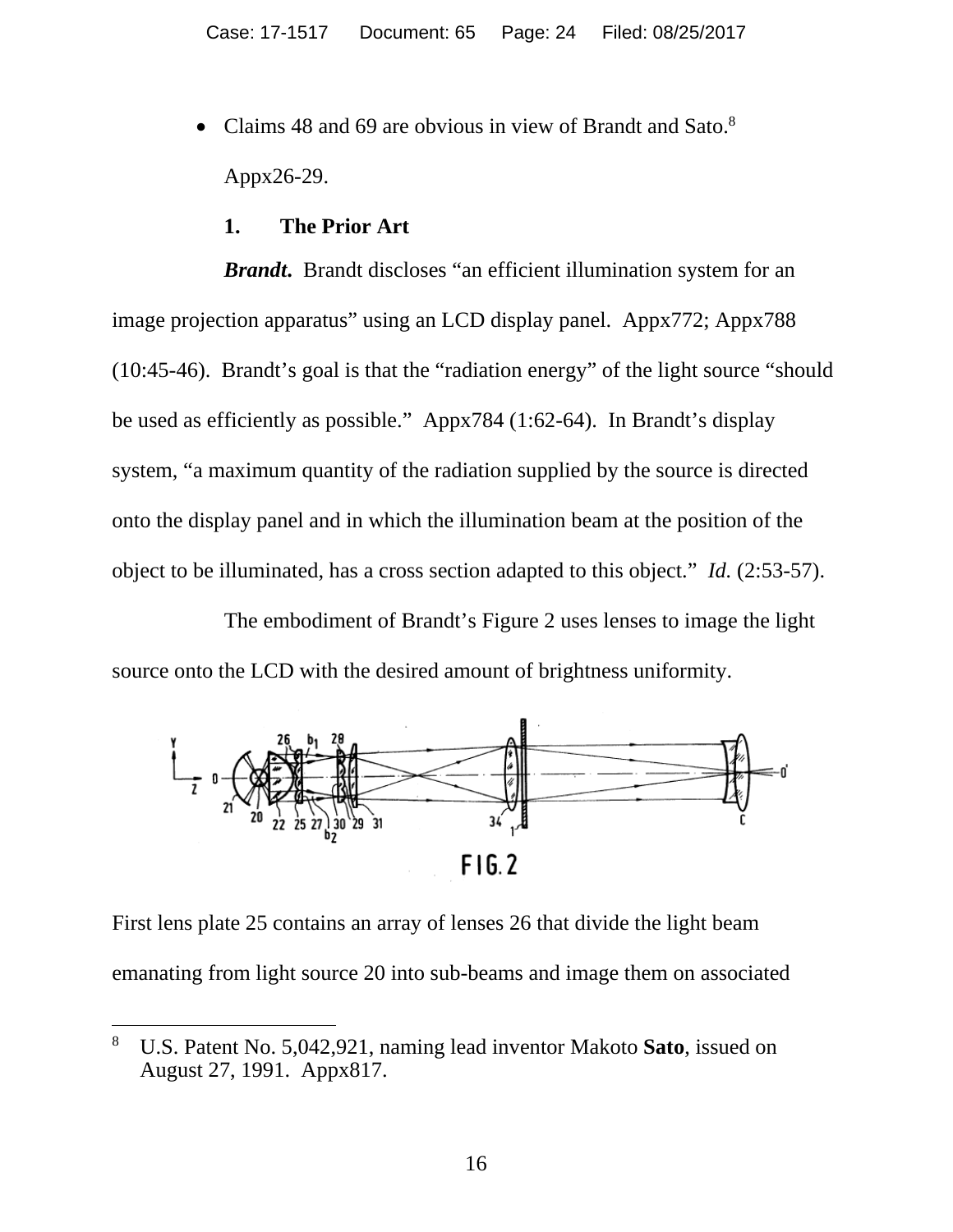- Claims 48 and 69 are obvious in view of Brandt and Sato.[8] Appx26-29.

### 1. The Prior Art

***Brandt*.** Brandt discloses "an efficient illumination system for an image projection apparatus" using an LCD display panel. Appx772; Appx788 (10:45-46). Brandt's goal is that the "radiation energy" of the light source "should be used as efficiently as possible." Appx784 (1:62-64). In Brandt's display system, "a maximum quantity of the radiation supplied by the source is directed onto the display panel and in which the illumination beam at the position of the object to be illuminated, has a cross section adapted to this object." *Id.* (2:53-57).

The embodiment of Brandt's Figure 2 uses lenses to image the light source onto the LCD with the desired amount of brightness uniformity.

FIG. 2

First lens plate 25 contains an array of lenses 26 that divide the light beam emanating from light source 20 into sub-beams and image them on associated

---

[8] U.S. Patent No. 5,042,921, naming lead inventor Makoto **Sato**, issued on August 27, 1991. Appx817.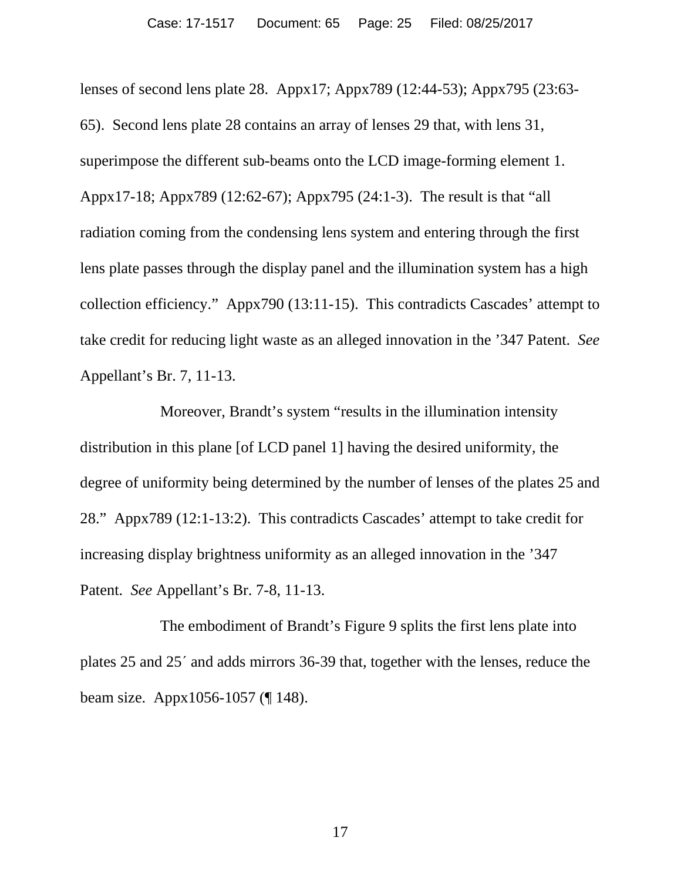lenses of second lens plate 28. Appx17; Appx789 (12:44-53); Appx795 (23:63-65). Second lens plate 28 contains an array of lenses 29 that, with lens 31, superimpose the different sub-beams onto the LCD image-forming element 1. Appx17-18; Appx789 (12:62-67); Appx795 (24:1-3). The result is that "all radiation coming from the condensing lens system and entering through the first lens plate passes through the display panel and the illumination system has a high collection efficiency." Appx790 (13:11-15). This contradicts Cascades' attempt to take credit for reducing light waste as an alleged innovation in the '347 Patent. *See* Appellant's Br. 7, 11-13.

Moreover, Brandt's system "results in the illumination intensity distribution in this plane [of LCD panel 1] having the desired uniformity, the degree of uniformity being determined by the number of lenses of the plates 25 and 28." Appx789 (12:1-13:2). This contradicts Cascades' attempt to take credit for increasing display brightness uniformity as an alleged innovation in the '347 Patent. *See* Appellant's Br. 7-8, 11-13.

The embodiment of Brandt's Figure 9 splits the first lens plate into plates 25 and 25′ and adds mirrors 36-39 that, together with the lenses, reduce the beam size. Appx1056-1057 (¶ 148).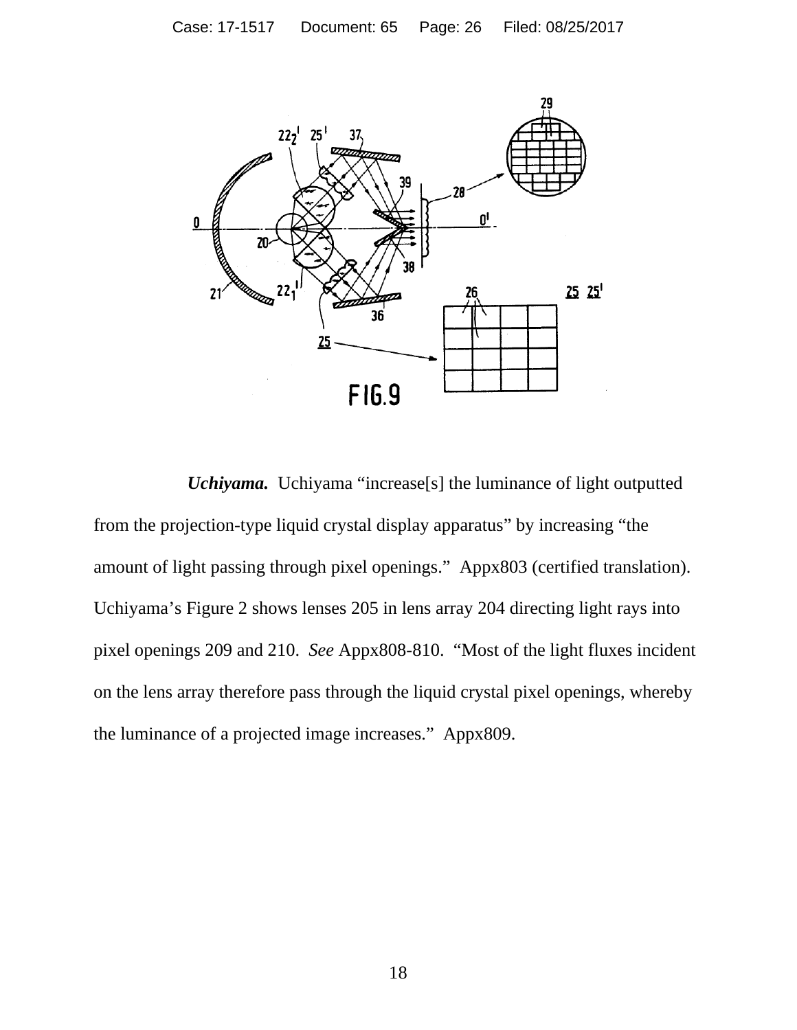***Uchiyama.*** Uchiyama "increase[s] the luminance of light outputted from the projection-type liquid crystal display apparatus" by increasing "the amount of light passing through pixel openings." Appx803 (certified translation). Uchiyama's Figure 2 shows lenses 205 in lens array 204 directing light rays into pixel openings 209 and 210. *See* Appx808-810. "Most of the light fluxes incident on the lens array therefore pass through the liquid crystal pixel openings, whereby the luminance of a projected image increases." Appx809.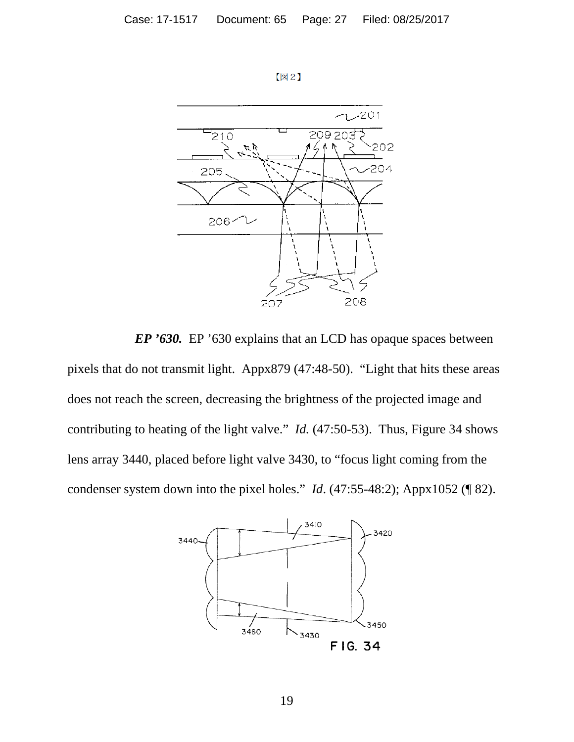【図２】

***EP ’630.*** EP ’630 explains that an LCD has opaque spaces between pixels that do not transmit light. Appx879 (47:48-50). “Light that hits these areas does not reach the screen, decreasing the brightness of the projected image and contributing to heating of the light valve.” *Id.* (47:50-53). Thus, Figure 34 shows lens array 3440, placed before light valve 3430, to “focus light coming from the condenser system down into the pixel holes.” *Id*. (47:55-48:2); Appx1052 (¶ 82).

FIG. 34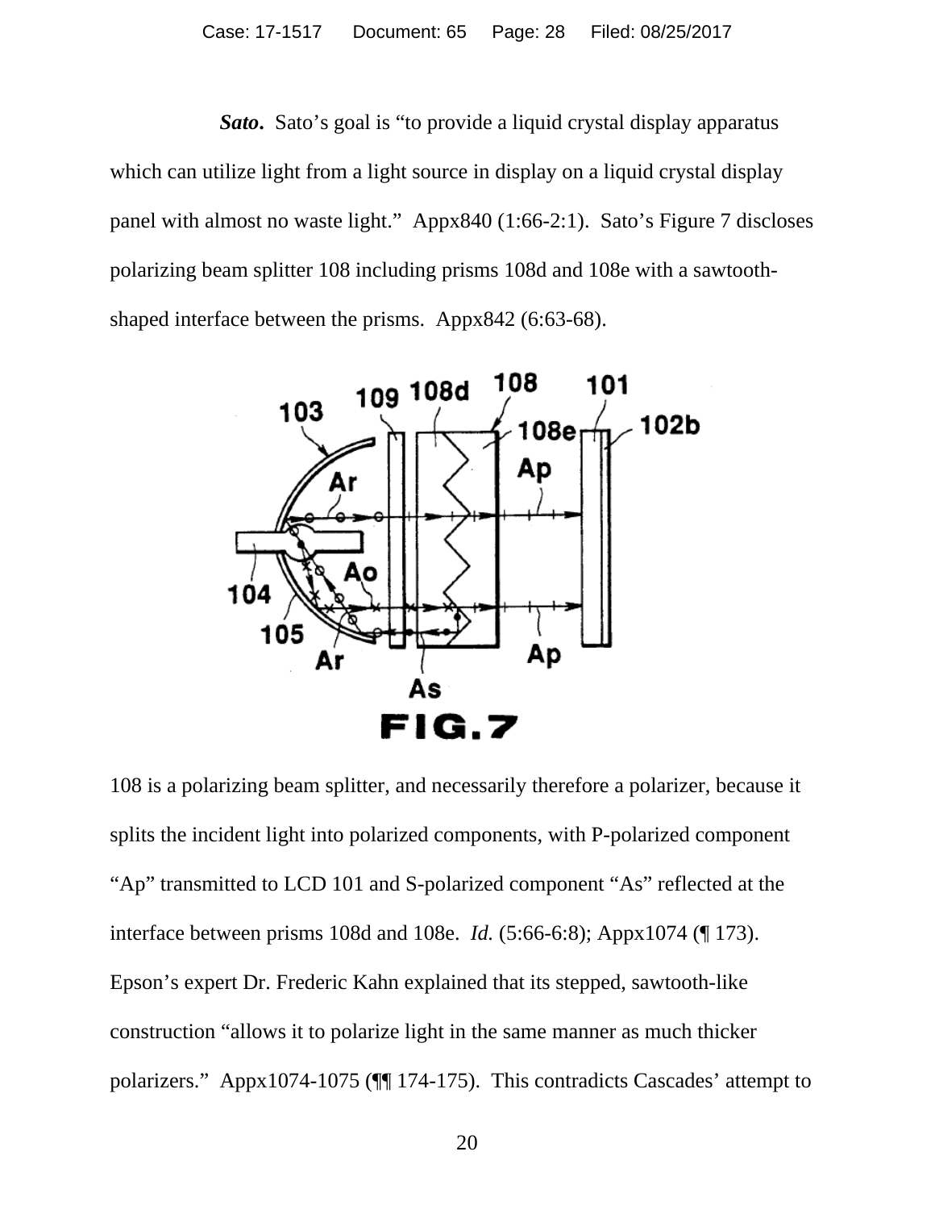***Sato*.** Sato's goal is "to provide a liquid crystal display apparatus which can utilize light from a light source in display on a liquid crystal display panel with almost no waste light." Appx840 (1:66-2:1). Sato's Figure 7 discloses polarizing beam splitter 108 including prisms 108d and 108e with a sawtooth-shaped interface between the prisms. Appx842 (6:63-68).

FIG.7

108 is a polarizing beam splitter, and necessarily therefore a polarizer, because it splits the incident light into polarized components, with P-polarized component "Ap" transmitted to LCD 101 and S-polarized component "As" reflected at the interface between prisms 108d and 108e. *Id.* (5:66-6:8); Appx1074 (¶ 173). Epson's expert Dr. Frederic Kahn explained that its stepped, sawtooth-like construction "allows it to polarize light in the same manner as much thicker polarizers." Appx1074-1075 (¶¶ 174-175). This contradicts Cascades' attempt to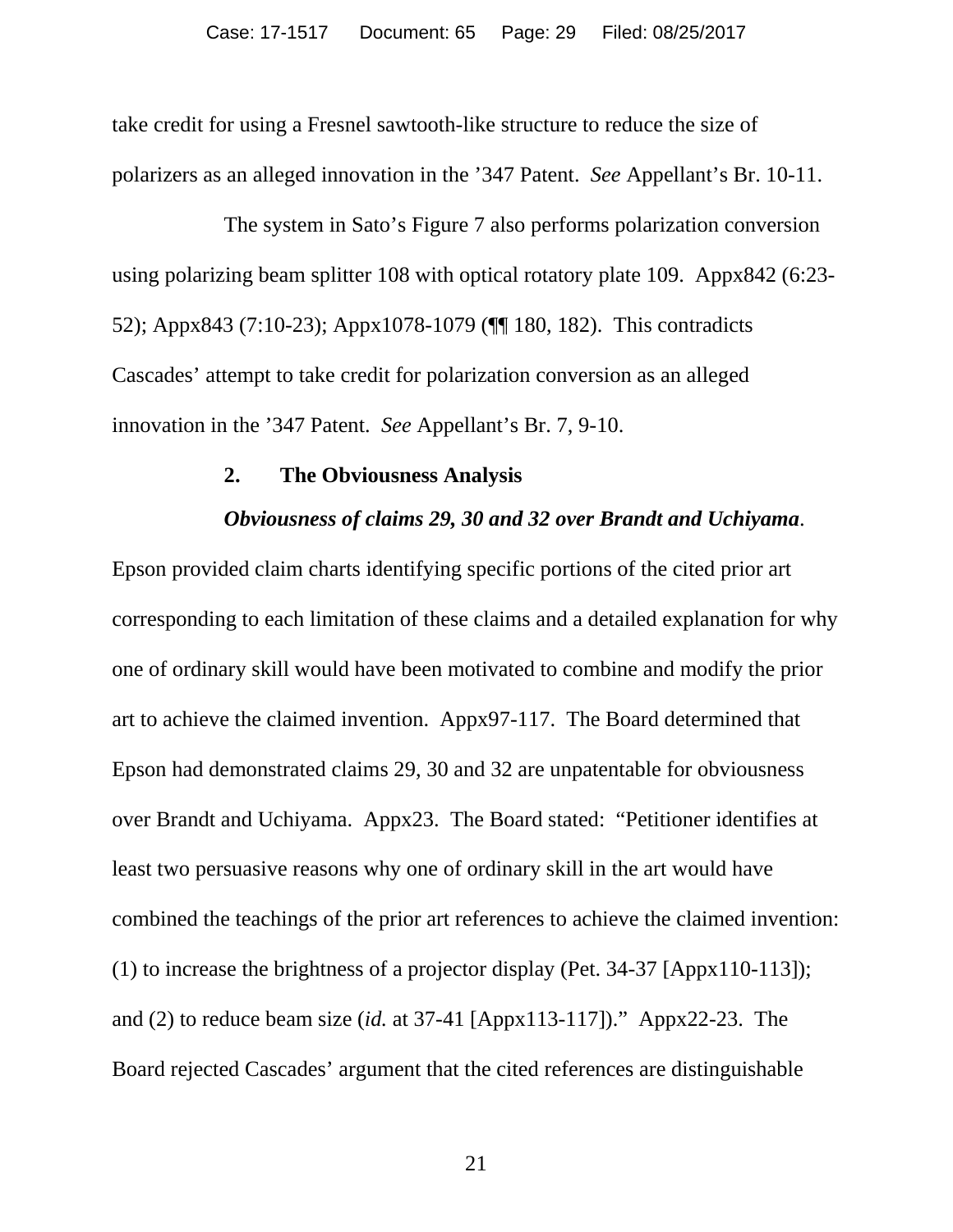take credit for using a Fresnel sawtooth-like structure to reduce the size of polarizers as an alleged innovation in the ’347 Patent. *See* Appellant’s Br. 10-11.

The system in Sato’s Figure 7 also performs polarization conversion using polarizing beam splitter 108 with optical rotatory plate 109. Appx842 (6:23-52); Appx843 (7:10-23); Appx1078-1079 (¶¶ 180, 182). This contradicts Cascades’ attempt to take credit for polarization conversion as an alleged innovation in the ’347 Patent. *See* Appellant’s Br. 7, 9-10.

### 2. The Obviousness Analysis

***Obviousness of claims 29, 30 and 32 over Brandt and Uchiyama***. Epson provided claim charts identifying specific portions of the cited prior art corresponding to each limitation of these claims and a detailed explanation for why one of ordinary skill would have been motivated to combine and modify the prior art to achieve the claimed invention. Appx97-117. The Board determined that Epson had demonstrated claims 29, 30 and 32 are unpatentable for obviousness over Brandt and Uchiyama. Appx23. The Board stated: “Petitioner identifies at least two persuasive reasons why one of ordinary skill in the art would have combined the teachings of the prior art references to achieve the claimed invention: (1) to increase the brightness of a projector display (Pet. 34-37 [Appx110-113]); and (2) to reduce beam size (*id.* at 37-41 [Appx113-117]).” Appx22-23. The Board rejected Cascades’ argument that the cited references are distinguishable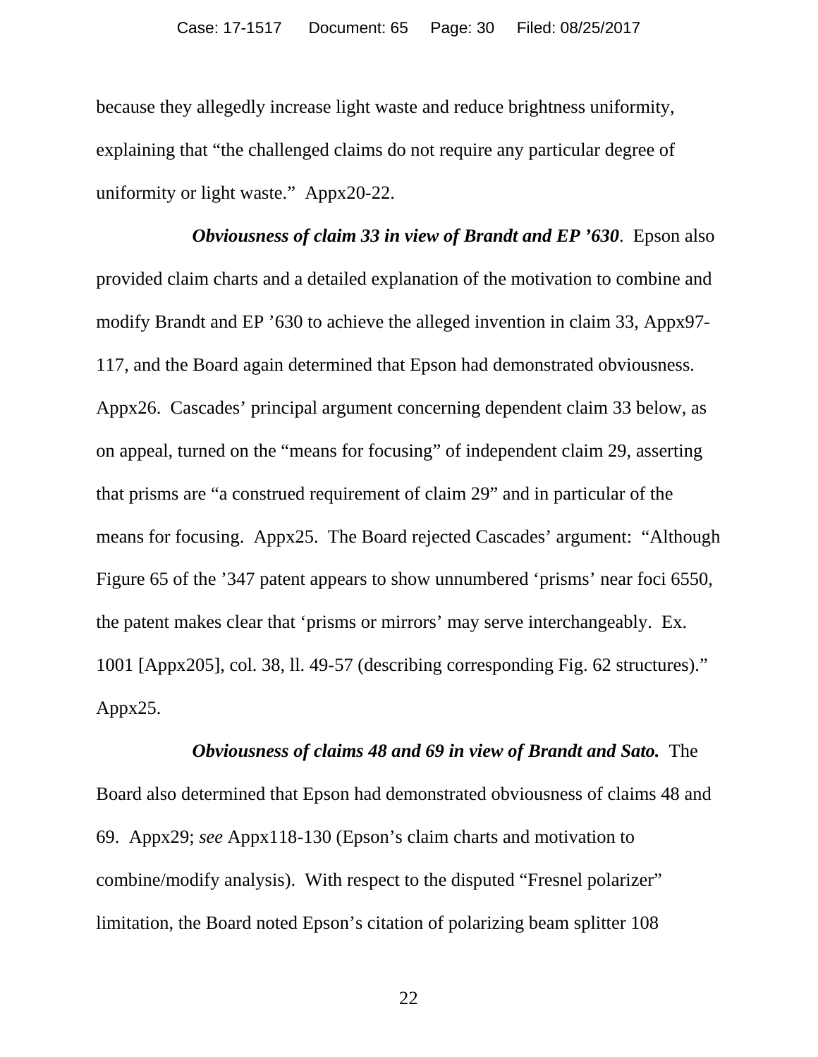because they allegedly increase light waste and reduce brightness uniformity, explaining that "the challenged claims do not require any particular degree of uniformity or light waste." Appx20-22.

***Obviousness of claim 33 in view of Brandt and EP '630***. Epson also provided claim charts and a detailed explanation of the motivation to combine and modify Brandt and EP '630 to achieve the alleged invention in claim 33, Appx97-117, and the Board again determined that Epson had demonstrated obviousness. Appx26. Cascades' principal argument concerning dependent claim 33 below, as on appeal, turned on the "means for focusing" of independent claim 29, asserting that prisms are "a construed requirement of claim 29" and in particular of the means for focusing. Appx25. The Board rejected Cascades' argument: "Although Figure 65 of the '347 patent appears to show unnumbered 'prisms' near foci 6550, the patent makes clear that 'prisms or mirrors' may serve interchangeably. Ex. 1001 [Appx205], col. 38, ll. 49-57 (describing corresponding Fig. 62 structures)." Appx25.

***Obviousness of claims 48 and 69 in view of Brandt and Sato.*** The Board also determined that Epson had demonstrated obviousness of claims 48 and 69. Appx29; *see* Appx118-130 (Epson's claim charts and motivation to combine/modify analysis). With respect to the disputed "Fresnel polarizer" limitation, the Board noted Epson's citation of polarizing beam splitter 108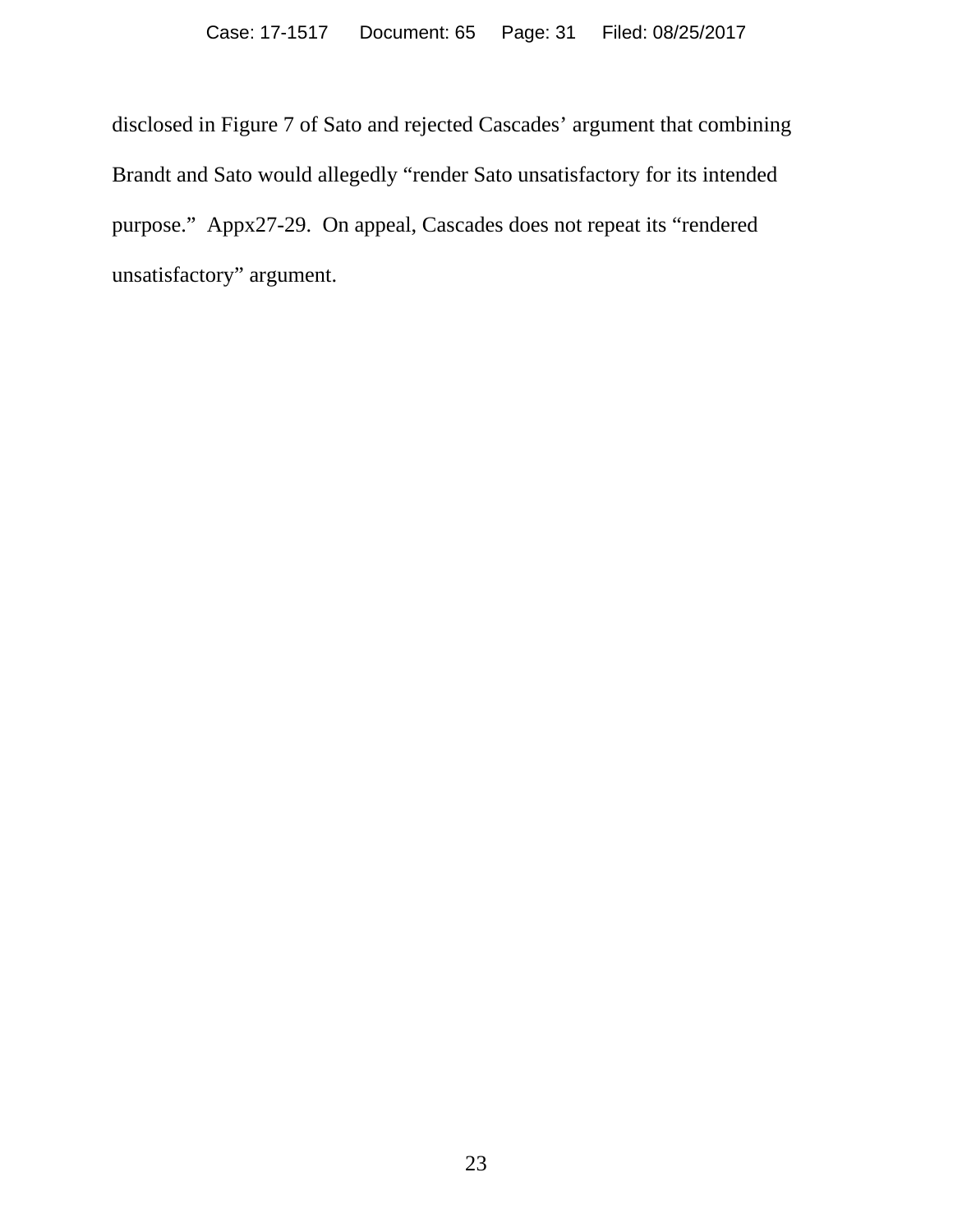disclosed in Figure 7 of Sato and rejected Cascades' argument that combining Brandt and Sato would allegedly "render Sato unsatisfactory for its intended purpose." Appx27-29. On appeal, Cascades does not repeat its "rendered unsatisfactory" argument.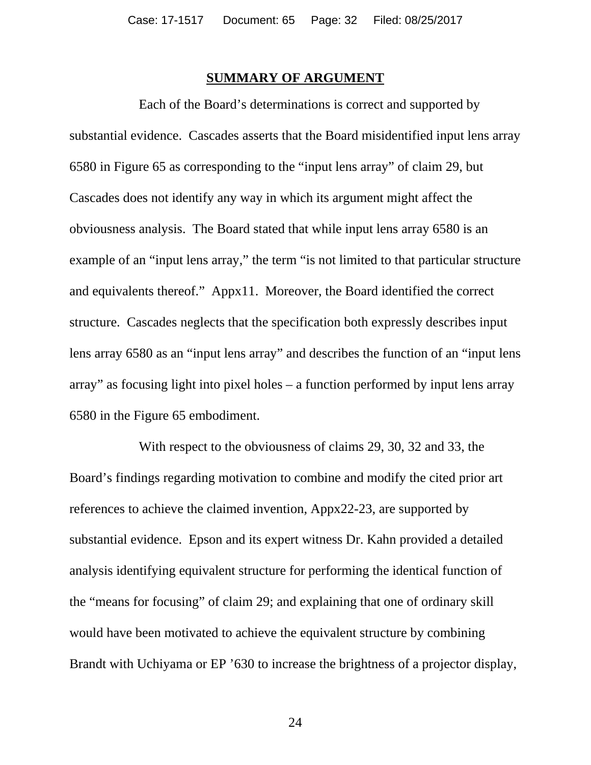## SUMMARY OF ARGUMENT

Each of the Board's determinations is correct and supported by substantial evidence. Cascades asserts that the Board misidentified input lens array 6580 in Figure 65 as corresponding to the "input lens array" of claim 29, but Cascades does not identify any way in which its argument might affect the obviousness analysis. The Board stated that while input lens array 6580 is an example of an "input lens array," the term "is not limited to that particular structure and equivalents thereof." Appx11. Moreover, the Board identified the correct structure. Cascades neglects that the specification both expressly describes input lens array 6580 as an "input lens array" and describes the function of an "input lens array" as focusing light into pixel holes – a function performed by input lens array 6580 in the Figure 65 embodiment.

With respect to the obviousness of claims 29, 30, 32 and 33, the Board's findings regarding motivation to combine and modify the cited prior art references to achieve the claimed invention, Appx22-23, are supported by substantial evidence. Epson and its expert witness Dr. Kahn provided a detailed analysis identifying equivalent structure for performing the identical function of the "means for focusing" of claim 29; and explaining that one of ordinary skill would have been motivated to achieve the equivalent structure by combining Brandt with Uchiyama or EP '630 to increase the brightness of a projector display,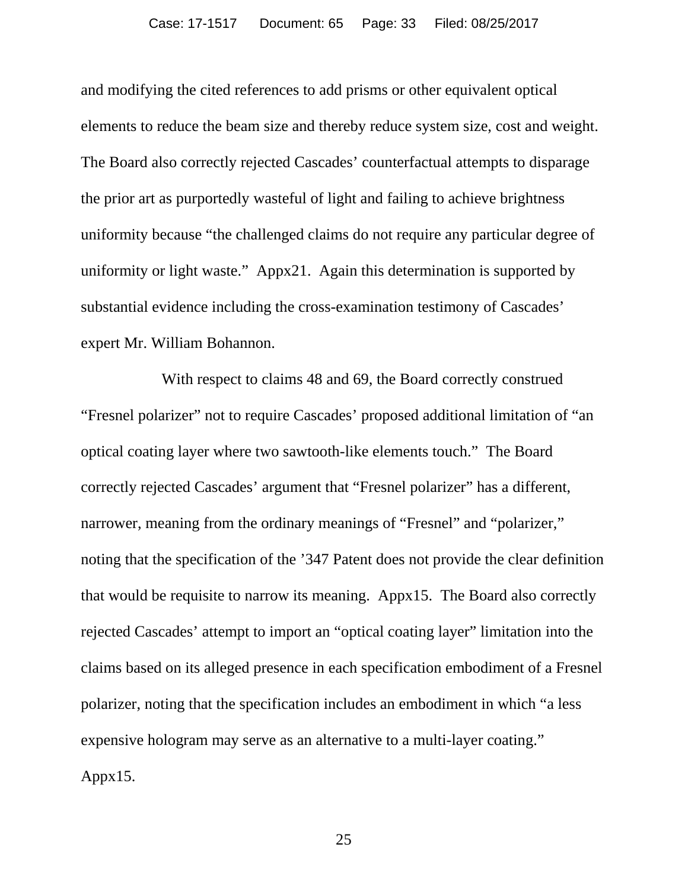and modifying the cited references to add prisms or other equivalent optical elements to reduce the beam size and thereby reduce system size, cost and weight. The Board also correctly rejected Cascades' counterfactual attempts to disparage the prior art as purportedly wasteful of light and failing to achieve brightness uniformity because "the challenged claims do not require any particular degree of uniformity or light waste." Appx21. Again this determination is supported by substantial evidence including the cross-examination testimony of Cascades' expert Mr. William Bohannon.

With respect to claims 48 and 69, the Board correctly construed "Fresnel polarizer" not to require Cascades' proposed additional limitation of "an optical coating layer where two sawtooth-like elements touch." The Board correctly rejected Cascades' argument that "Fresnel polarizer" has a different, narrower, meaning from the ordinary meanings of "Fresnel" and "polarizer," noting that the specification of the '347 Patent does not provide the clear definition that would be requisite to narrow its meaning. Appx15. The Board also correctly rejected Cascades' attempt to import an "optical coating layer" limitation into the claims based on its alleged presence in each specification embodiment of a Fresnel polarizer, noting that the specification includes an embodiment in which "a less expensive hologram may serve as an alternative to a multi-layer coating." Appx15.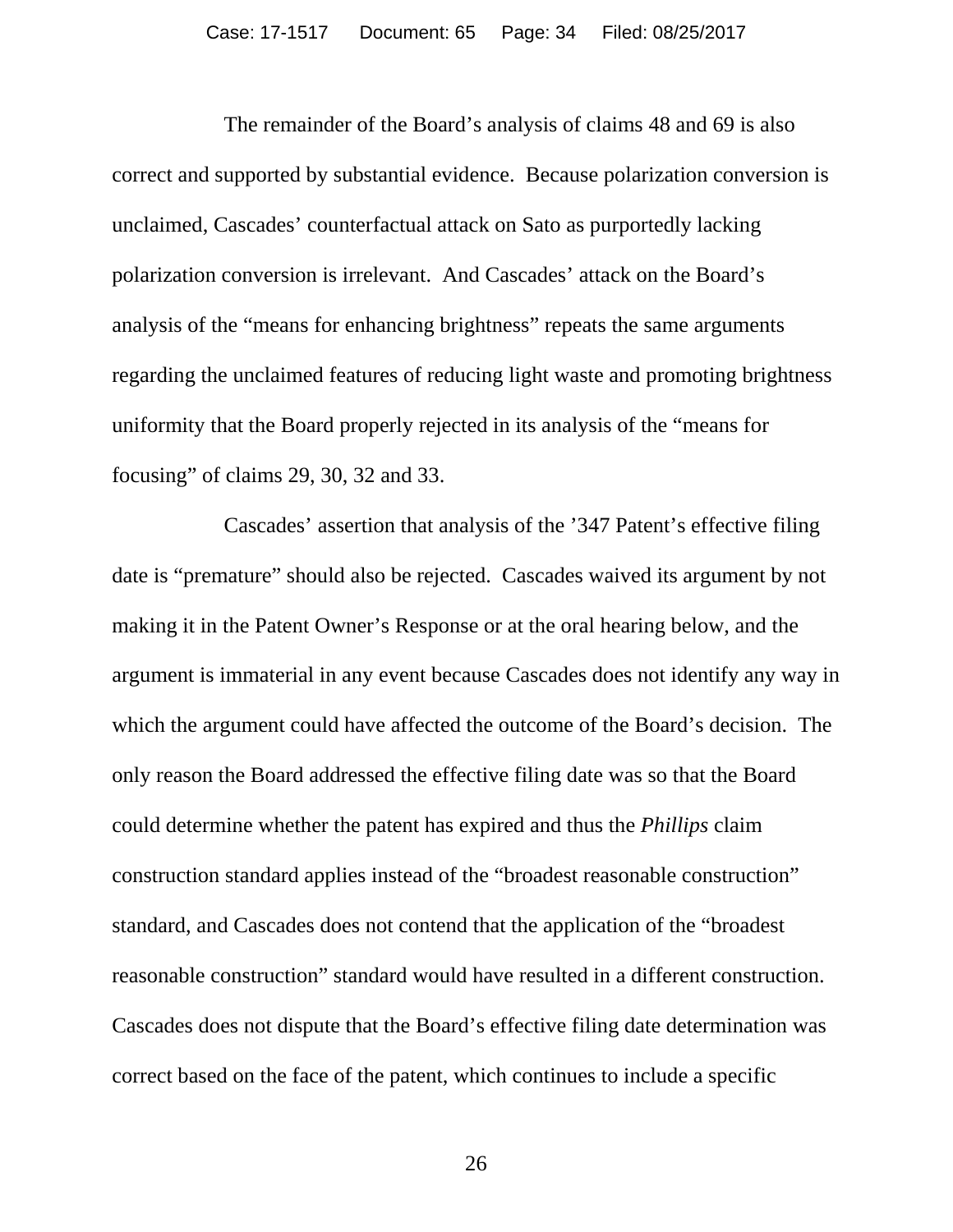The remainder of the Board's analysis of claims 48 and 69 is also correct and supported by substantial evidence. Because polarization conversion is unclaimed, Cascades' counterfactual attack on Sato as purportedly lacking polarization conversion is irrelevant. And Cascades' attack on the Board's analysis of the "means for enhancing brightness" repeats the same arguments regarding the unclaimed features of reducing light waste and promoting brightness uniformity that the Board properly rejected in its analysis of the "means for focusing" of claims 29, 30, 32 and 33.

Cascades' assertion that analysis of the '347 Patent's effective filing date is "premature" should also be rejected. Cascades waived its argument by not making it in the Patent Owner's Response or at the oral hearing below, and the argument is immaterial in any event because Cascades does not identify any way in which the argument could have affected the outcome of the Board's decision. The only reason the Board addressed the effective filing date was so that the Board could determine whether the patent has expired and thus the *Phillips* claim construction standard applies instead of the "broadest reasonable construction" standard, and Cascades does not contend that the application of the "broadest reasonable construction" standard would have resulted in a different construction. Cascades does not dispute that the Board's effective filing date determination was correct based on the face of the patent, which continues to include a specific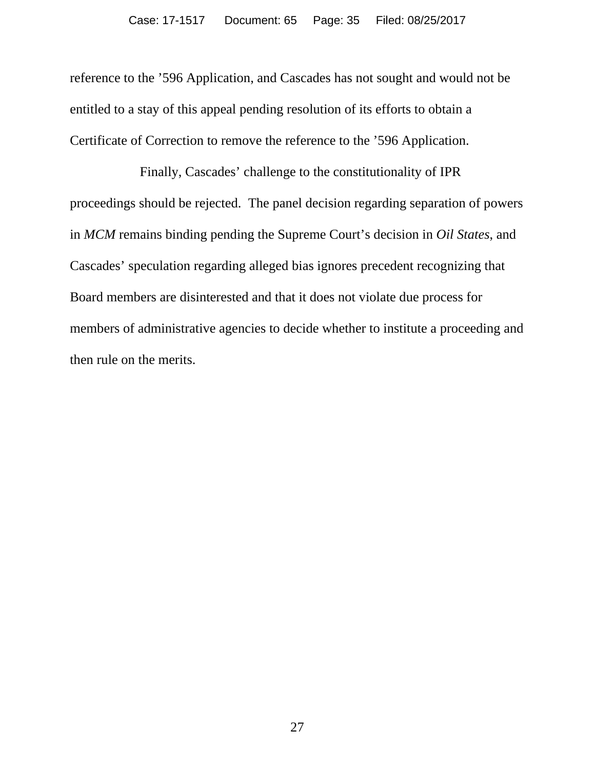reference to the ’596 Application, and Cascades has not sought and would not be entitled to a stay of this appeal pending resolution of its efforts to obtain a Certificate of Correction to remove the reference to the ’596 Application.

Finally, Cascades’ challenge to the constitutionality of IPR proceedings should be rejected. The panel decision regarding separation of powers in *MCM* remains binding pending the Supreme Court’s decision in *Oil States*, and Cascades’ speculation regarding alleged bias ignores precedent recognizing that Board members are disinterested and that it does not violate due process for members of administrative agencies to decide whether to institute a proceeding and then rule on the merits.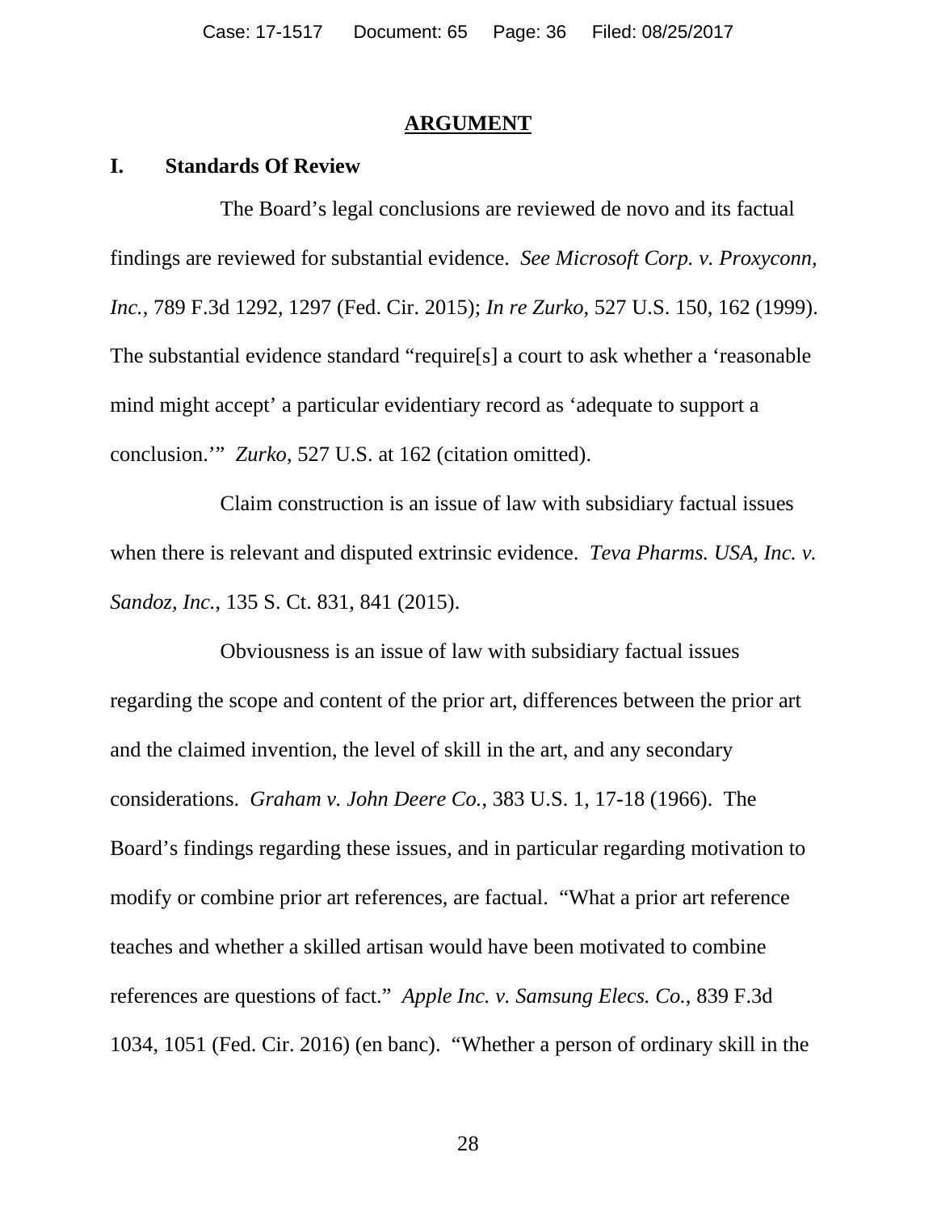## ARGUMENT

### I. Standards Of Review

The Board's legal conclusions are reviewed de novo and its factual findings are reviewed for substantial evidence. *See Microsoft Corp. v. Proxyconn, Inc.*, 789 F.3d 1292, 1297 (Fed. Cir. 2015); *In re Zurko*, 527 U.S. 150, 162 (1999). The substantial evidence standard "require[s] a court to ask whether a 'reasonable mind might accept' a particular evidentiary record as 'adequate to support a conclusion.'" *Zurko*, 527 U.S. at 162 (citation omitted).

Claim construction is an issue of law with subsidiary factual issues when there is relevant and disputed extrinsic evidence. *Teva Pharms. USA, Inc. v. Sandoz, Inc.*, 135 S. Ct. 831, 841 (2015).

Obviousness is an issue of law with subsidiary factual issues regarding the scope and content of the prior art, differences between the prior art and the claimed invention, the level of skill in the art, and any secondary considerations. *Graham v. John Deere Co.*, 383 U.S. 1, 17-18 (1966). The Board's findings regarding these issues, and in particular regarding motivation to modify or combine prior art references, are factual. "What a prior art reference teaches and whether a skilled artisan would have been motivated to combine references are questions of fact." *Apple Inc. v. Samsung Elecs. Co.*, 839 F.3d 1034, 1051 (Fed. Cir. 2016) (en banc). "Whether a person of ordinary skill in the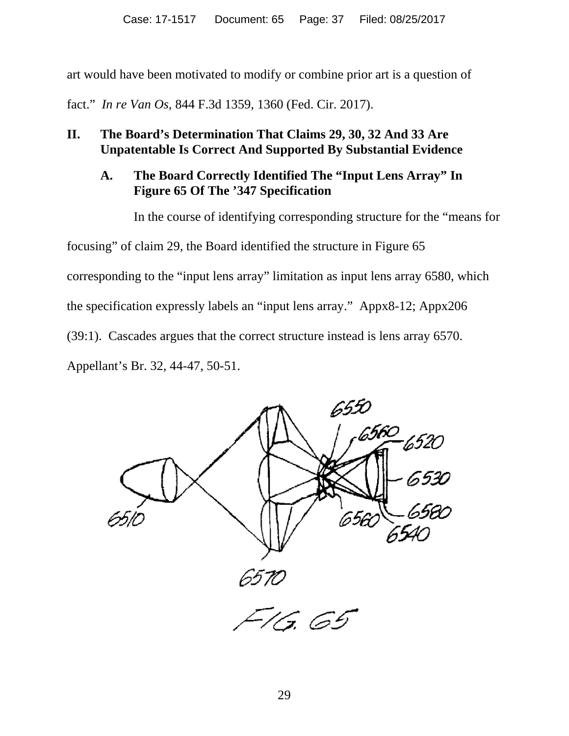art would have been motivated to modify or combine prior art is a question of fact." *In re Van Os*, 844 F.3d 1359, 1360 (Fed. Cir. 2017).

## II. The Board's Determination That Claims 29, 30, 32 And 33 Are Unpatentable Is Correct And Supported By Substantial Evidence

### A. The Board Correctly Identified The "Input Lens Array" In Figure 65 Of The '347 Specification

In the course of identifying corresponding structure for the "means for focusing" of claim 29, the Board identified the structure in Figure 65 corresponding to the "input lens array" limitation as input lens array 6580, which the specification expressly labels an "input lens array." Appx8-12; Appx206 (39:1). Cascades argues that the correct structure instead is lens array 6570. Appellant's Br. 32, 44-47, 50-51.

6550 6560 6520 6530 6580 6540 6510 6560 6570

FIG. 65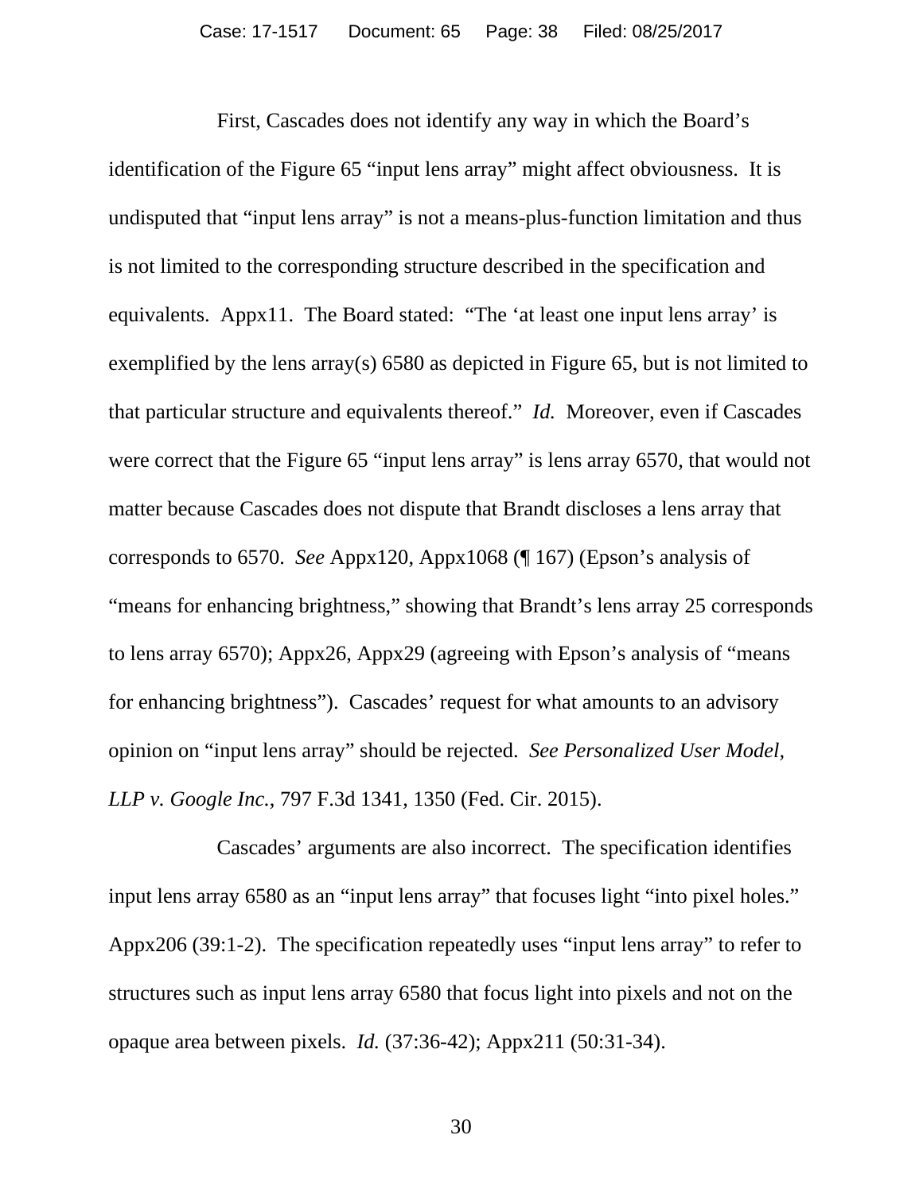First, Cascades does not identify any way in which the Board's identification of the Figure 65 "input lens array" might affect obviousness. It is undisputed that "input lens array" is not a means-plus-function limitation and thus is not limited to the corresponding structure described in the specification and equivalents. Appx11. The Board stated: "The 'at least one input lens array' is exemplified by the lens array(s) 6580 as depicted in Figure 65, but is not limited to that particular structure and equivalents thereof." *Id.* Moreover, even if Cascades were correct that the Figure 65 "input lens array" is lens array 6570, that would not matter because Cascades does not dispute that Brandt discloses a lens array that corresponds to 6570. *See* Appx120, Appx1068 (¶ 167) (Epson's analysis of "means for enhancing brightness," showing that Brandt's lens array 25 corresponds to lens array 6570); Appx26, Appx29 (agreeing with Epson's analysis of "means for enhancing brightness"). Cascades' request for what amounts to an advisory opinion on "input lens array" should be rejected. *See Personalized User Model, LLP v. Google Inc.*, 797 F.3d 1341, 1350 (Fed. Cir. 2015).

Cascades' arguments are also incorrect. The specification identifies input lens array 6580 as an "input lens array" that focuses light "into pixel holes." Appx206 (39:1-2). The specification repeatedly uses "input lens array" to refer to structures such as input lens array 6580 that focus light into pixels and not on the opaque area between pixels. *Id.* (37:36-42); Appx211 (50:31-34).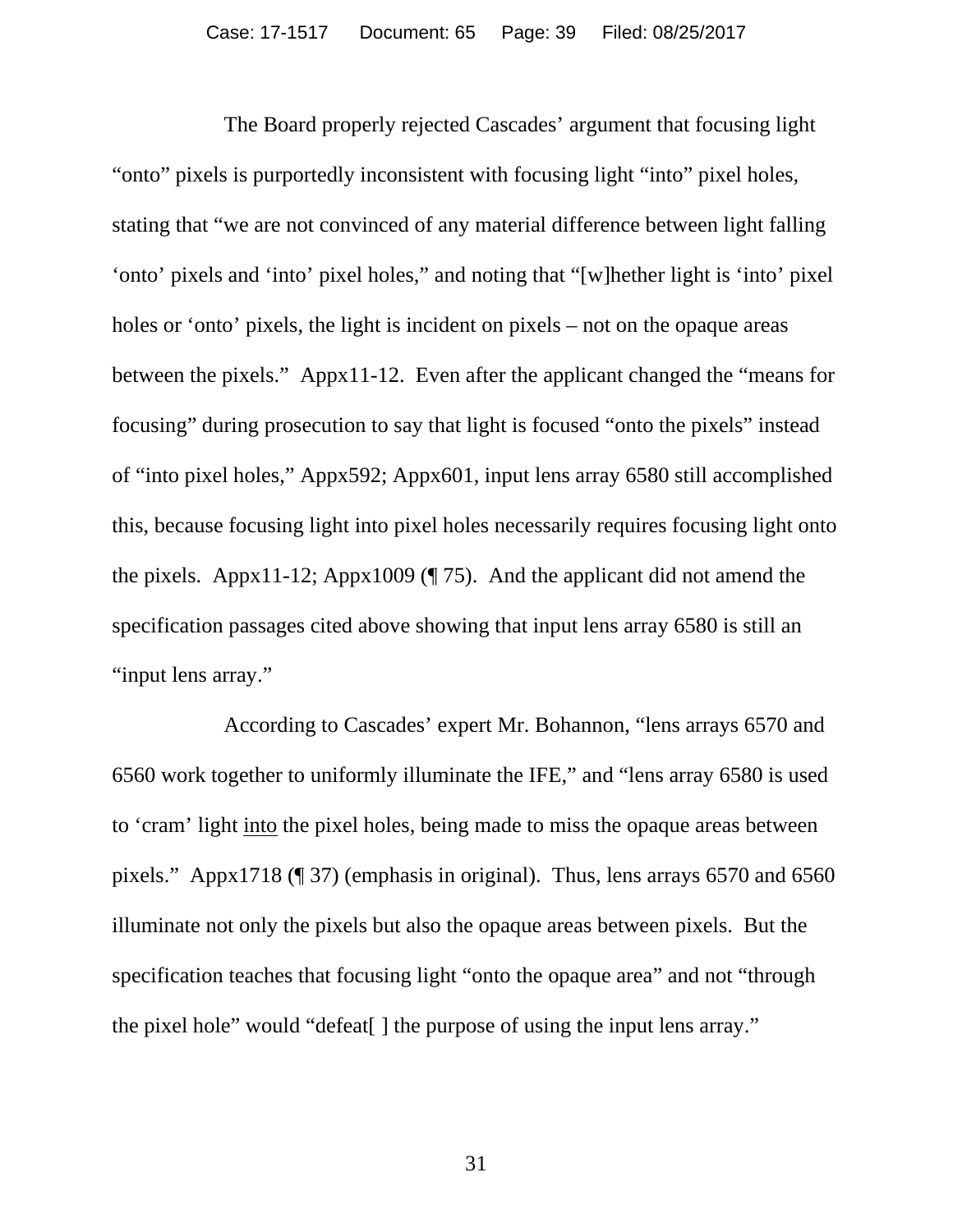The Board properly rejected Cascades' argument that focusing light "onto" pixels is purportedly inconsistent with focusing light "into" pixel holes, stating that "we are not convinced of any material difference between light falling 'onto' pixels and 'into' pixel holes," and noting that "[w]hether light is 'into' pixel holes or 'onto' pixels, the light is incident on pixels – not on the opaque areas between the pixels." Appx11-12. Even after the applicant changed the "means for focusing" during prosecution to say that light is focused "onto the pixels" instead of "into pixel holes," Appx592; Appx601, input lens array 6580 still accomplished this, because focusing light into pixel holes necessarily requires focusing light onto the pixels. Appx11-12; Appx1009 (¶ 75). And the applicant did not amend the specification passages cited above showing that input lens array 6580 is still an "input lens array."

According to Cascades' expert Mr. Bohannon, "lens arrays 6570 and 6560 work together to uniformly illuminate the IFE," and "lens array 6580 is used to 'cram' light <u>into</u> the pixel holes, being made to miss the opaque areas between pixels." Appx1718 (¶ 37) (emphasis in original). Thus, lens arrays 6570 and 6560 illuminate not only the pixels but also the opaque areas between pixels. But the specification teaches that focusing light "onto the opaque area" and not "through the pixel hole" would "defeat[ ] the purpose of using the input lens array."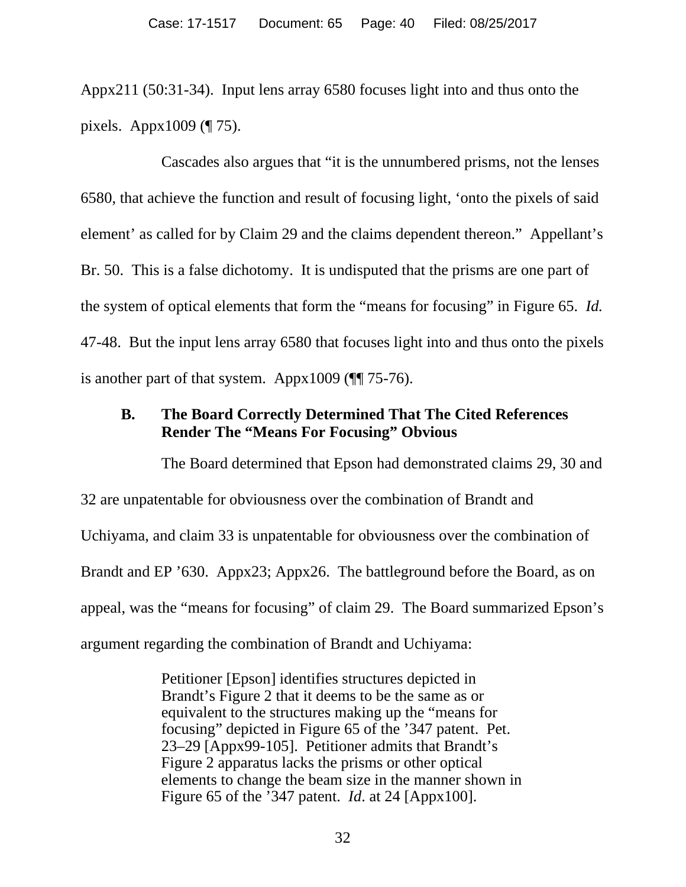Appx211 (50:31-34). Input lens array 6580 focuses light into and thus onto the pixels. Appx1009 (¶ 75).

Cascades also argues that "it is the unnumbered prisms, not the lenses 6580, that achieve the function and result of focusing light, 'onto the pixels of said element' as called for by Claim 29 and the claims dependent thereon." Appellant's Br. 50. This is a false dichotomy. It is undisputed that the prisms are one part of the system of optical elements that form the "means for focusing" in Figure 65. *Id.* 47-48. But the input lens array 6580 that focuses light into and thus onto the pixels is another part of that system. Appx1009 (¶¶ 75-76).

### B. The Board Correctly Determined That The Cited References Render The "Means For Focusing" Obvious

The Board determined that Epson had demonstrated claims 29, 30 and 32 are unpatentable for obviousness over the combination of Brandt and Uchiyama, and claim 33 is unpatentable for obviousness over the combination of Brandt and EP '630. Appx23; Appx26. The battleground before the Board, as on appeal, was the "means for focusing" of claim 29. The Board summarized Epson's argument regarding the combination of Brandt and Uchiyama:

> Petitioner [Epson] identifies structures depicted in Brandt's Figure 2 that it deems to be the same as or equivalent to the structures making up the "means for focusing" depicted in Figure 65 of the '347 patent. Pet. 23–29 [Appx99-105]. Petitioner admits that Brandt's Figure 2 apparatus lacks the prisms or other optical elements to change the beam size in the manner shown in Figure 65 of the '347 patent. *Id*. at 24 [Appx100].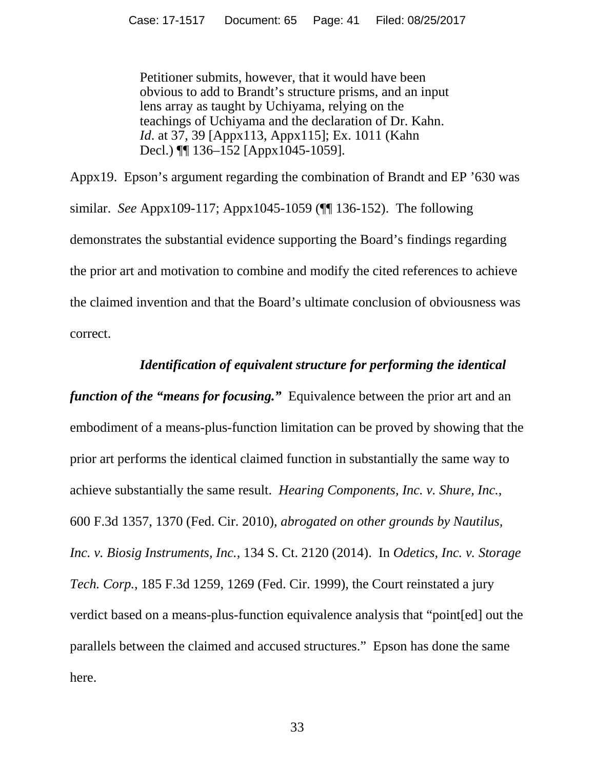> Petitioner submits, however, that it would have been obvious to add to Brandt's structure prisms, and an input lens array as taught by Uchiyama, relying on the teachings of Uchiyama and the declaration of Dr. Kahn. *Id*. at 37, 39 [Appx113, Appx115]; Ex. 1011 (Kahn Decl.) ¶¶ 136–152 [Appx1045-1059].

Appx19. Epson's argument regarding the combination of Brandt and EP '630 was similar. *See* Appx109-117; Appx1045-1059 (¶¶ 136-152). The following demonstrates the substantial evidence supporting the Board's findings regarding the prior art and motivation to combine and modify the cited references to achieve the claimed invention and that the Board's ultimate conclusion of obviousness was correct.

***Identification of equivalent structure for performing the identical function of the "means for focusing."*** Equivalence between the prior art and an embodiment of a means-plus-function limitation can be proved by showing that the prior art performs the identical claimed function in substantially the same way to achieve substantially the same result. *Hearing Components, Inc. v. Shure, Inc.*, 600 F.3d 1357, 1370 (Fed. Cir. 2010), *abrogated on other grounds by Nautilus, Inc. v. Biosig Instruments, Inc.*, 134 S. Ct. 2120 (2014). In *Odetics, Inc. v. Storage Tech. Corp.*, 185 F.3d 1259, 1269 (Fed. Cir. 1999), the Court reinstated a jury verdict based on a means-plus-function equivalence analysis that "point[ed] out the parallels between the claimed and accused structures." Epson has done the same here.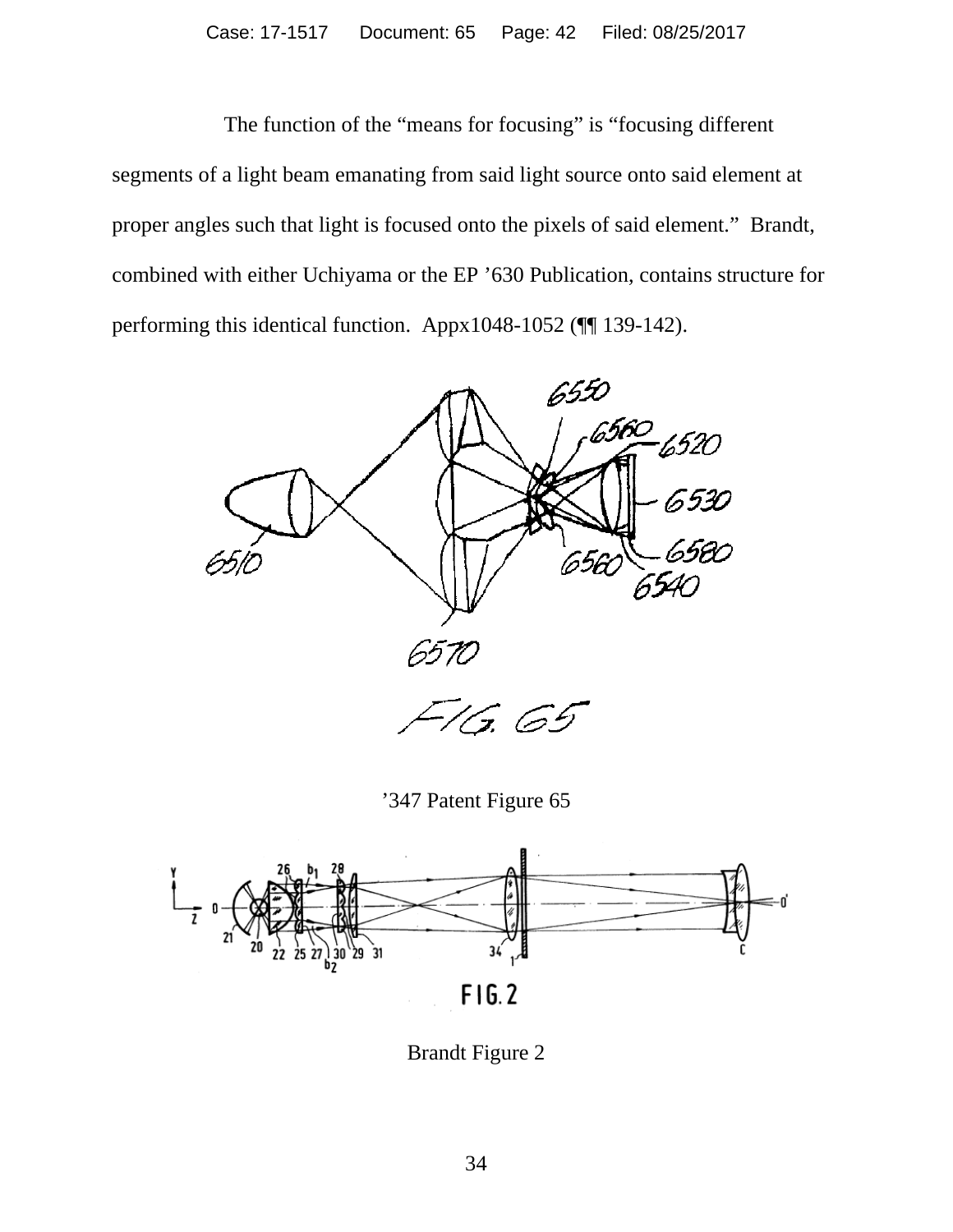The function of the "means for focusing" is "focusing different segments of a light beam emanating from said light source onto said element at proper angles such that light is focused onto the pixels of said element." Brandt, combined with either Uchiyama or the EP '630 Publication, contains structure for performing this identical function. Appx1048-1052 (¶¶ 139-142).

'347 Patent Figure 65

Brandt Figure 2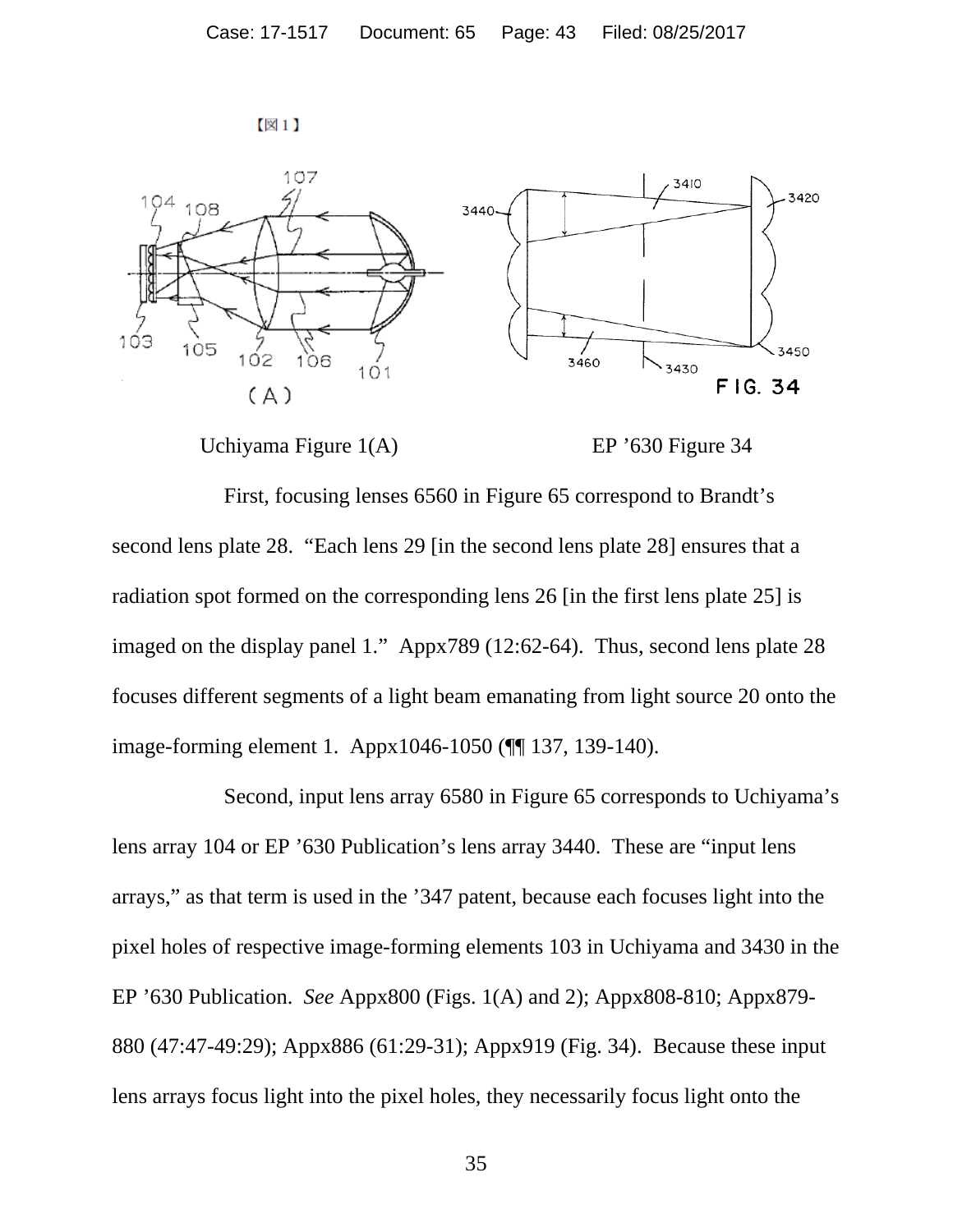Uchiyama Figure 1(A) EP ’630 Figure 34

First, focusing lenses 6560 in Figure 65 correspond to Brandt’s second lens plate 28. “Each lens 29 [in the second lens plate 28] ensures that a radiation spot formed on the corresponding lens 26 [in the first lens plate 25] is imaged on the display panel 1.” Appx789 (12:62-64). Thus, second lens plate 28 focuses different segments of a light beam emanating from light source 20 onto the image-forming element 1. Appx1046-1050 (¶¶ 137, 139-140).

Second, input lens array 6580 in Figure 65 corresponds to Uchiyama’s lens array 104 or EP ’630 Publication’s lens array 3440. These are “input lens arrays,” as that term is used in the ’347 patent, because each focuses light into the pixel holes of respective image-forming elements 103 in Uchiyama and 3430 in the EP ’630 Publication. *See* Appx800 (Figs. 1(A) and 2); Appx808-810; Appx879-880 (47:47-49:29); Appx886 (61:29-31); Appx919 (Fig. 34). Because these input lens arrays focus light into the pixel holes, they necessarily focus light onto the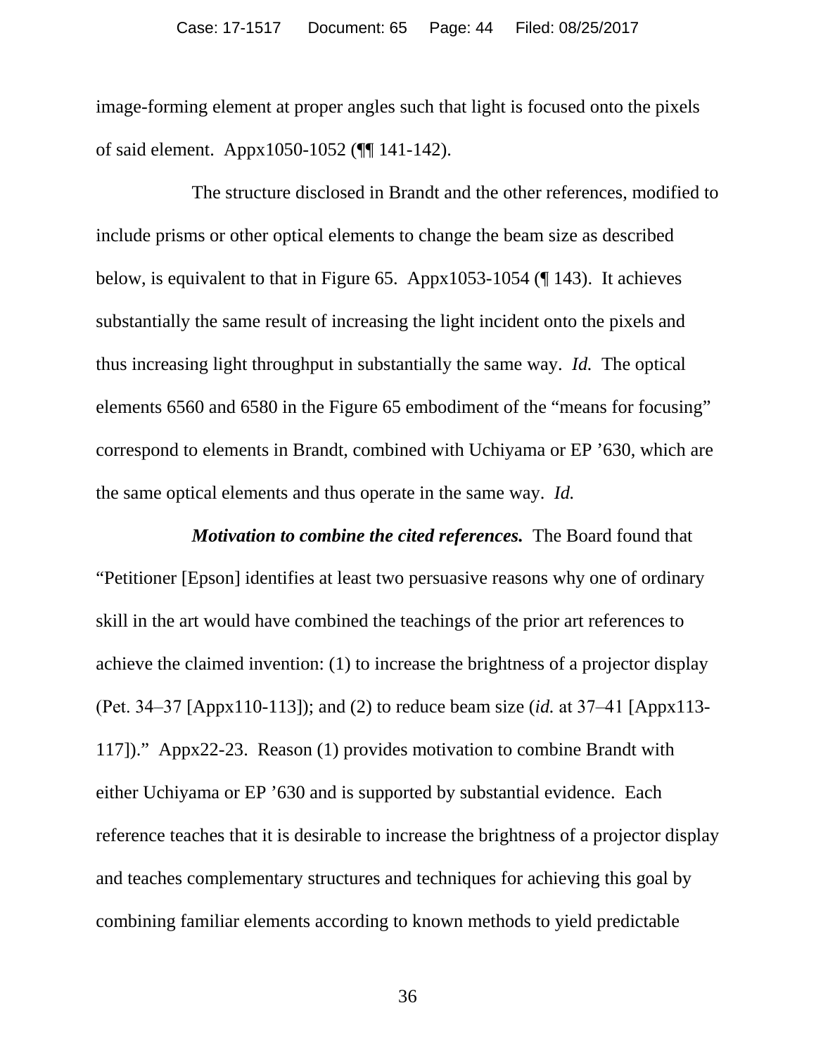image-forming element at proper angles such that light is focused onto the pixels of said element. Appx1050-1052 (¶¶ 141-142).

The structure disclosed in Brandt and the other references, modified to include prisms or other optical elements to change the beam size as described below, is equivalent to that in Figure 65. Appx1053-1054 (¶ 143). It achieves substantially the same result of increasing the light incident onto the pixels and thus increasing light throughput in substantially the same way. *Id.* The optical elements 6560 and 6580 in the Figure 65 embodiment of the "means for focusing" correspond to elements in Brandt, combined with Uchiyama or EP '630, which are the same optical elements and thus operate in the same way. *Id.*

***Motivation to combine the cited references.*** The Board found that "Petitioner [Epson] identifies at least two persuasive reasons why one of ordinary skill in the art would have combined the teachings of the prior art references to achieve the claimed invention: (1) to increase the brightness of a projector display (Pet. 34–37 [Appx110-113]); and (2) to reduce beam size (*id.* at 37–41 [Appx113-117])." Appx22-23. Reason (1) provides motivation to combine Brandt with either Uchiyama or EP '630 and is supported by substantial evidence. Each reference teaches that it is desirable to increase the brightness of a projector display and teaches complementary structures and techniques for achieving this goal by combining familiar elements according to known methods to yield predictable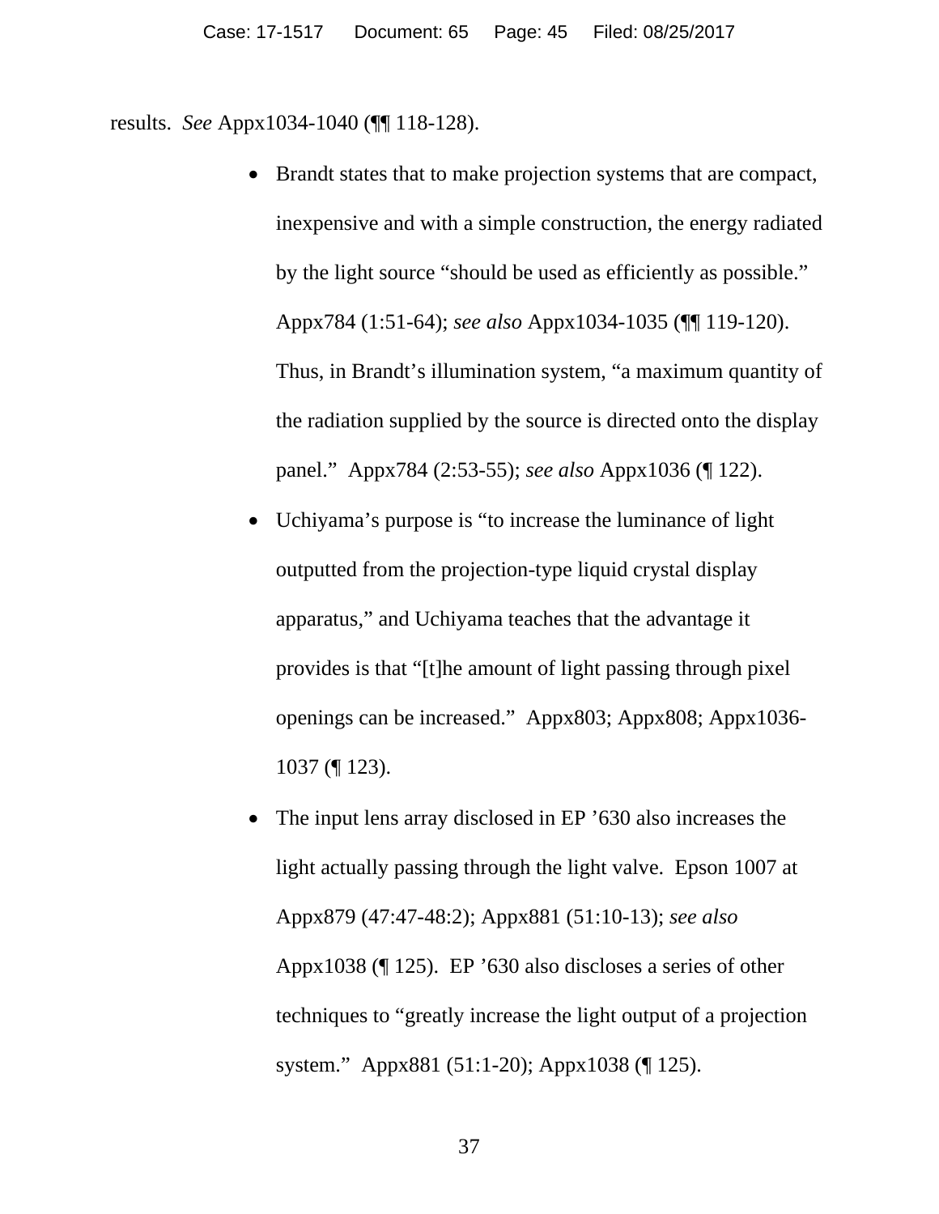results. *See* Appx1034-1040 (¶¶ 118-128).

- Brandt states that to make projection systems that are compact, inexpensive and with a simple construction, the energy radiated by the light source "should be used as efficiently as possible." Appx784 (1:51-64); *see also* Appx1034-1035 (¶¶ 119-120). Thus, in Brandt's illumination system, "a maximum quantity of the radiation supplied by the source is directed onto the display panel." Appx784 (2:53-55); *see also* Appx1036 (¶ 122).
- Uchiyama's purpose is "to increase the luminance of light outputted from the projection-type liquid crystal display apparatus," and Uchiyama teaches that the advantage it provides is that "[t]he amount of light passing through pixel openings can be increased." Appx803; Appx808; Appx1036-1037 (¶ 123).
- The input lens array disclosed in EP '630 also increases the light actually passing through the light valve. Epson 1007 at Appx879 (47:47-48:2); Appx881 (51:10-13); *see also* Appx1038 (¶ 125). EP '630 also discloses a series of other techniques to "greatly increase the light output of a projection system." Appx881 (51:1-20); Appx1038 (¶ 125).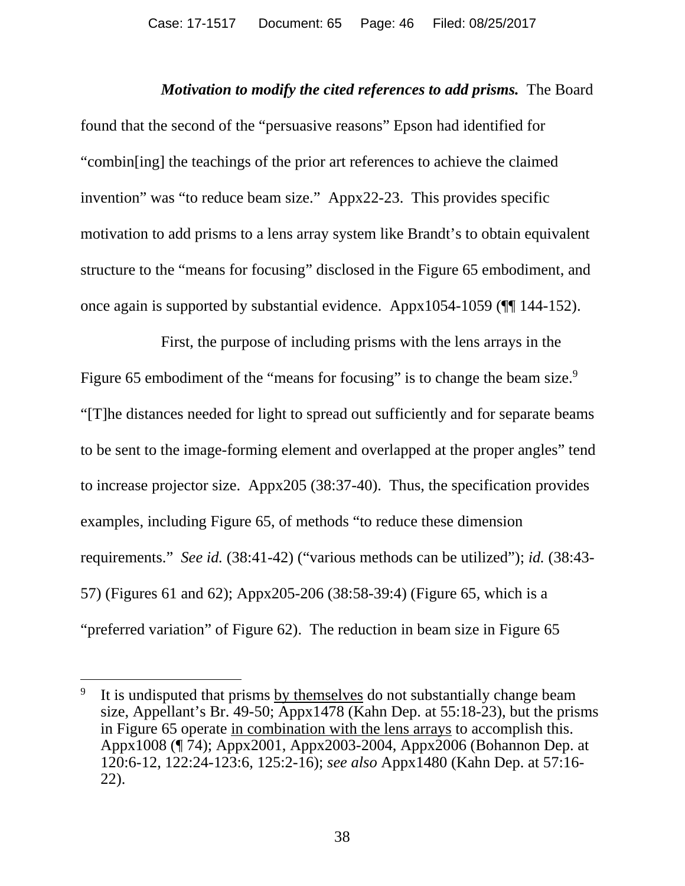***Motivation to modify the cited references to add prisms.*** The Board found that the second of the "persuasive reasons" Epson had identified for "combin[ing] the teachings of the prior art references to achieve the claimed invention" was "to reduce beam size." Appx22-23. This provides specific motivation to add prisms to a lens array system like Brandt's to obtain equivalent structure to the "means for focusing" disclosed in the Figure 65 embodiment, and once again is supported by substantial evidence. Appx1054-1059 (¶¶ 144-152).

First, the purpose of including prisms with the lens arrays in the Figure 65 embodiment of the "means for focusing" is to change the beam size.[9] "[T]he distances needed for light to spread out sufficiently and for separate beams to be sent to the image-forming element and overlapped at the proper angles" tend to increase projector size. Appx205 (38:37-40). Thus, the specification provides examples, including Figure 65, of methods "to reduce these dimension requirements." *See id.* (38:41-42) ("various methods can be utilized"); *id.* (38:43-57) (Figures 61 and 62); Appx205-206 (38:58-39:4) (Figure 65, which is a "preferred variation" of Figure 62). The reduction in beam size in Figure 65

---

[9] It is undisputed that prisms <u>by themselves</u> do not substantially change beam size, Appellant's Br. 49-50; Appx1478 (Kahn Dep. at 55:18-23), but the prisms in Figure 65 operate <u>in combination with the lens arrays</u> to accomplish this. Appx1008 (¶ 74); Appx2001, Appx2003-2004, Appx2006 (Bohannon Dep. at 120:6-12, 122:24-123:6, 125:2-16); *see also* Appx1480 (Kahn Dep. at 57:16-22).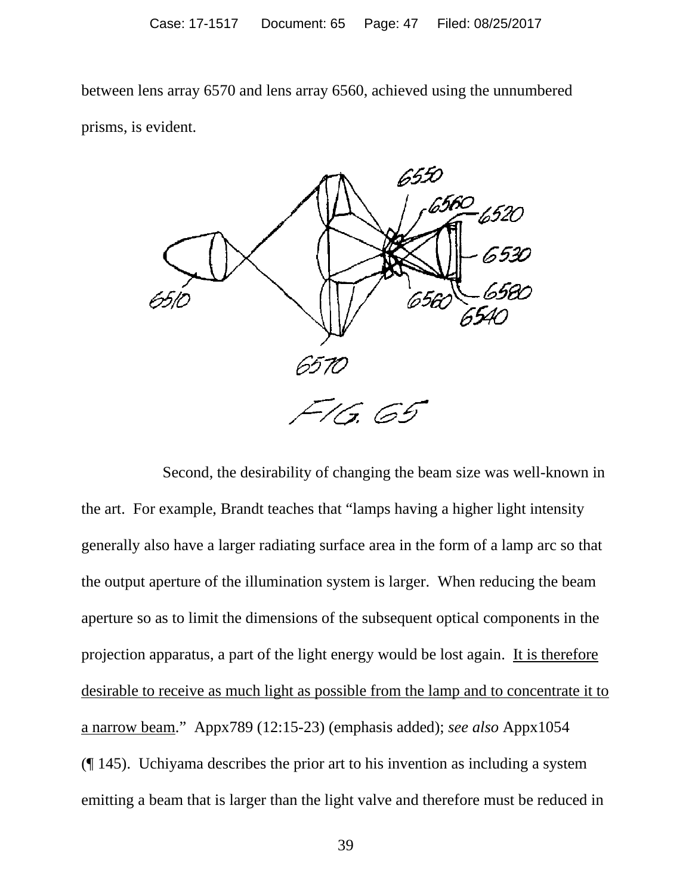between lens array 6570 and lens array 6560, achieved using the unnumbered prisms, is evident.

FIG. 65

Second, the desirability of changing the beam size was well-known in the art. For example, Brandt teaches that "lamps having a higher light intensity generally also have a larger radiating surface area in the form of a lamp arc so that the output aperture of the illumination system is larger. When reducing the beam aperture so as to limit the dimensions of the subsequent optical components in the projection apparatus, a part of the light energy would be lost again. <u>It is therefore desirable to receive as much light as possible from the lamp and to concentrate it to a narrow beam</u>." Appx789 (12:15-23) (emphasis added); *see also* Appx1054 (¶ 145). Uchiyama describes the prior art to his invention as including a system emitting a beam that is larger than the light valve and therefore must be reduced in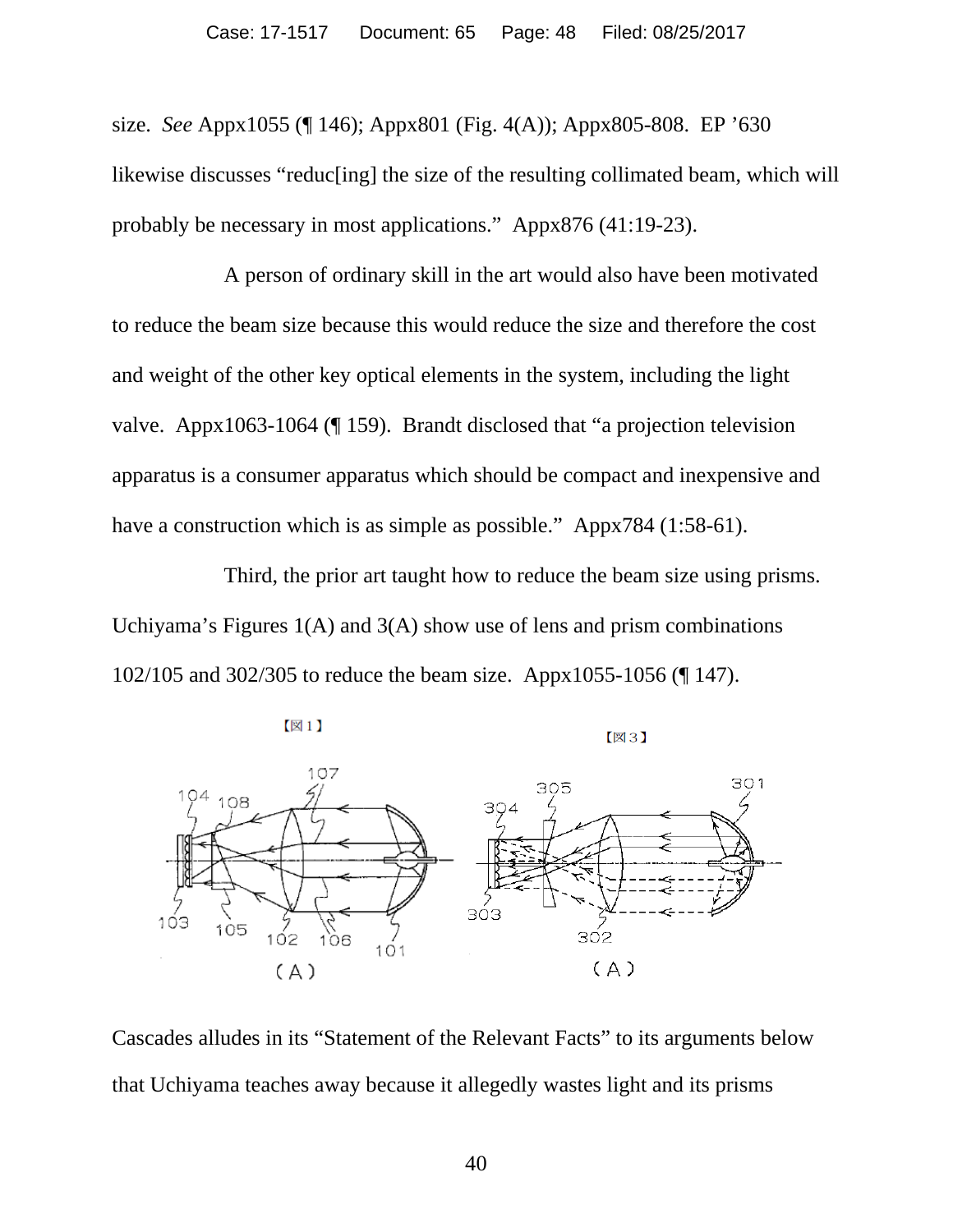size. *See* Appx1055 (¶ 146); Appx801 (Fig. 4(A)); Appx805-808. EP '630 likewise discusses "reduc[ing] the size of the resulting collimated beam, which will probably be necessary in most applications." Appx876 (41:19-23).

A person of ordinary skill in the art would also have been motivated to reduce the beam size because this would reduce the size and therefore the cost and weight of the other key optical elements in the system, including the light valve. Appx1063-1064 (¶ 159). Brandt disclosed that "a projection television apparatus is a consumer apparatus which should be compact and inexpensive and have a construction which is as simple as possible." Appx784 (1:58-61).

Third, the prior art taught how to reduce the beam size using prisms. Uchiyama's Figures 1(A) and 3(A) show use of lens and prism combinations 102/105 and 302/305 to reduce the beam size. Appx1055-1056 (¶ 147).

Cascades alludes in its "Statement of the Relevant Facts" to its arguments below that Uchiyama teaches away because it allegedly wastes light and its prisms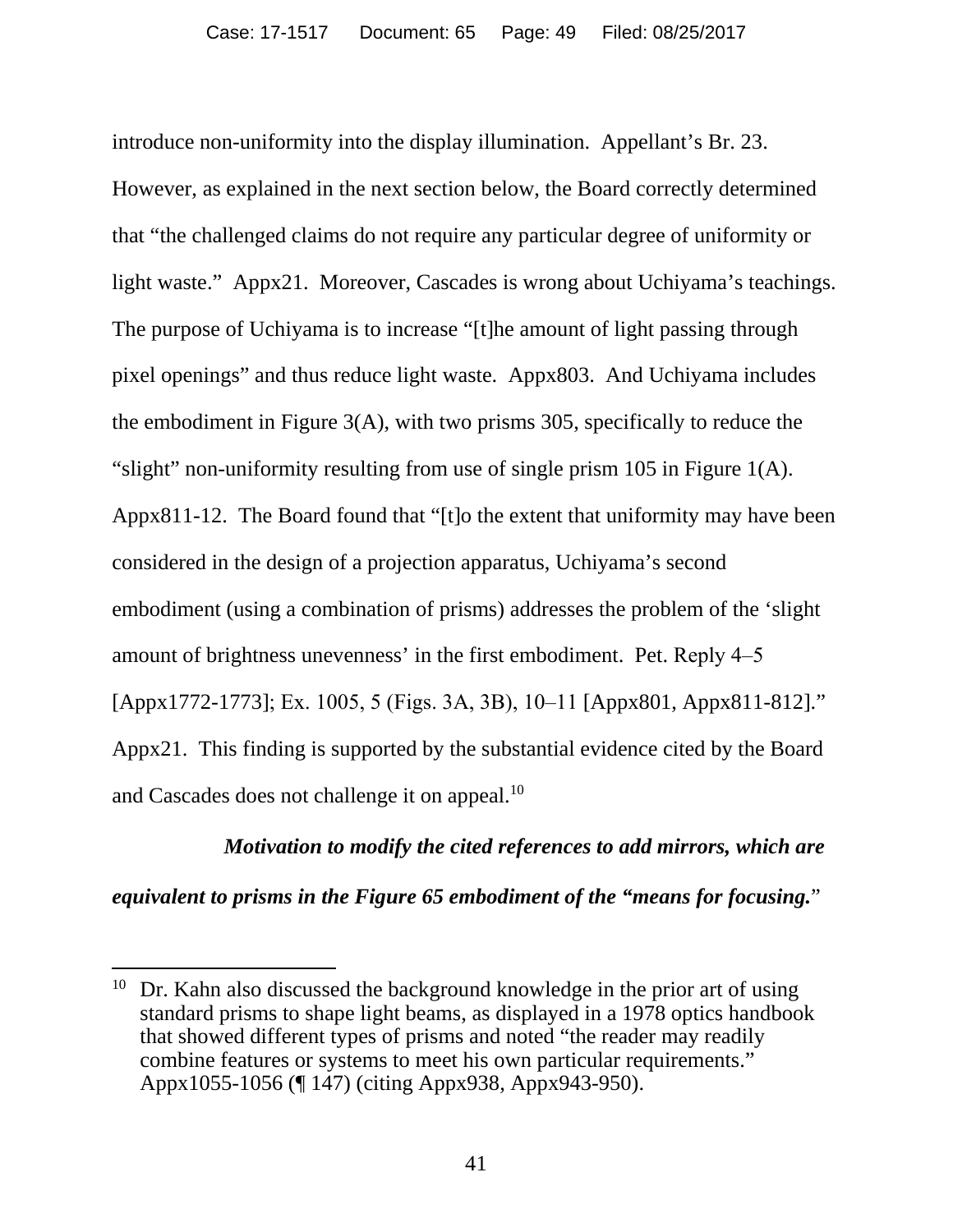introduce non-uniformity into the display illumination. Appellant's Br. 23. However, as explained in the next section below, the Board correctly determined that "the challenged claims do not require any particular degree of uniformity or light waste." Appx21. Moreover, Cascades is wrong about Uchiyama's teachings. The purpose of Uchiyama is to increase "[t]he amount of light passing through pixel openings" and thus reduce light waste. Appx803. And Uchiyama includes the embodiment in Figure 3(A), with two prisms 305, specifically to reduce the "slight" non-uniformity resulting from use of single prism 105 in Figure 1(A). Appx811-12. The Board found that "[t]o the extent that uniformity may have been considered in the design of a projection apparatus, Uchiyama's second embodiment (using a combination of prisms) addresses the problem of the 'slight amount of brightness unevenness' in the first embodiment. Pet. Reply 4–5 [Appx1772-1773]; Ex. 1005, 5 (Figs. 3A, 3B), 10–11 [Appx801, Appx811-812]." Appx21. This finding is supported by the substantial evidence cited by the Board and Cascades does not challenge it on appeal.[10]

***Motivation to modify the cited references to add mirrors, which are equivalent to prisms in the Figure 65 embodiment of the "means for focusing."***

[10] Dr. Kahn also discussed the background knowledge in the prior art of using standard prisms to shape light beams, as displayed in a 1978 optics handbook that showed different types of prisms and noted "the reader may readily combine features or systems to meet his own particular requirements." Appx1055-1056 (¶ 147) (citing Appx938, Appx943-950).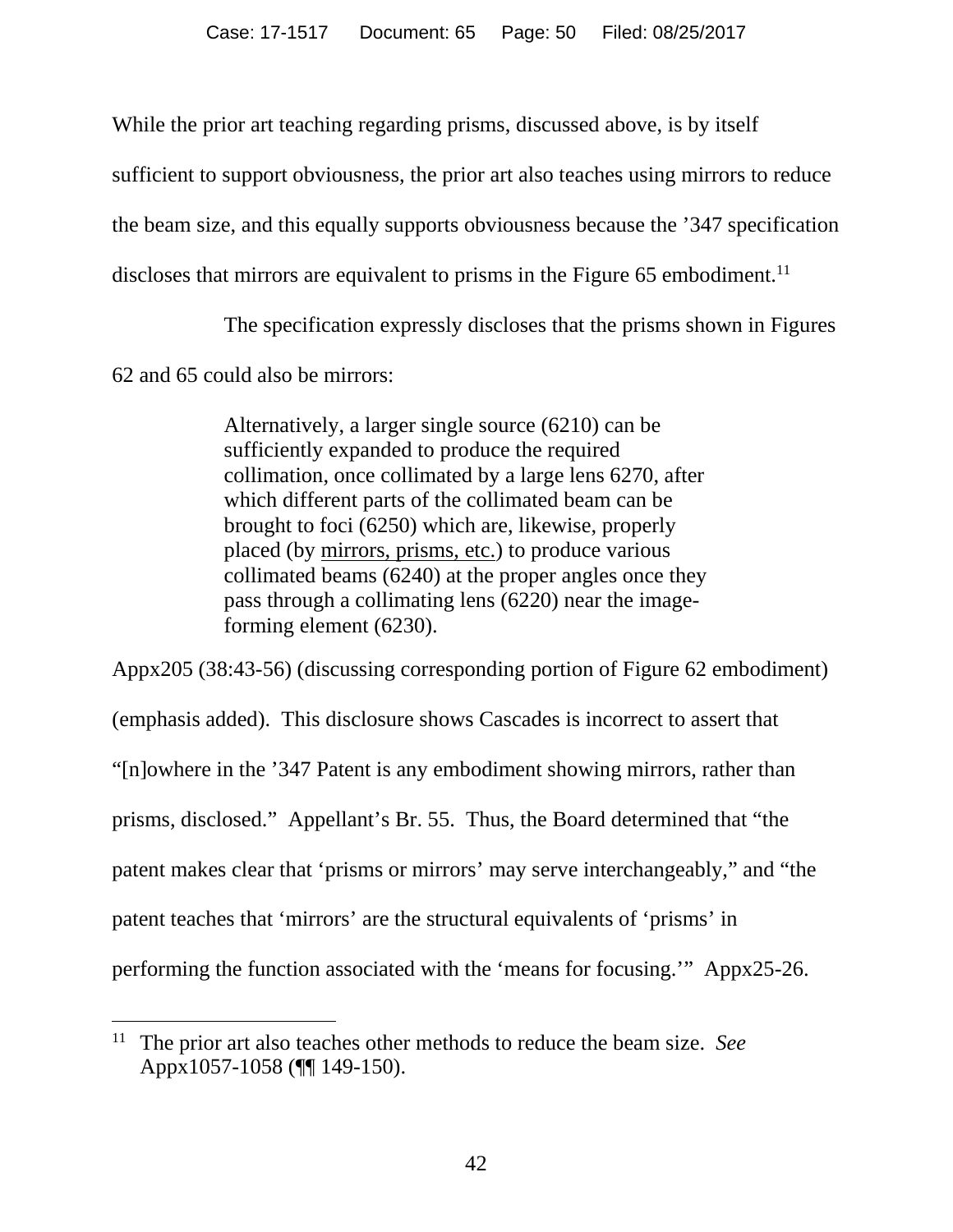While the prior art teaching regarding prisms, discussed above, is by itself sufficient to support obviousness, the prior art also teaches using mirrors to reduce the beam size, and this equally supports obviousness because the ’347 specification discloses that mirrors are equivalent to prisms in the Figure 65 embodiment.[11]

The specification expressly discloses that the prisms shown in Figures 62 and 65 could also be mirrors:

> Alternatively, a larger single source (6210) can be sufficiently expanded to produce the required collimation, once collimated by a large lens 6270, after which different parts of the collimated beam can be brought to foci (6250) which are, likewise, properly placed (by <u>mirrors, prisms, etc.</u>) to produce various collimated beams (6240) at the proper angles once they pass through a collimating lens (6220) near the image-forming element (6230).

Appx205 (38:43-56) (discussing corresponding portion of Figure 62 embodiment) (emphasis added). This disclosure shows Cascades is incorrect to assert that “[n]owhere in the ’347 Patent is any embodiment showing mirrors, rather than prisms, disclosed.” Appellant’s Br. 55. Thus, the Board determined that “the patent makes clear that ‘prisms or mirrors’ may serve interchangeably,” and “the patent teaches that ‘mirrors’ are the structural equivalents of ‘prisms’ in performing the function associated with the ‘means for focusing.’” Appx25-26.

---

[11] The prior art also teaches other methods to reduce the beam size. *See* Appx1057-1058 (¶¶ 149-150).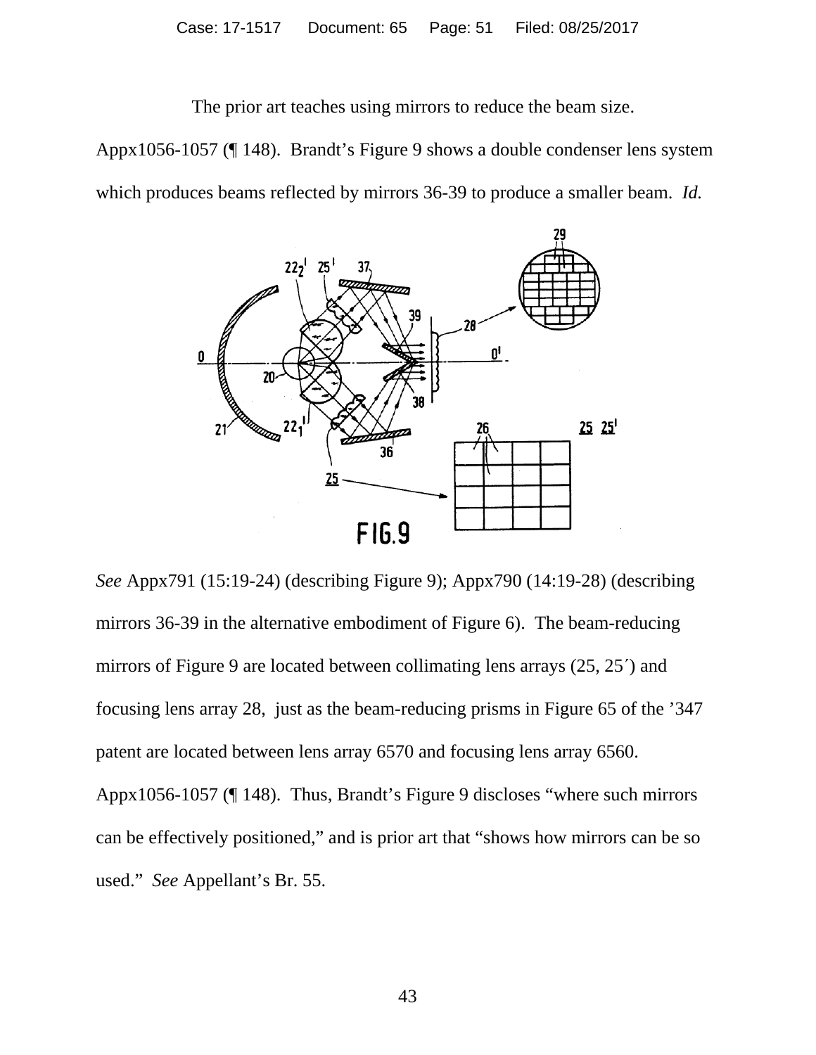The prior art teaches using mirrors to reduce the beam size. Appx1056-1057 (¶ 148). Brandt's Figure 9 shows a double condenser lens system which produces beams reflected by mirrors 36-39 to produce a smaller beam. *Id.*

*See* Appx791 (15:19-24) (describing Figure 9); Appx790 (14:19-28) (describing mirrors 36-39 in the alternative embodiment of Figure 6). The beam-reducing mirrors of Figure 9 are located between collimating lens arrays (25, 25′) and focusing lens array 28, just as the beam-reducing prisms in Figure 65 of the '347 patent are located between lens array 6570 and focusing lens array 6560. Appx1056-1057 (¶ 148). Thus, Brandt's Figure 9 discloses "where such mirrors can be effectively positioned," and is prior art that "shows how mirrors can be so used." *See* Appellant's Br. 55.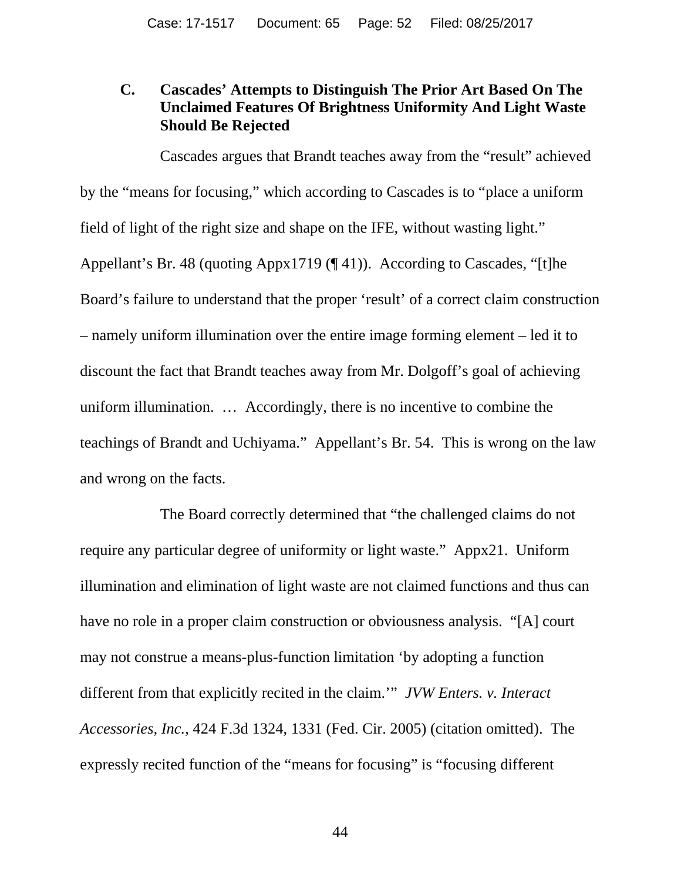### C. Cascades' Attempts to Distinguish The Prior Art Based On The Unclaimed Features Of Brightness Uniformity And Light Waste Should Be Rejected

Cascades argues that Brandt teaches away from the "result" achieved by the "means for focusing," which according to Cascades is to "place a uniform field of light of the right size and shape on the IFE, without wasting light." Appellant's Br. 48 (quoting Appx1719 (¶ 41)). According to Cascades, "[t]he Board's failure to understand that the proper 'result' of a correct claim construction – namely uniform illumination over the entire image forming element – led it to discount the fact that Brandt teaches away from Mr. Dolgoff's goal of achieving uniform illumination. … Accordingly, there is no incentive to combine the teachings of Brandt and Uchiyama." Appellant's Br. 54. This is wrong on the law and wrong on the facts.

The Board correctly determined that "the challenged claims do not require any particular degree of uniformity or light waste." Appx21. Uniform illumination and elimination of light waste are not claimed functions and thus can have no role in a proper claim construction or obviousness analysis. "[A] court may not construe a means-plus-function limitation 'by adopting a function different from that explicitly recited in the claim.'" *JVW Enters. v. Interact Accessories, Inc.*, 424 F.3d 1324, 1331 (Fed. Cir. 2005) (citation omitted). The expressly recited function of the "means for focusing" is "focusing different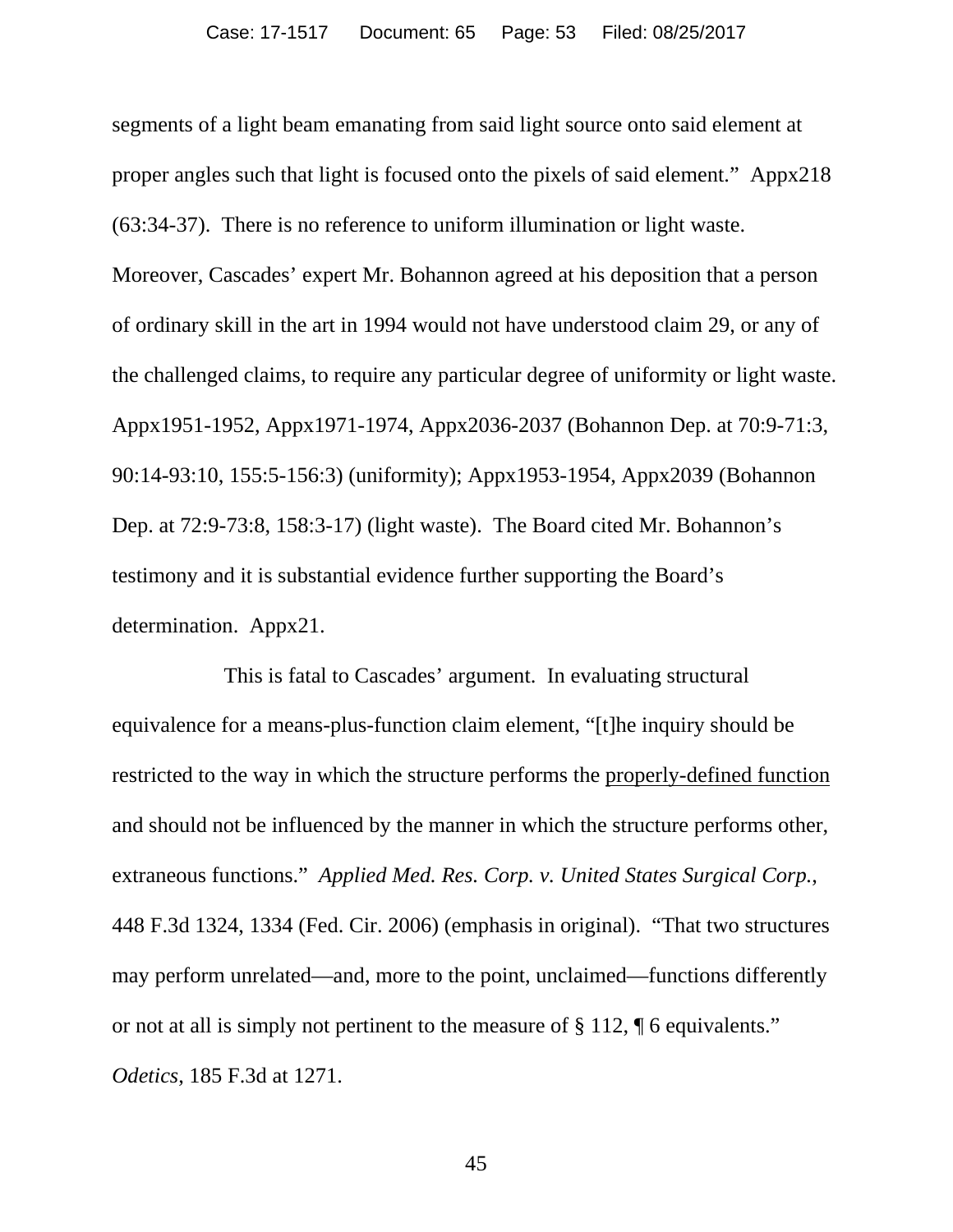segments of a light beam emanating from said light source onto said element at proper angles such that light is focused onto the pixels of said element." Appx218 (63:34-37). There is no reference to uniform illumination or light waste. Moreover, Cascades' expert Mr. Bohannon agreed at his deposition that a person of ordinary skill in the art in 1994 would not have understood claim 29, or any of the challenged claims, to require any particular degree of uniformity or light waste. Appx1951-1952, Appx1971-1974, Appx2036-2037 (Bohannon Dep. at 70:9-71:3, 90:14-93:10, 155:5-156:3) (uniformity); Appx1953-1954, Appx2039 (Bohannon Dep. at 72:9-73:8, 158:3-17) (light waste). The Board cited Mr. Bohannon's testimony and it is substantial evidence further supporting the Board's determination. Appx21.

This is fatal to Cascades' argument. In evaluating structural equivalence for a means-plus-function claim element, "[t]he inquiry should be restricted to the way in which the structure performs the <u>properly-defined function</u> and should not be influenced by the manner in which the structure performs other, extraneous functions." *Applied Med. Res. Corp. v. United States Surgical Corp.*, 448 F.3d 1324, 1334 (Fed. Cir. 2006) (emphasis in original). "That two structures may perform unrelated—and, more to the point, unclaimed—functions differently or not at all is simply not pertinent to the measure of § 112, ¶ 6 equivalents." *Odetics*, 185 F.3d at 1271.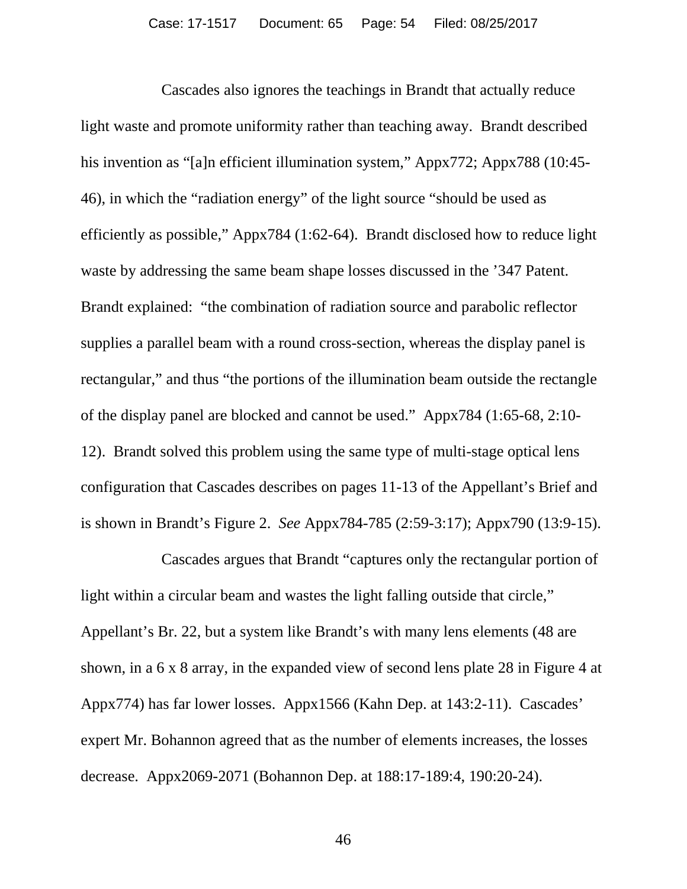Cascades also ignores the teachings in Brandt that actually reduce light waste and promote uniformity rather than teaching away. Brandt described his invention as "[a]n efficient illumination system," Appx772; Appx788 (10:45-46), in which the "radiation energy" of the light source "should be used as efficiently as possible," Appx784 (1:62-64). Brandt disclosed how to reduce light waste by addressing the same beam shape losses discussed in the '347 Patent. Brandt explained: "the combination of radiation source and parabolic reflector supplies a parallel beam with a round cross-section, whereas the display panel is rectangular," and thus "the portions of the illumination beam outside the rectangle of the display panel are blocked and cannot be used." Appx784 (1:65-68, 2:10-12). Brandt solved this problem using the same type of multi-stage optical lens configuration that Cascades describes on pages 11-13 of the Appellant's Brief and is shown in Brandt's Figure 2. *See* Appx784-785 (2:59-3:17); Appx790 (13:9-15).

Cascades argues that Brandt "captures only the rectangular portion of light within a circular beam and wastes the light falling outside that circle," Appellant's Br. 22, but a system like Brandt's with many lens elements (48 are shown, in a 6 x 8 array, in the expanded view of second lens plate 28 in Figure 4 at Appx774) has far lower losses. Appx1566 (Kahn Dep. at 143:2-11). Cascades' expert Mr. Bohannon agreed that as the number of elements increases, the losses decrease. Appx2069-2071 (Bohannon Dep. at 188:17-189:4, 190:20-24).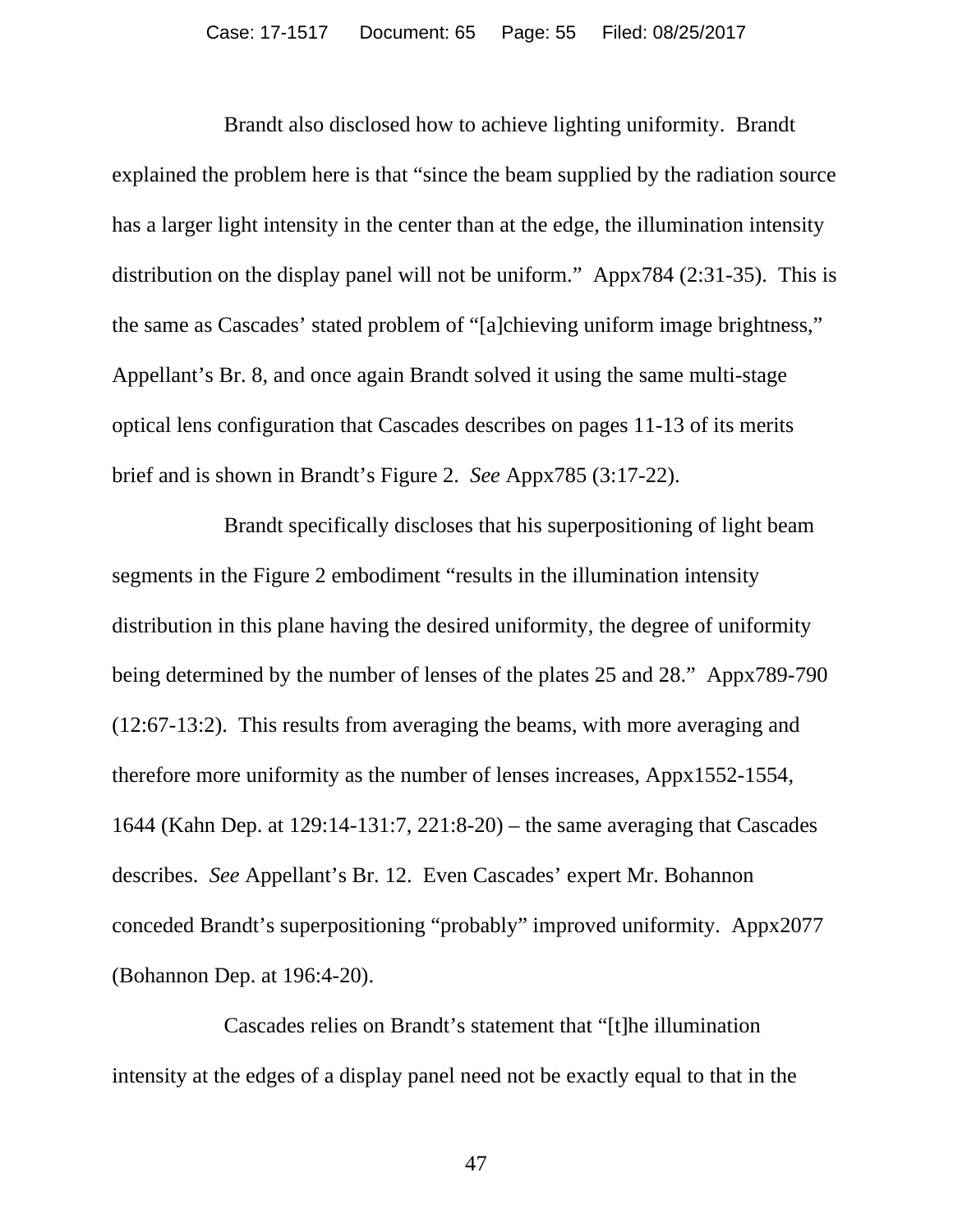Brandt also disclosed how to achieve lighting uniformity. Brandt explained the problem here is that "since the beam supplied by the radiation source has a larger light intensity in the center than at the edge, the illumination intensity distribution on the display panel will not be uniform." Appx784 (2:31-35). This is the same as Cascades' stated problem of "[a]chieving uniform image brightness," Appellant's Br. 8, and once again Brandt solved it using the same multi-stage optical lens configuration that Cascades describes on pages 11-13 of its merits brief and is shown in Brandt's Figure 2. *See* Appx785 (3:17-22).

Brandt specifically discloses that his superpositioning of light beam segments in the Figure 2 embodiment "results in the illumination intensity distribution in this plane having the desired uniformity, the degree of uniformity being determined by the number of lenses of the plates 25 and 28." Appx789-790 (12:67-13:2). This results from averaging the beams, with more averaging and therefore more uniformity as the number of lenses increases, Appx1552-1554, 1644 (Kahn Dep. at 129:14-131:7, 221:8-20) – the same averaging that Cascades describes. *See* Appellant's Br. 12. Even Cascades' expert Mr. Bohannon conceded Brandt's superpositioning "probably" improved uniformity. Appx2077 (Bohannon Dep. at 196:4-20).

Cascades relies on Brandt's statement that "[t]he illumination intensity at the edges of a display panel need not be exactly equal to that in the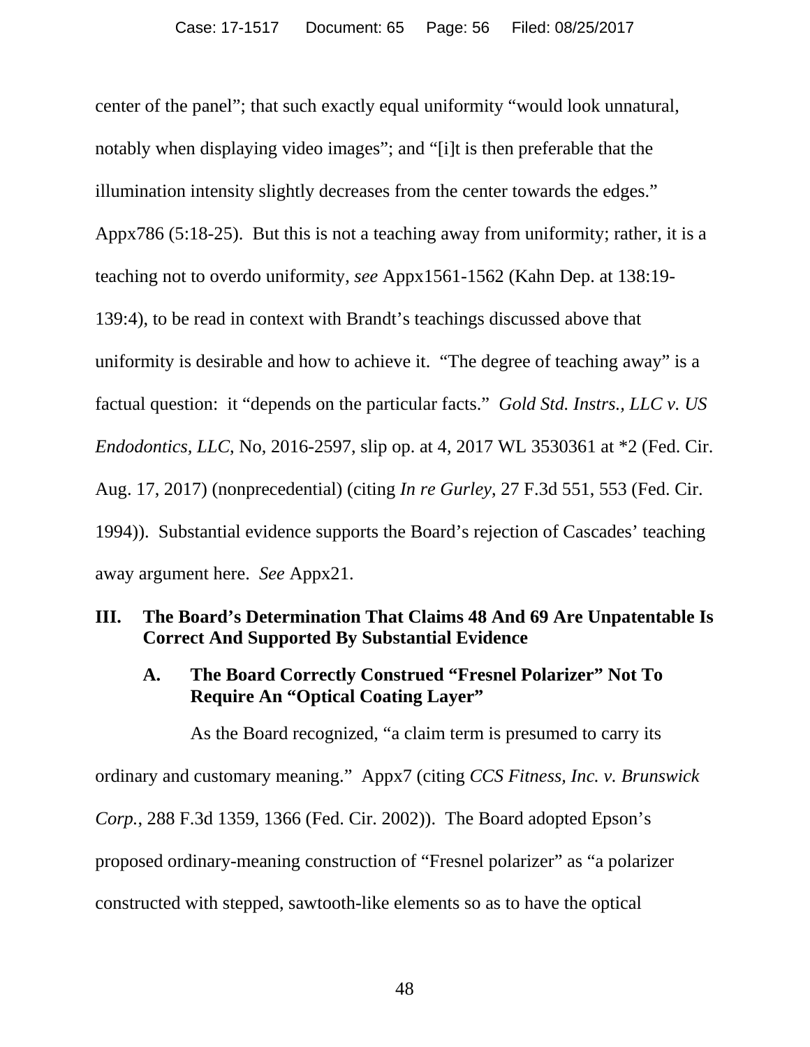center of the panel"; that such exactly equal uniformity "would look unnatural, notably when displaying video images"; and "[i]t is then preferable that the illumination intensity slightly decreases from the center towards the edges." Appx786 (5:18-25). But this is not a teaching away from uniformity; rather, it is a teaching not to overdo uniformity, *see* Appx1561-1562 (Kahn Dep. at 138:19-139:4), to be read in context with Brandt's teachings discussed above that uniformity is desirable and how to achieve it. "The degree of teaching away" is a factual question: it "depends on the particular facts." *Gold Std. Instrs., LLC v. US Endodontics, LLC*, No, 2016-2597, slip op. at 4, 2017 WL 3530361 at *2 (Fed. Cir. Aug. 17, 2017) (nonprecedential) (citing *In re Gurley*, 27 F.3d 551, 553 (Fed. Cir. 1994)). Substantial evidence supports the Board's rejection of Cascades' teaching away argument here. *See* Appx21.

## III. The Board's Determination That Claims 48 And 69 Are Unpatentable Is Correct And Supported By Substantial Evidence

### A. The Board Correctly Construed "Fresnel Polarizer" Not To Require An "Optical Coating Layer"

As the Board recognized, "a claim term is presumed to carry its ordinary and customary meaning." Appx7 (citing *CCS Fitness, Inc. v. Brunswick Corp.*, 288 F.3d 1359, 1366 (Fed. Cir. 2002)). The Board adopted Epson's proposed ordinary-meaning construction of "Fresnel polarizer" as "a polarizer constructed with stepped, sawtooth-like elements so as to have the optical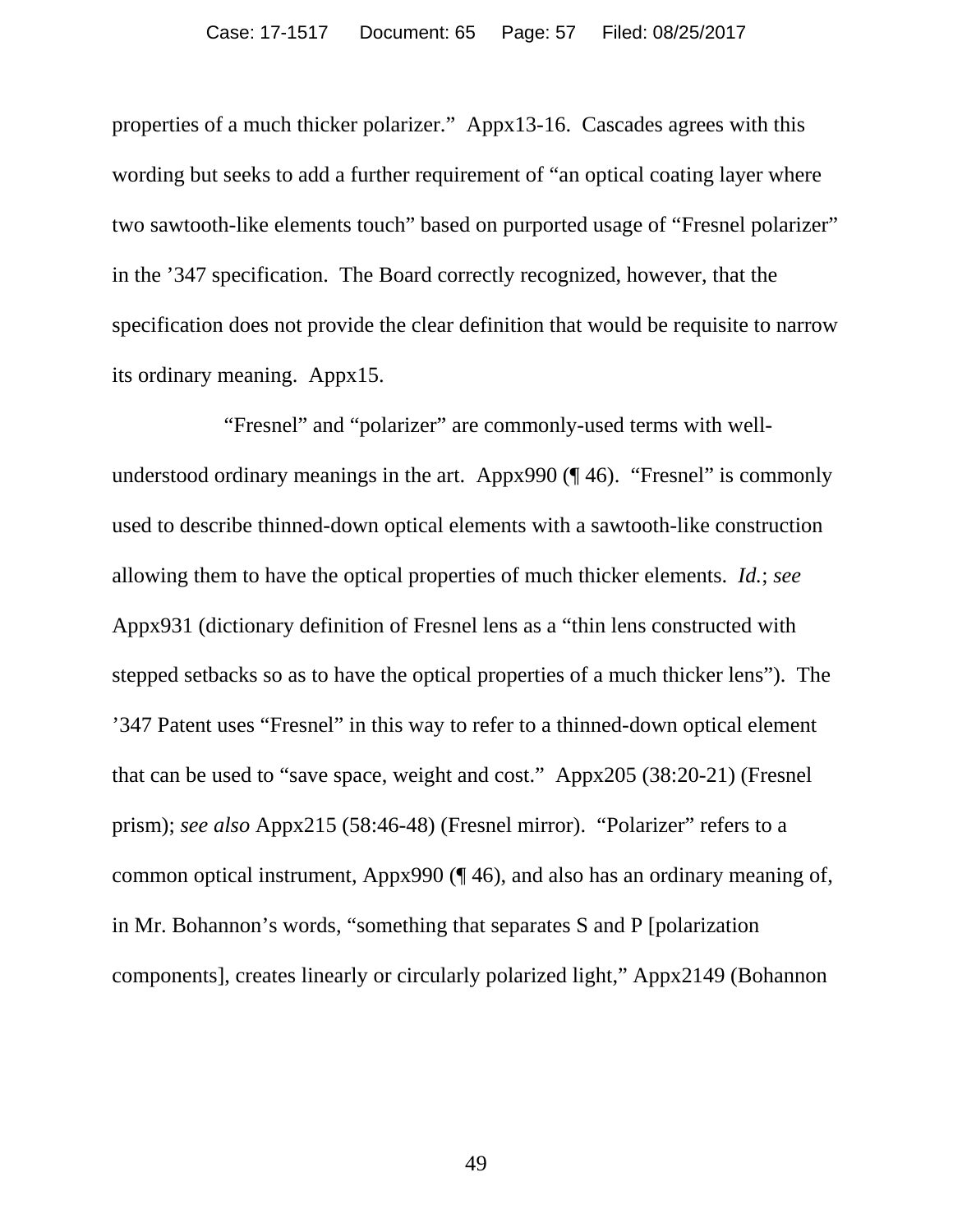properties of a much thicker polarizer." Appx13-16. Cascades agrees with this wording but seeks to add a further requirement of "an optical coating layer where two sawtooth-like elements touch" based on purported usage of "Fresnel polarizer" in the '347 specification. The Board correctly recognized, however, that the specification does not provide the clear definition that would be requisite to narrow its ordinary meaning. Appx15.

"Fresnel" and "polarizer" are commonly-used terms with well-understood ordinary meanings in the art. Appx990 (¶ 46). "Fresnel" is commonly used to describe thinned-down optical elements with a sawtooth-like construction allowing them to have the optical properties of much thicker elements. *Id.*; *see* Appx931 (dictionary definition of Fresnel lens as a "thin lens constructed with stepped setbacks so as to have the optical properties of a much thicker lens"). The '347 Patent uses "Fresnel" in this way to refer to a thinned-down optical element that can be used to "save space, weight and cost." Appx205 (38:20-21) (Fresnel prism); *see also* Appx215 (58:46-48) (Fresnel mirror). "Polarizer" refers to a common optical instrument, Appx990 (¶ 46), and also has an ordinary meaning of, in Mr. Bohannon's words, "something that separates S and P [polarization components], creates linearly or circularly polarized light," Appx2149 (Bohannon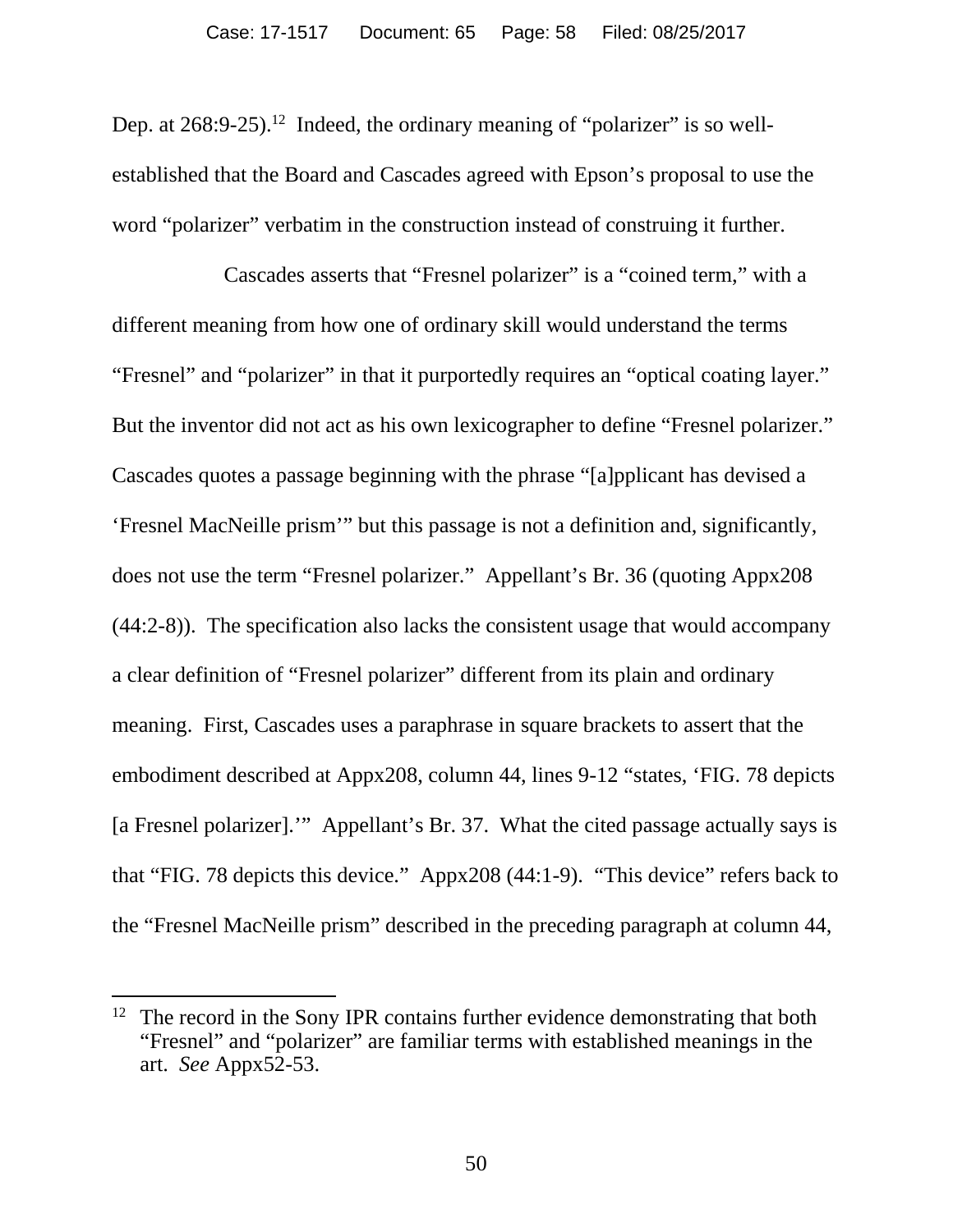Dep. at 268:9-25).[12] Indeed, the ordinary meaning of "polarizer" is so well-established that the Board and Cascades agreed with Epson's proposal to use the word "polarizer" verbatim in the construction instead of construing it further.

Cascades asserts that "Fresnel polarizer" is a "coined term," with a different meaning from how one of ordinary skill would understand the terms "Fresnel" and "polarizer" in that it purportedly requires an "optical coating layer." But the inventor did not act as his own lexicographer to define "Fresnel polarizer." Cascades quotes a passage beginning with the phrase "[a]pplicant has devised a 'Fresnel MacNeille prism'" but this passage is not a definition and, significantly, does not use the term "Fresnel polarizer." Appellant's Br. 36 (quoting Appx208 (44:2-8)). The specification also lacks the consistent usage that would accompany a clear definition of "Fresnel polarizer" different from its plain and ordinary meaning. First, Cascades uses a paraphrase in square brackets to assert that the embodiment described at Appx208, column 44, lines 9-12 "states, 'FIG. 78 depicts [a Fresnel polarizer].'" Appellant's Br. 37. What the cited passage actually says is that "FIG. 78 depicts this device." Appx208 (44:1-9). "This device" refers back to the "Fresnel MacNeille prism" described in the preceding paragraph at column 44,

---

[12] The record in the Sony IPR contains further evidence demonstrating that both "Fresnel" and "polarizer" are familiar terms with established meanings in the art. *See* Appx52-53.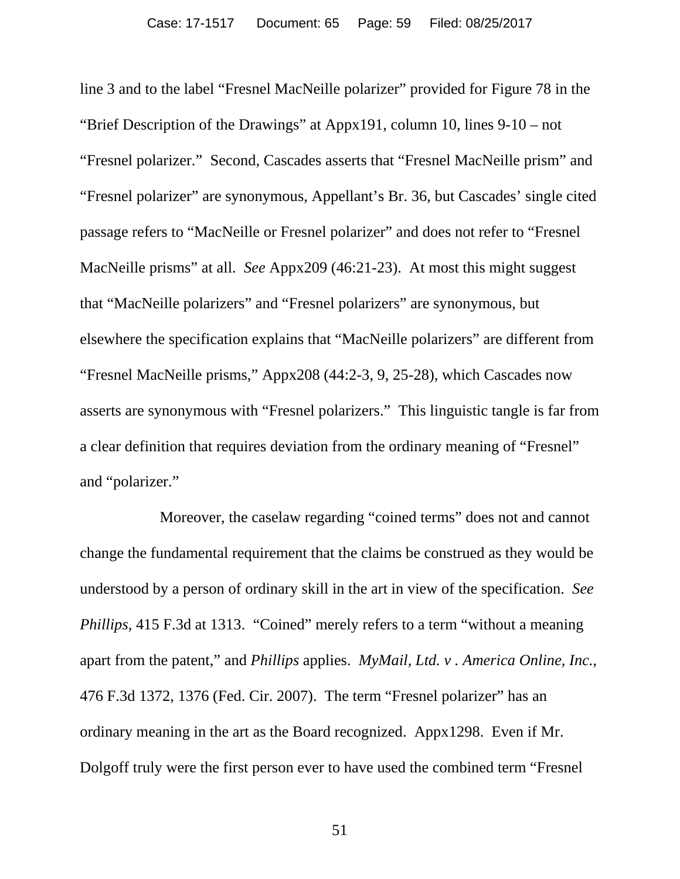line 3 and to the label "Fresnel MacNeille polarizer" provided for Figure 78 in the "Brief Description of the Drawings" at Appx191, column 10, lines 9-10 – not "Fresnel polarizer." Second, Cascades asserts that "Fresnel MacNeille prism" and "Fresnel polarizer" are synonymous, Appellant's Br. 36, but Cascades' single cited passage refers to "MacNeille or Fresnel polarizer" and does not refer to "Fresnel MacNeille prisms" at all. *See* Appx209 (46:21-23). At most this might suggest that "MacNeille polarizers" and "Fresnel polarizers" are synonymous, but elsewhere the specification explains that "MacNeille polarizers" are different from "Fresnel MacNeille prisms," Appx208 (44:2-3, 9, 25-28), which Cascades now asserts are synonymous with "Fresnel polarizers." This linguistic tangle is far from a clear definition that requires deviation from the ordinary meaning of "Fresnel" and "polarizer."

Moreover, the caselaw regarding "coined terms" does not and cannot change the fundamental requirement that the claims be construed as they would be understood by a person of ordinary skill in the art in view of the specification. *See Phillips*, 415 F.3d at 1313. "Coined" merely refers to a term "without a meaning apart from the patent," and *Phillips* applies. *MyMail, Ltd. v . America Online, Inc.*, 476 F.3d 1372, 1376 (Fed. Cir. 2007). The term "Fresnel polarizer" has an ordinary meaning in the art as the Board recognized. Appx1298. Even if Mr. Dolgoff truly were the first person ever to have used the combined term "Fresnel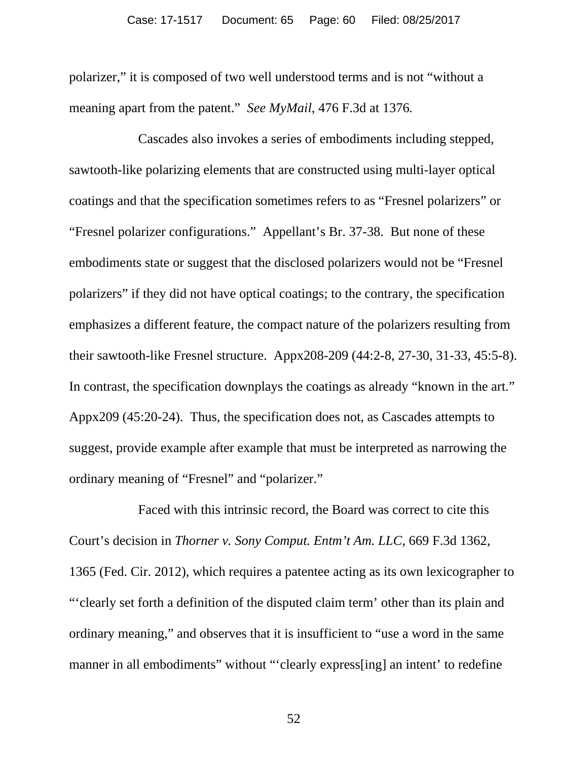polarizer," it is composed of two well understood terms and is not "without a meaning apart from the patent." *See MyMail*, 476 F.3d at 1376.

Cascades also invokes a series of embodiments including stepped, sawtooth-like polarizing elements that are constructed using multi-layer optical coatings and that the specification sometimes refers to as "Fresnel polarizers" or "Fresnel polarizer configurations." Appellant's Br. 37-38. But none of these embodiments state or suggest that the disclosed polarizers would not be "Fresnel polarizers" if they did not have optical coatings; to the contrary, the specification emphasizes a different feature, the compact nature of the polarizers resulting from their sawtooth-like Fresnel structure. Appx208-209 (44:2-8, 27-30, 31-33, 45:5-8). In contrast, the specification downplays the coatings as already "known in the art." Appx209 (45:20-24). Thus, the specification does not, as Cascades attempts to suggest, provide example after example that must be interpreted as narrowing the ordinary meaning of "Fresnel" and "polarizer."

Faced with this intrinsic record, the Board was correct to cite this Court's decision in *Thorner v. Sony Comput. Entm't Am. LLC*, 669 F.3d 1362, 1365 (Fed. Cir. 2012), which requires a patentee acting as its own lexicographer to "'clearly set forth a definition of the disputed claim term' other than its plain and ordinary meaning," and observes that it is insufficient to "use a word in the same manner in all embodiments" without "'clearly express[ing] an intent' to redefine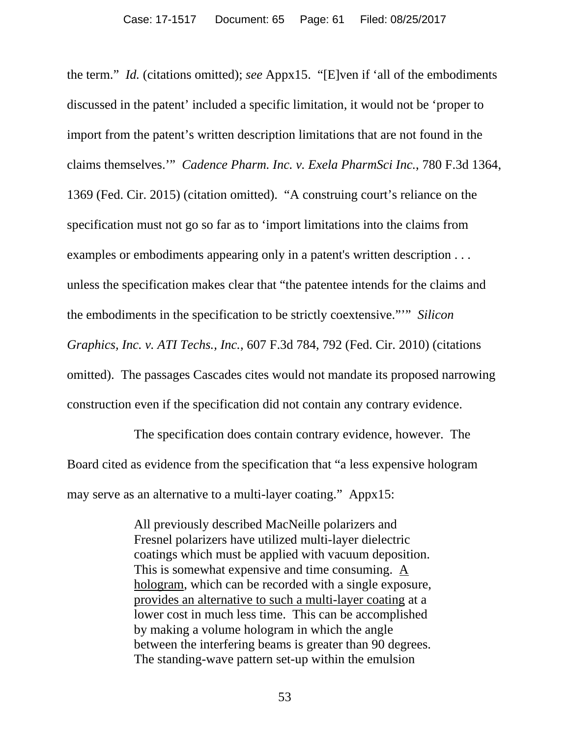the term." *Id.* (citations omitted); *see* Appx15. "[E]ven if 'all of the embodiments discussed in the patent' included a specific limitation, it would not be 'proper to import from the patent's written description limitations that are not found in the claims themselves.'" *Cadence Pharm. Inc. v. Exela PharmSci Inc.*, 780 F.3d 1364, 1369 (Fed. Cir. 2015) (citation omitted). "A construing court's reliance on the specification must not go so far as to 'import limitations into the claims from examples or embodiments appearing only in a patent's written description . . . unless the specification makes clear that "the patentee intends for the claims and the embodiments in the specification to be strictly coextensive."'" *Silicon Graphics, Inc. v. ATI Techs., Inc.*, 607 F.3d 784, 792 (Fed. Cir. 2010) (citations omitted). The passages Cascades cites would not mandate its proposed narrowing construction even if the specification did not contain any contrary evidence.

The specification does contain contrary evidence, however. The Board cited as evidence from the specification that "a less expensive hologram may serve as an alternative to a multi-layer coating." Appx15:

> All previously described MacNeille polarizers and Fresnel polarizers have utilized multi-layer dielectric coatings which must be applied with vacuum deposition. This is somewhat expensive and time consuming. <u>A hologram</u>, which can be recorded with a single exposure, <u>provides an alternative to such a multi-layer coating</u> at a lower cost in much less time. This can be accomplished by making a volume hologram in which the angle between the interfering beams is greater than 90 degrees. The standing-wave pattern set-up within the emulsion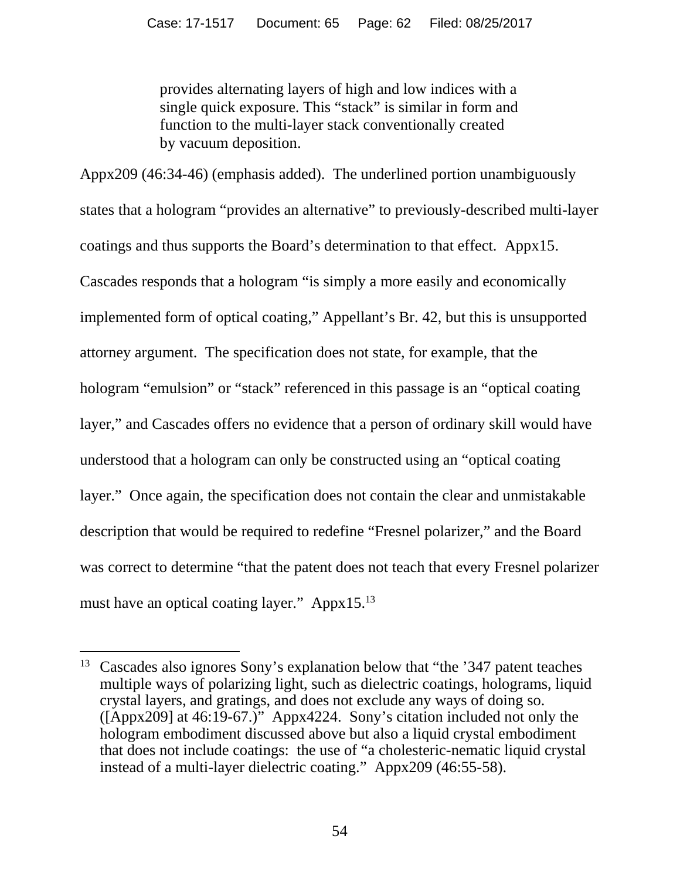> provides alternating layers of high and low indices with a single quick exposure. This "stack" is similar in form and function to the multi-layer stack conventionally created by vacuum deposition.

Appx209 (46:34-46) (emphasis added). The underlined portion unambiguously states that a hologram "provides an alternative" to previously-described multi-layer coatings and thus supports the Board's determination to that effect. Appx15. Cascades responds that a hologram "is simply a more easily and economically implemented form of optical coating," Appellant's Br. 42, but this is unsupported attorney argument. The specification does not state, for example, that the hologram "emulsion" or "stack" referenced in this passage is an "optical coating layer," and Cascades offers no evidence that a person of ordinary skill would have understood that a hologram can only be constructed using an "optical coating layer." Once again, the specification does not contain the clear and unmistakable description that would be required to redefine "Fresnel polarizer," and the Board was correct to determine "that the patent does not teach that every Fresnel polarizer must have an optical coating layer." Appx15.[13]

---

[13] Cascades also ignores Sony's explanation below that "the '347 patent teaches multiple ways of polarizing light, such as dielectric coatings, holograms, liquid crystal layers, and gratings, and does not exclude any ways of doing so. ([Appx209] at 46:19-67.)" Appx4224. Sony's citation included not only the hologram embodiment discussed above but also a liquid crystal embodiment that does not include coatings: the use of "a cholesteric-nematic liquid crystal instead of a multi-layer dielectric coating." Appx209 (46:55-58).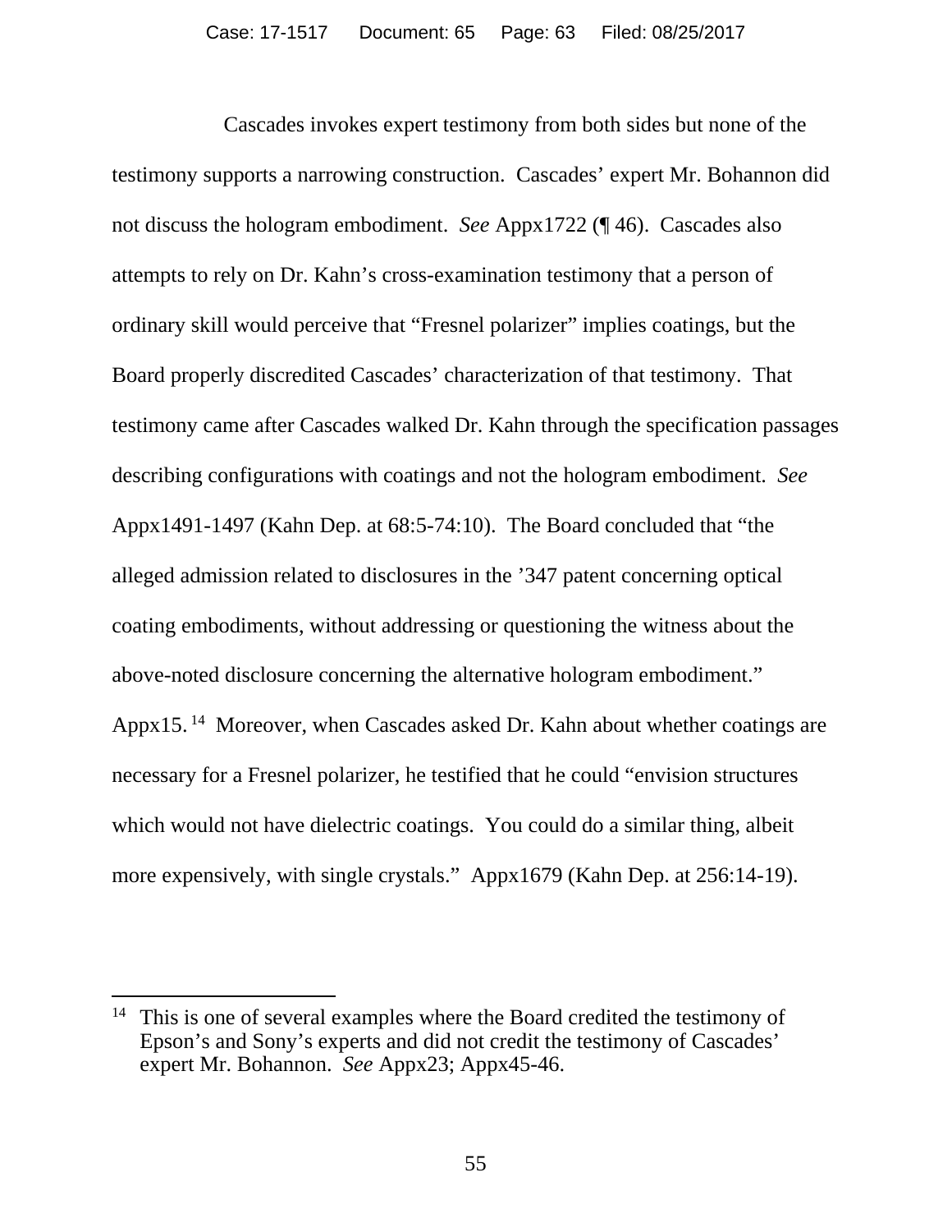Cascades invokes expert testimony from both sides but none of the testimony supports a narrowing construction. Cascades' expert Mr. Bohannon did not discuss the hologram embodiment. *See* Appx1722 (¶ 46). Cascades also attempts to rely on Dr. Kahn's cross-examination testimony that a person of ordinary skill would perceive that "Fresnel polarizer" implies coatings, but the Board properly discredited Cascades' characterization of that testimony. That testimony came after Cascades walked Dr. Kahn through the specification passages describing configurations with coatings and not the hologram embodiment. *See* Appx1491-1497 (Kahn Dep. at 68:5-74:10). The Board concluded that "the alleged admission related to disclosures in the '347 patent concerning optical coating embodiments, without addressing or questioning the witness about the above-noted disclosure concerning the alternative hologram embodiment." Appx15.[14] Moreover, when Cascades asked Dr. Kahn about whether coatings are necessary for a Fresnel polarizer, he testified that he could "envision structures which would not have dielectric coatings. You could do a similar thing, albeit more expensively, with single crystals." Appx1679 (Kahn Dep. at 256:14-19).

[14] This is one of several examples where the Board credited the testimony of Epson's and Sony's experts and did not credit the testimony of Cascades' expert Mr. Bohannon. *See* Appx23; Appx45-46.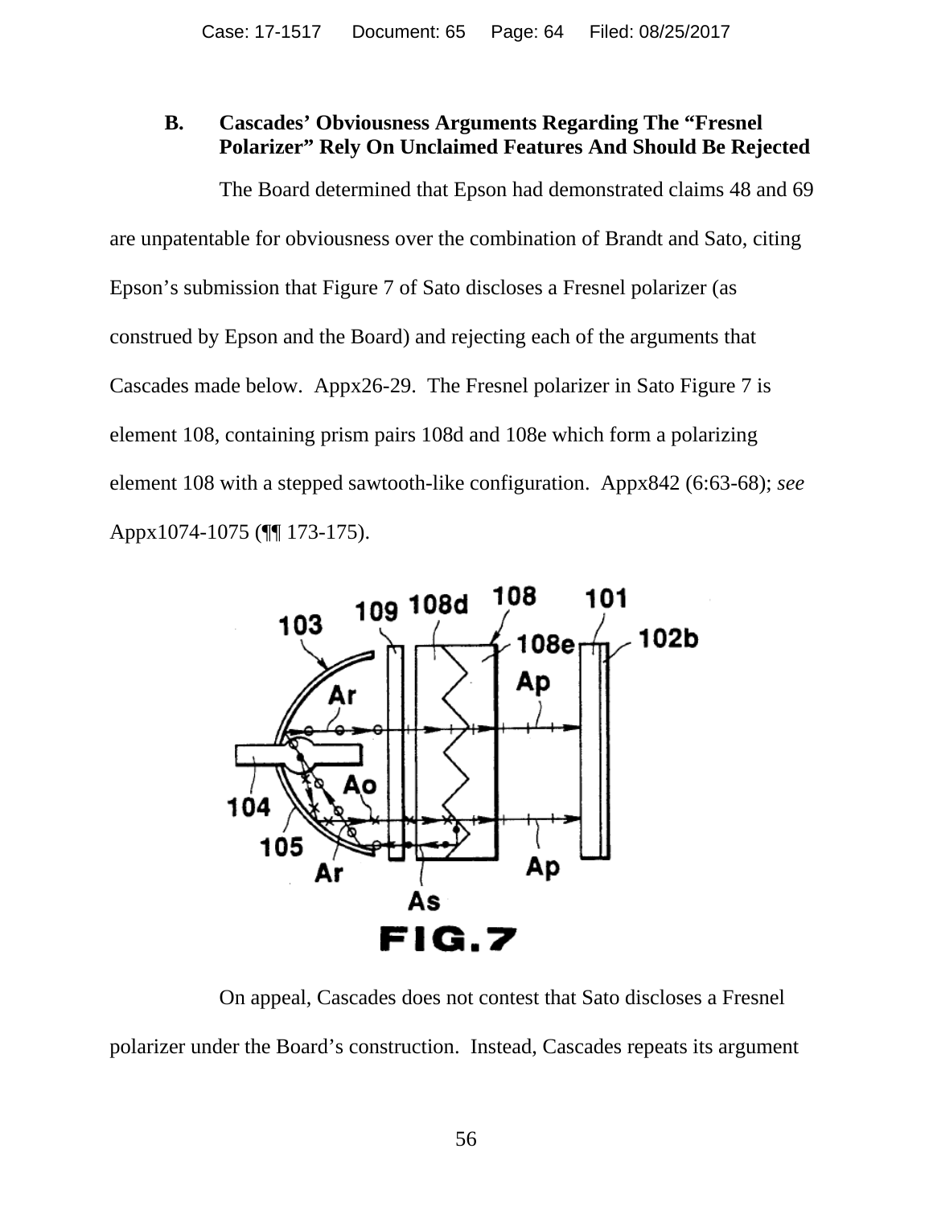### B. Cascades' Obviousness Arguments Regarding The "Fresnel Polarizer" Rely On Unclaimed Features And Should Be Rejected

The Board determined that Epson had demonstrated claims 48 and 69 are unpatentable for obviousness over the combination of Brandt and Sato, citing Epson's submission that Figure 7 of Sato discloses a Fresnel polarizer (as construed by Epson and the Board) and rejecting each of the arguments that Cascades made below. Appx26-29. The Fresnel polarizer in Sato Figure 7 is element 108, containing prism pairs 108d and 108e which form a polarizing element 108 with a stepped sawtooth-like configuration. Appx842 (6:63-68); *see* Appx1074-1075 (¶¶ 173-175).

FIG.7

On appeal, Cascades does not contest that Sato discloses a Fresnel polarizer under the Board's construction. Instead, Cascades repeats its argument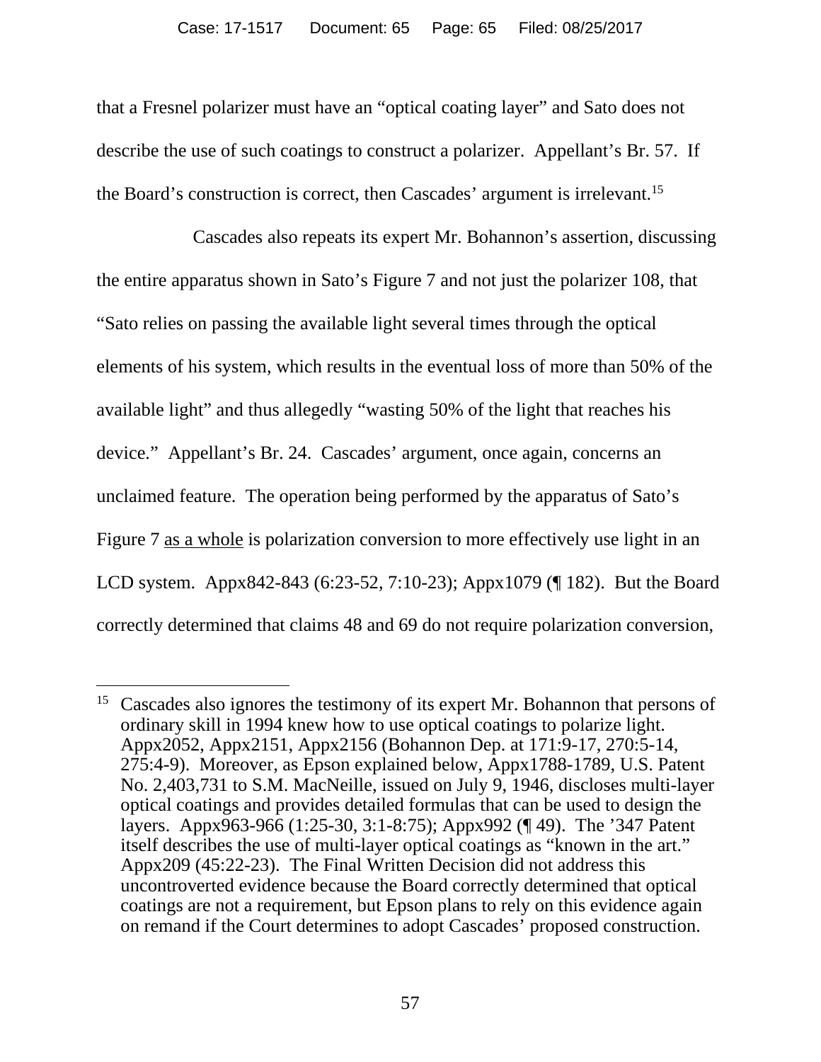that a Fresnel polarizer must have an "optical coating layer" and Sato does not describe the use of such coatings to construct a polarizer. Appellant's Br. 57. If the Board's construction is correct, then Cascades' argument is irrelevant.[15]

Cascades also repeats its expert Mr. Bohannon's assertion, discussing the entire apparatus shown in Sato's Figure 7 and not just the polarizer 108, that "Sato relies on passing the available light several times through the optical elements of his system, which results in the eventual loss of more than 50% of the available light" and thus allegedly "wasting 50% of the light that reaches his device." Appellant's Br. 24. Cascades' argument, once again, concerns an unclaimed feature. The operation being performed by the apparatus of Sato's Figure 7 <u>as a whole</u> is polarization conversion to more effectively use light in an LCD system. Appx842-843 (6:23-52, 7:10-23); Appx1079 (¶ 182). But the Board correctly determined that claims 48 and 69 do not require polarization conversion,

---

[15] Cascades also ignores the testimony of its expert Mr. Bohannon that persons of ordinary skill in 1994 knew how to use optical coatings to polarize light. Appx2052, Appx2151, Appx2156 (Bohannon Dep. at 171:9-17, 270:5-14, 275:4-9). Moreover, as Epson explained below, Appx1788-1789, U.S. Patent No. 2,403,731 to S.M. MacNeille, issued on July 9, 1946, discloses multi-layer optical coatings and provides detailed formulas that can be used to design the layers. Appx963-966 (1:25-30, 3:1-8:75); Appx992 (¶ 49). The '347 Patent itself describes the use of multi-layer optical coatings as "known in the art." Appx209 (45:22-23). The Final Written Decision did not address this uncontroverted evidence because the Board correctly determined that optical coatings are not a requirement, but Epson plans to rely on this evidence again on remand if the Court determines to adopt Cascades' proposed construction.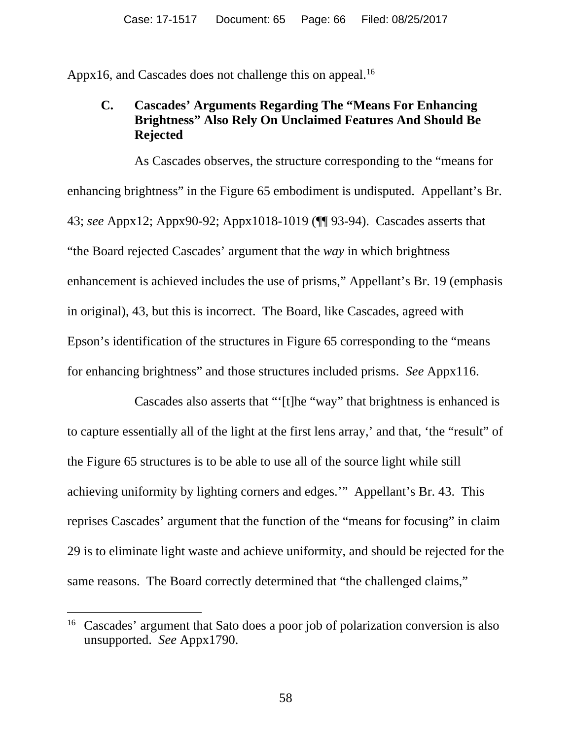Appx16, and Cascades does not challenge this on appeal.[16]

### C. Cascades' Arguments Regarding The "Means For Enhancing Brightness" Also Rely On Unclaimed Features And Should Be Rejected

As Cascades observes, the structure corresponding to the "means for enhancing brightness" in the Figure 65 embodiment is undisputed. Appellant's Br. 43; *see* Appx12; Appx90-92; Appx1018-1019 (¶¶ 93-94). Cascades asserts that "the Board rejected Cascades' argument that the *way* in which brightness enhancement is achieved includes the use of prisms," Appellant's Br. 19 (emphasis in original), 43, but this is incorrect. The Board, like Cascades, agreed with Epson's identification of the structures in Figure 65 corresponding to the "means for enhancing brightness" and those structures included prisms. *See* Appx116.

Cascades also asserts that "'[t]he "way" that brightness is enhanced is to capture essentially all of the light at the first lens array,' and that, 'the "result" of the Figure 65 structures is to be able to use all of the source light while still achieving uniformity by lighting corners and edges.'" Appellant's Br. 43. This reprises Cascades' argument that the function of the "means for focusing" in claim 29 is to eliminate light waste and achieve uniformity, and should be rejected for the same reasons. The Board correctly determined that "the challenged claims,"

---

[16] Cascades' argument that Sato does a poor job of polarization conversion is also unsupported. *See* Appx1790.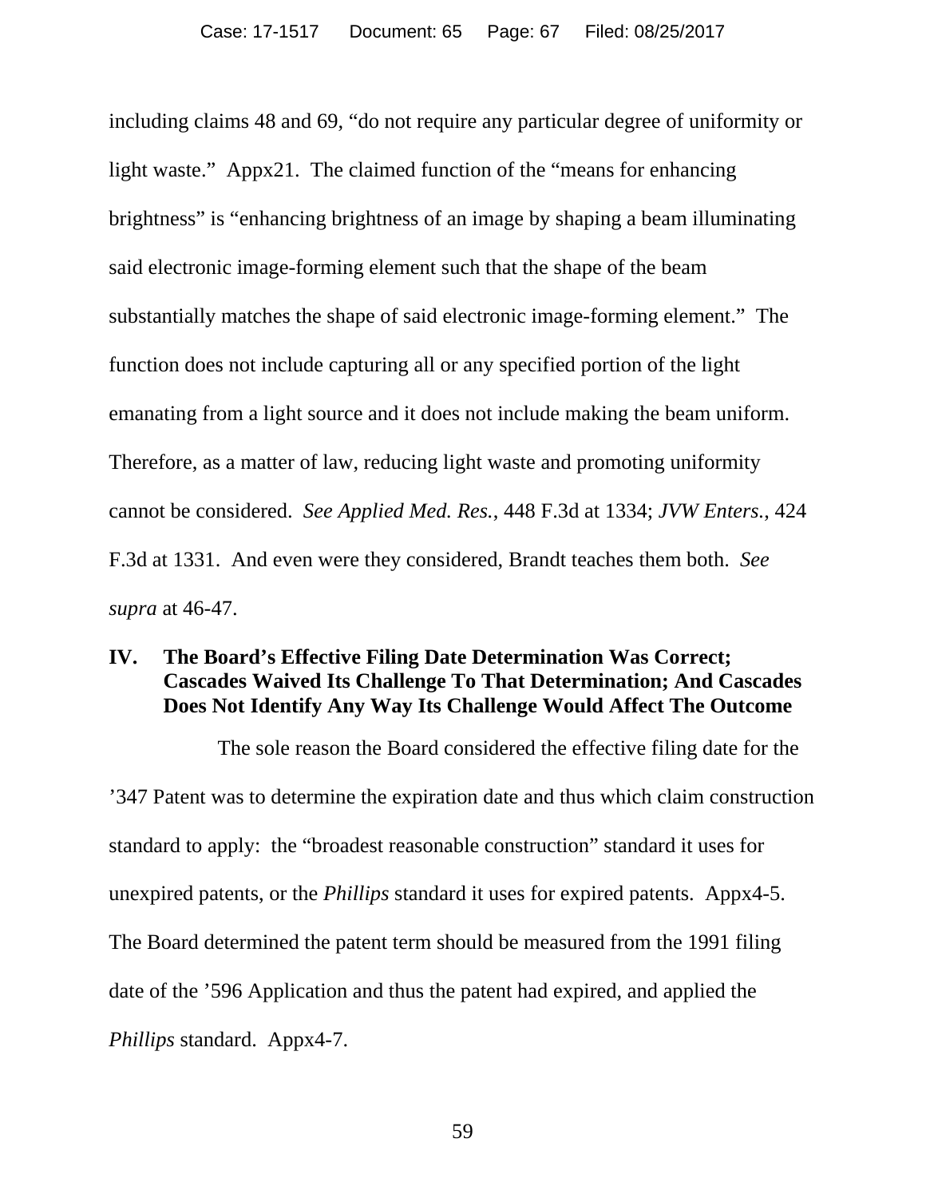including claims 48 and 69, "do not require any particular degree of uniformity or light waste." Appx21. The claimed function of the "means for enhancing brightness" is "enhancing brightness of an image by shaping a beam illuminating said electronic image-forming element such that the shape of the beam substantially matches the shape of said electronic image-forming element." The function does not include capturing all or any specified portion of the light emanating from a light source and it does not include making the beam uniform. Therefore, as a matter of law, reducing light waste and promoting uniformity cannot be considered. *See Applied Med. Res.*, 448 F.3d at 1334; *JVW Enters.*, 424 F.3d at 1331. And even were they considered, Brandt teaches them both. *See supra* at 46-47.

## IV. The Board's Effective Filing Date Determination Was Correct; Cascades Waived Its Challenge To That Determination; And Cascades Does Not Identify Any Way Its Challenge Would Affect The Outcome

The sole reason the Board considered the effective filing date for the '347 Patent was to determine the expiration date and thus which claim construction standard to apply: the "broadest reasonable construction" standard it uses for unexpired patents, or the *Phillips* standard it uses for expired patents. Appx4-5. The Board determined the patent term should be measured from the 1991 filing date of the '596 Application and thus the patent had expired, and applied the *Phillips* standard. Appx4-7.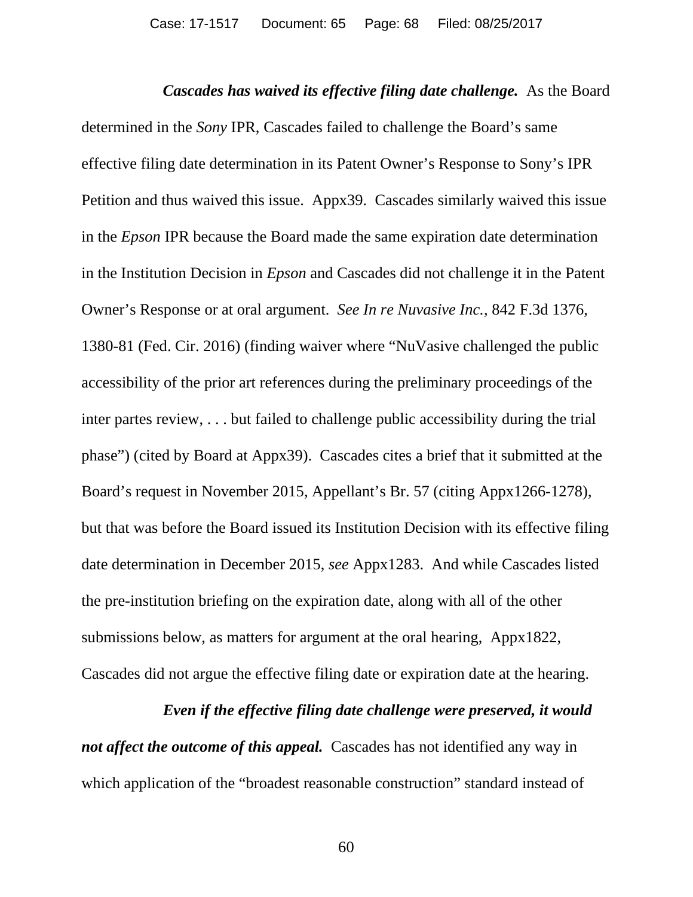***Cascades has waived its effective filing date challenge.*** As the Board determined in the *Sony* IPR, Cascades failed to challenge the Board's same effective filing date determination in its Patent Owner's Response to Sony's IPR Petition and thus waived this issue. Appx39. Cascades similarly waived this issue in the *Epson* IPR because the Board made the same expiration date determination in the Institution Decision in *Epson* and Cascades did not challenge it in the Patent Owner's Response or at oral argument. *See In re Nuvasive Inc.*, 842 F.3d 1376, 1380-81 (Fed. Cir. 2016) (finding waiver where "NuVasive challenged the public accessibility of the prior art references during the preliminary proceedings of the inter partes review, . . . but failed to challenge public accessibility during the trial phase") (cited by Board at Appx39). Cascades cites a brief that it submitted at the Board's request in November 2015, Appellant's Br. 57 (citing Appx1266-1278), but that was before the Board issued its Institution Decision with its effective filing date determination in December 2015, *see* Appx1283. And while Cascades listed the pre-institution briefing on the expiration date, along with all of the other submissions below, as matters for argument at the oral hearing, Appx1822, Cascades did not argue the effective filing date or expiration date at the hearing.

***Even if the effective filing date challenge were preserved, it would not affect the outcome of this appeal.*** Cascades has not identified any way in which application of the "broadest reasonable construction" standard instead of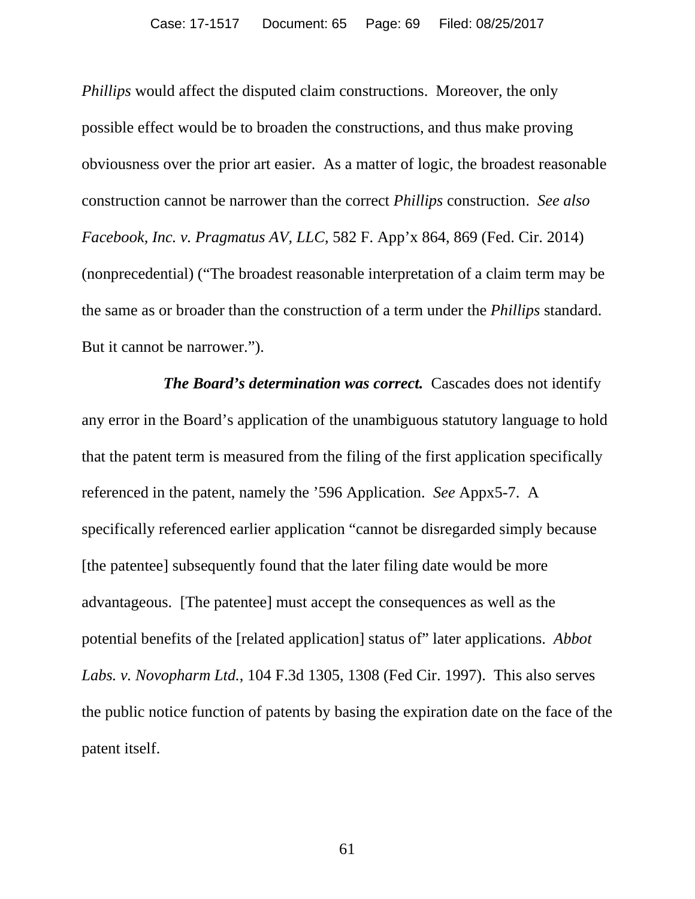*Phillips* would affect the disputed claim constructions. Moreover, the only possible effect would be to broaden the constructions, and thus make proving obviousness over the prior art easier. As a matter of logic, the broadest reasonable construction cannot be narrower than the correct *Phillips* construction. *See also Facebook, Inc. v. Pragmatus AV, LLC*, 582 F. App'x 864, 869 (Fed. Cir. 2014) (nonprecedential) ("The broadest reasonable interpretation of a claim term may be the same as or broader than the construction of a term under the *Phillips* standard. But it cannot be narrower.").

***The Board's determination was correct.*** Cascades does not identify any error in the Board's application of the unambiguous statutory language to hold that the patent term is measured from the filing of the first application specifically referenced in the patent, namely the '596 Application. *See* Appx5-7. A specifically referenced earlier application "cannot be disregarded simply because [the patentee] subsequently found that the later filing date would be more advantageous. [The patentee] must accept the consequences as well as the potential benefits of the [related application] status of" later applications. *Abbot Labs. v. Novopharm Ltd.*, 104 F.3d 1305, 1308 (Fed Cir. 1997). This also serves the public notice function of patents by basing the expiration date on the face of the patent itself.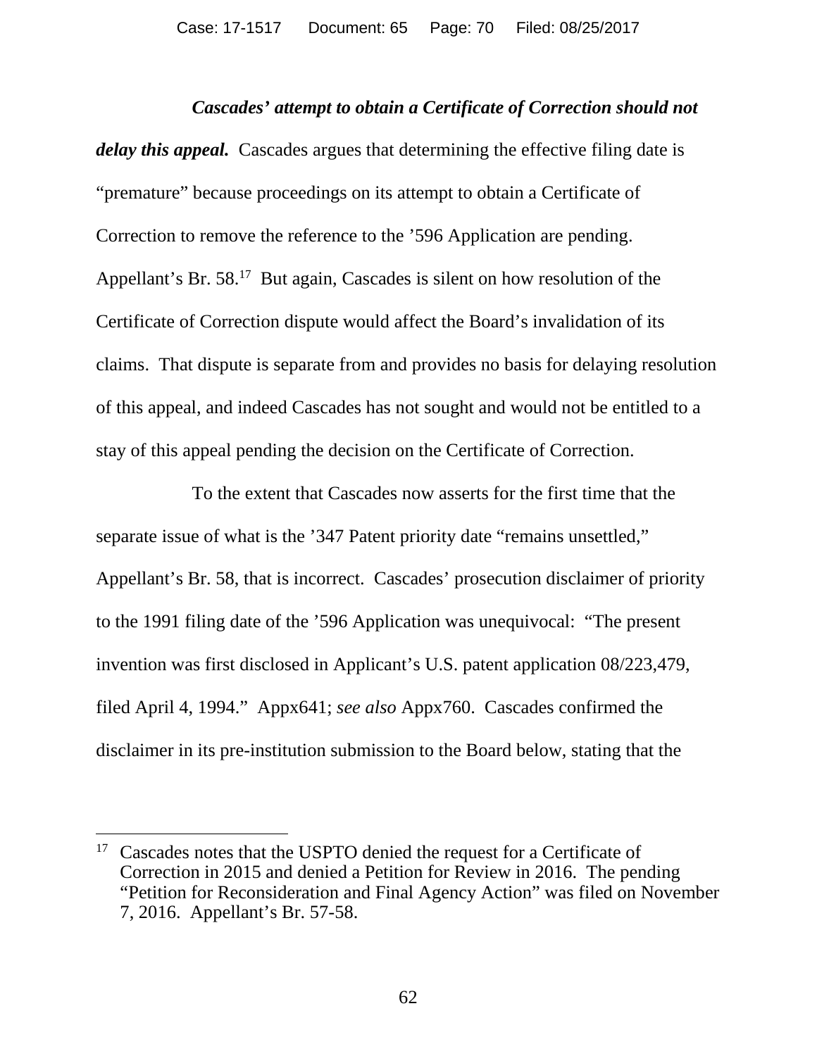***Cascades' attempt to obtain a Certificate of Correction should not delay this appeal.*** Cascades argues that determining the effective filing date is "premature" because proceedings on its attempt to obtain a Certificate of Correction to remove the reference to the '596 Application are pending. Appellant's Br. 58.[17] But again, Cascades is silent on how resolution of the Certificate of Correction dispute would affect the Board's invalidation of its claims. That dispute is separate from and provides no basis for delaying resolution of this appeal, and indeed Cascades has not sought and would not be entitled to a stay of this appeal pending the decision on the Certificate of Correction.

To the extent that Cascades now asserts for the first time that the separate issue of what is the '347 Patent priority date "remains unsettled," Appellant's Br. 58, that is incorrect. Cascades' prosecution disclaimer of priority to the 1991 filing date of the '596 Application was unequivocal: "The present invention was first disclosed in Applicant's U.S. patent application 08/223,479, filed April 4, 1994." Appx641; *see also* Appx760. Cascades confirmed the disclaimer in its pre-institution submission to the Board below, stating that the

---

[17] Cascades notes that the USPTO denied the request for a Certificate of Correction in 2015 and denied a Petition for Review in 2016. The pending "Petition for Reconsideration and Final Agency Action" was filed on November 7, 2016. Appellant's Br. 57-58.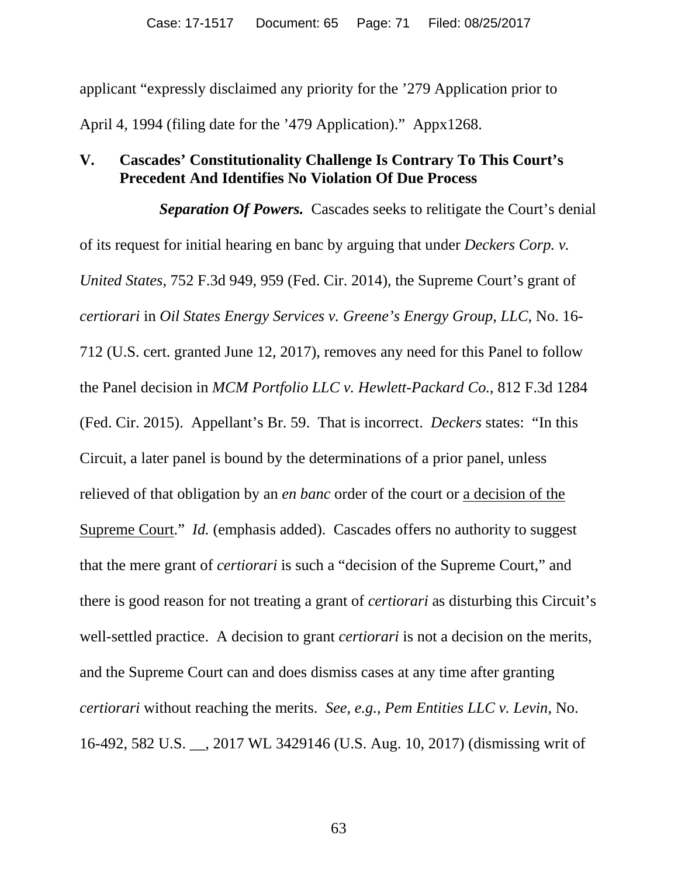applicant "expressly disclaimed any priority for the '279 Application prior to April 4, 1994 (filing date for the '479 Application)." Appx1268.

## V. Cascades' Constitutionality Challenge Is Contrary To This Court's Precedent And Identifies No Violation Of Due Process

***Separation Of Powers.*** Cascades seeks to relitigate the Court's denial of its request for initial hearing en banc by arguing that under *Deckers Corp. v. United States*, 752 F.3d 949, 959 (Fed. Cir. 2014), the Supreme Court's grant of *certiorari* in *Oil States Energy Services v. Greene's Energy Group, LLC*, No. 16-712 (U.S. cert. granted June 12, 2017), removes any need for this Panel to follow the Panel decision in *MCM Portfolio LLC v. Hewlett-Packard Co.*, 812 F.3d 1284 (Fed. Cir. 2015). Appellant's Br. 59. That is incorrect. *Deckers* states: "In this Circuit, a later panel is bound by the determinations of a prior panel, unless relieved of that obligation by an *en banc* order of the court or <u>a decision of the Supreme Court</u>." *Id.* (emphasis added). Cascades offers no authority to suggest that the mere grant of *certiorari* is such a "decision of the Supreme Court," and there is good reason for not treating a grant of *certiorari* as disturbing this Circuit's well-settled practice. A decision to grant *certiorari* is not a decision on the merits, and the Supreme Court can and does dismiss cases at any time after granting *certiorari* without reaching the merits. *See, e.g.*, *Pem Entities LLC v. Levin*, No. 16-492, 582 U.S. __, 2017 WL 3429146 (U.S. Aug. 10, 2017) (dismissing writ of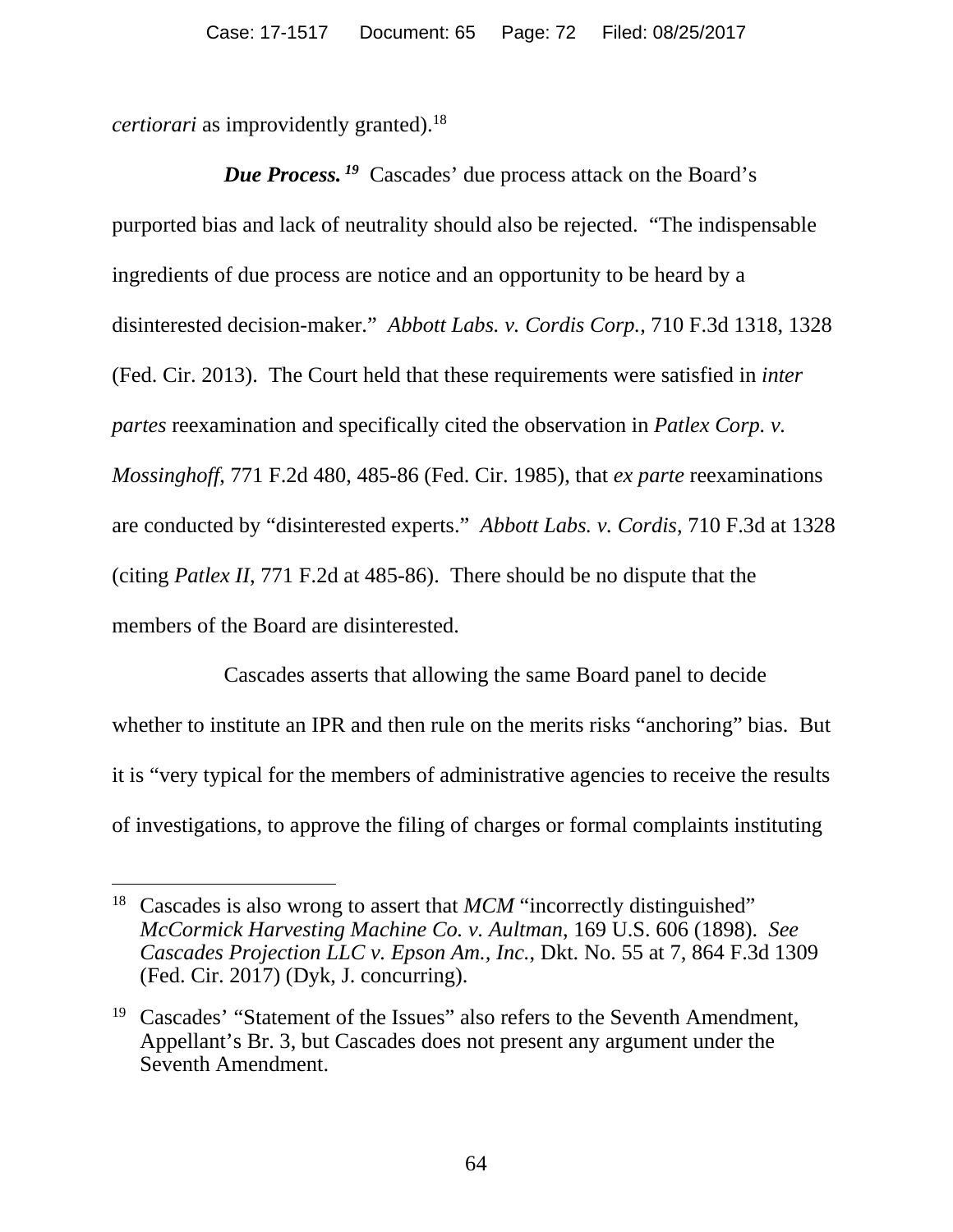*certiorari* as improvidently granted).[18]

***Due Process.***[19] Cascades' due process attack on the Board's purported bias and lack of neutrality should also be rejected. "The indispensable ingredients of due process are notice and an opportunity to be heard by a disinterested decision-maker." *Abbott Labs. v. Cordis Corp.*, 710 F.3d 1318, 1328 (Fed. Cir. 2013). The Court held that these requirements were satisfied in *inter partes* reexamination and specifically cited the observation in *Patlex Corp. v. Mossinghoff*, 771 F.2d 480, 485-86 (Fed. Cir. 1985), that *ex parte* reexaminations are conducted by "disinterested experts." *Abbott Labs. v. Cordis*, 710 F.3d at 1328 (citing *Patlex II*, 771 F.2d at 485-86). There should be no dispute that the members of the Board are disinterested.

Cascades asserts that allowing the same Board panel to decide whether to institute an IPR and then rule on the merits risks "anchoring" bias. But it is "very typical for the members of administrative agencies to receive the results of investigations, to approve the filing of charges or formal complaints instituting

---

[18] Cascades is also wrong to assert that *MCM* "incorrectly distinguished" *McCormick Harvesting Machine Co. v. Aultman*, 169 U.S. 606 (1898). *See Cascades Projection LLC v. Epson Am., Inc.*, Dkt. No. 55 at 7, 864 F.3d 1309 (Fed. Cir. 2017) (Dyk, J. concurring).

[19] Cascades' "Statement of the Issues" also refers to the Seventh Amendment, Appellant's Br. 3, but Cascades does not present any argument under the Seventh Amendment.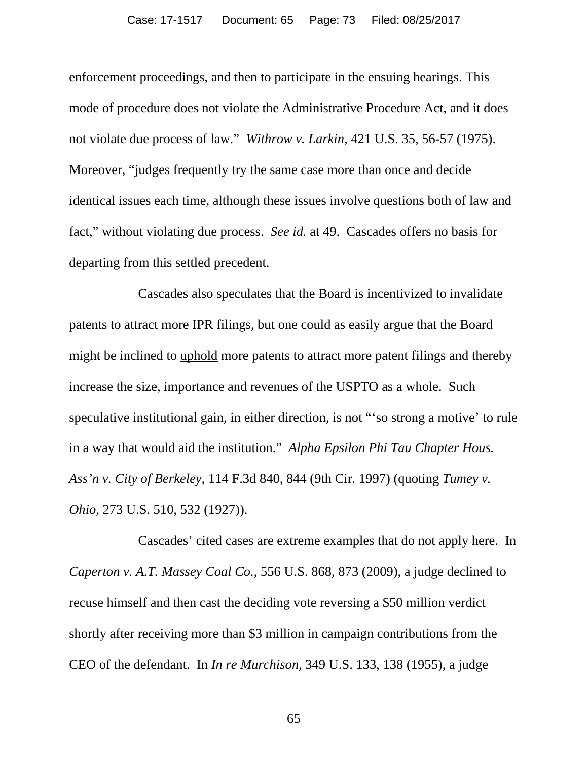enforcement proceedings, and then to participate in the ensuing hearings. This mode of procedure does not violate the Administrative Procedure Act, and it does not violate due process of law." *Withrow v. Larkin*, 421 U.S. 35, 56-57 (1975). Moreover, "judges frequently try the same case more than once and decide identical issues each time, although these issues involve questions both of law and fact," without violating due process. *See id.* at 49. Cascades offers no basis for departing from this settled precedent.

Cascades also speculates that the Board is incentivized to invalidate patents to attract more IPR filings, but one could as easily argue that the Board might be inclined to <u>uphold</u> more patents to attract more patent filings and thereby increase the size, importance and revenues of the USPTO as a whole. Such speculative institutional gain, in either direction, is not "'so strong a motive' to rule in a way that would aid the institution." *Alpha Epsilon Phi Tau Chapter Hous. Ass'n v. City of Berkeley*, 114 F.3d 840, 844 (9th Cir. 1997) (quoting *Tumey v. Ohio*, 273 U.S. 510, 532 (1927)).

Cascades' cited cases are extreme examples that do not apply here. In *Caperton v. A.T. Massey Coal Co.*, 556 U.S. 868, 873 (2009), a judge declined to recuse himself and then cast the deciding vote reversing a $50 million verdict shortly after receiving more than $3 million in campaign contributions from the CEO of the defendant. In *In re Murchison*, 349 U.S. 133, 138 (1955), a judge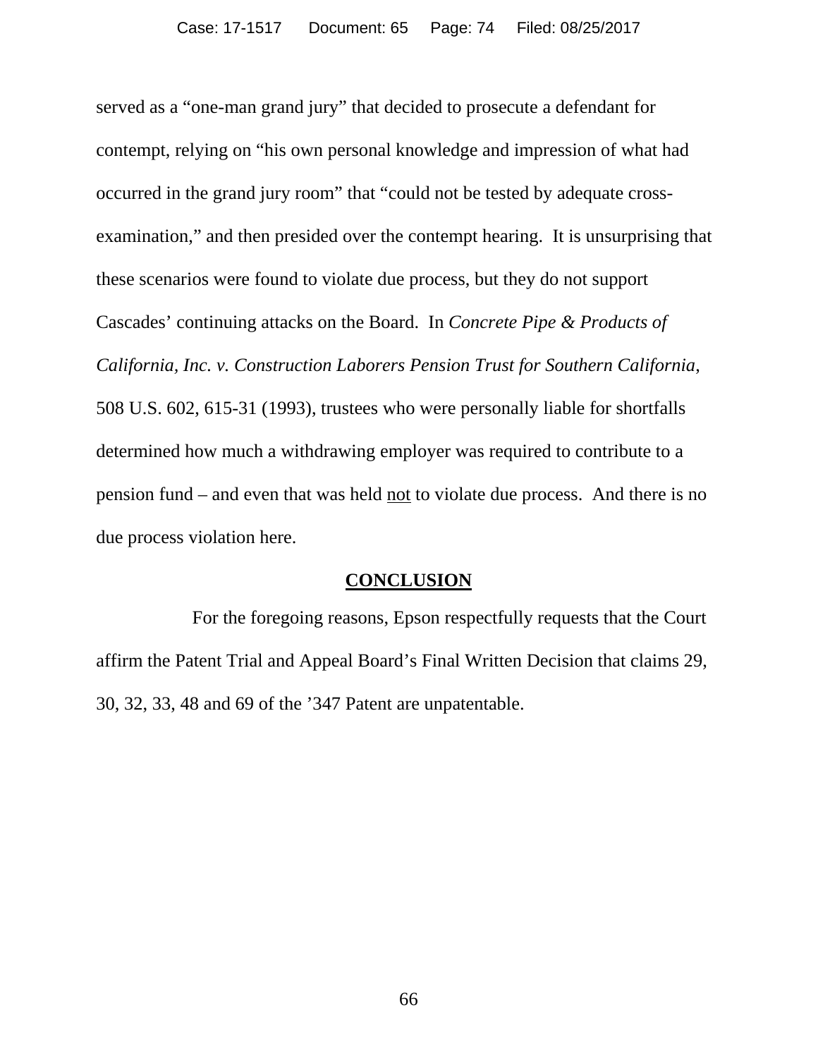served as a "one-man grand jury" that decided to prosecute a defendant for contempt, relying on "his own personal knowledge and impression of what had occurred in the grand jury room" that "could not be tested by adequate cross-examination," and then presided over the contempt hearing. It is unsurprising that these scenarios were found to violate due process, but they do not support Cascades' continuing attacks on the Board. In *Concrete Pipe & Products of California, Inc. v. Construction Laborers Pension Trust for Southern California*, 508 U.S. 602, 615-31 (1993), trustees who were personally liable for shortfalls determined how much a withdrawing employer was required to contribute to a pension fund – and even that was held <u>not</u> to violate due process. And there is no due process violation here.

## CONCLUSION

For the foregoing reasons, Epson respectfully requests that the Court affirm the Patent Trial and Appeal Board's Final Written Decision that claims 29, 30, 32, 33, 48 and 69 of the '347 Patent are unpatentable.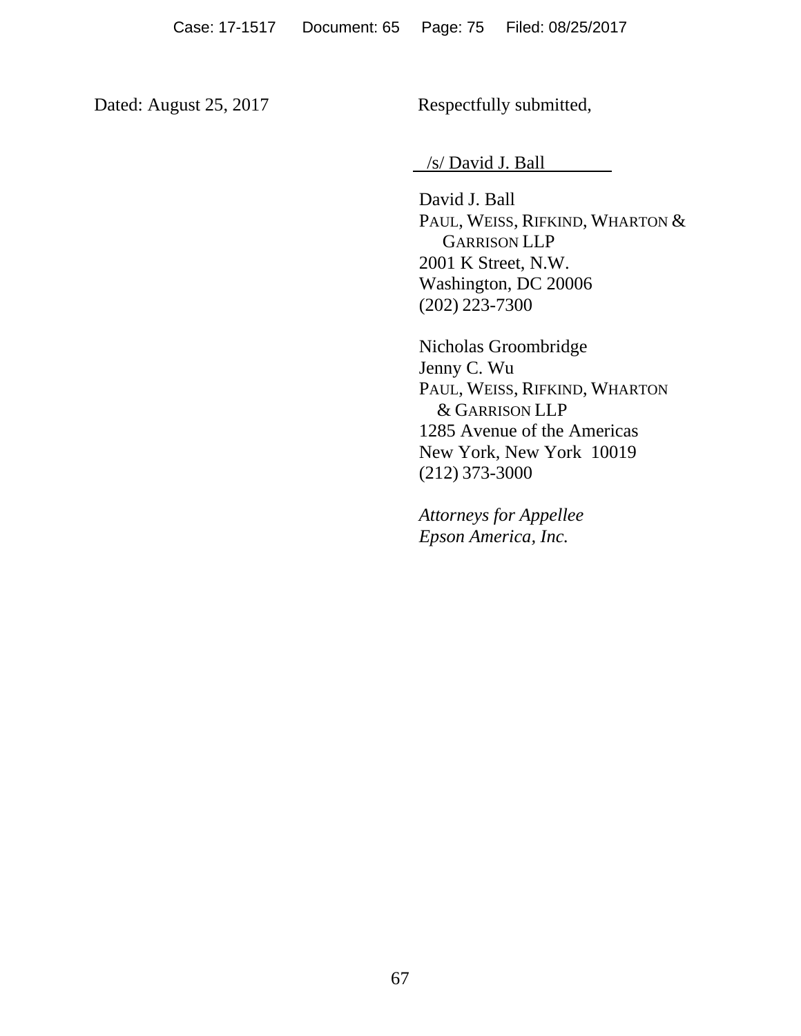Dated: August 25, 2017

Respectfully submitted,

/s/ David J. Ball

David J. Ball
PAUL, WEISS, RIFKIND, WHARTON & GARRISON LLP
2001 K Street, N.W.
Washington, DC 20006
(202) 223-7300

Nicholas Groombridge
Jenny C. Wu
PAUL, WEISS, RIFKIND, WHARTON & GARRISON LLP
1285 Avenue of the Americas
New York, New York 10019
(212) 373-3000

*Attorneys for Appellee Epson America, Inc.*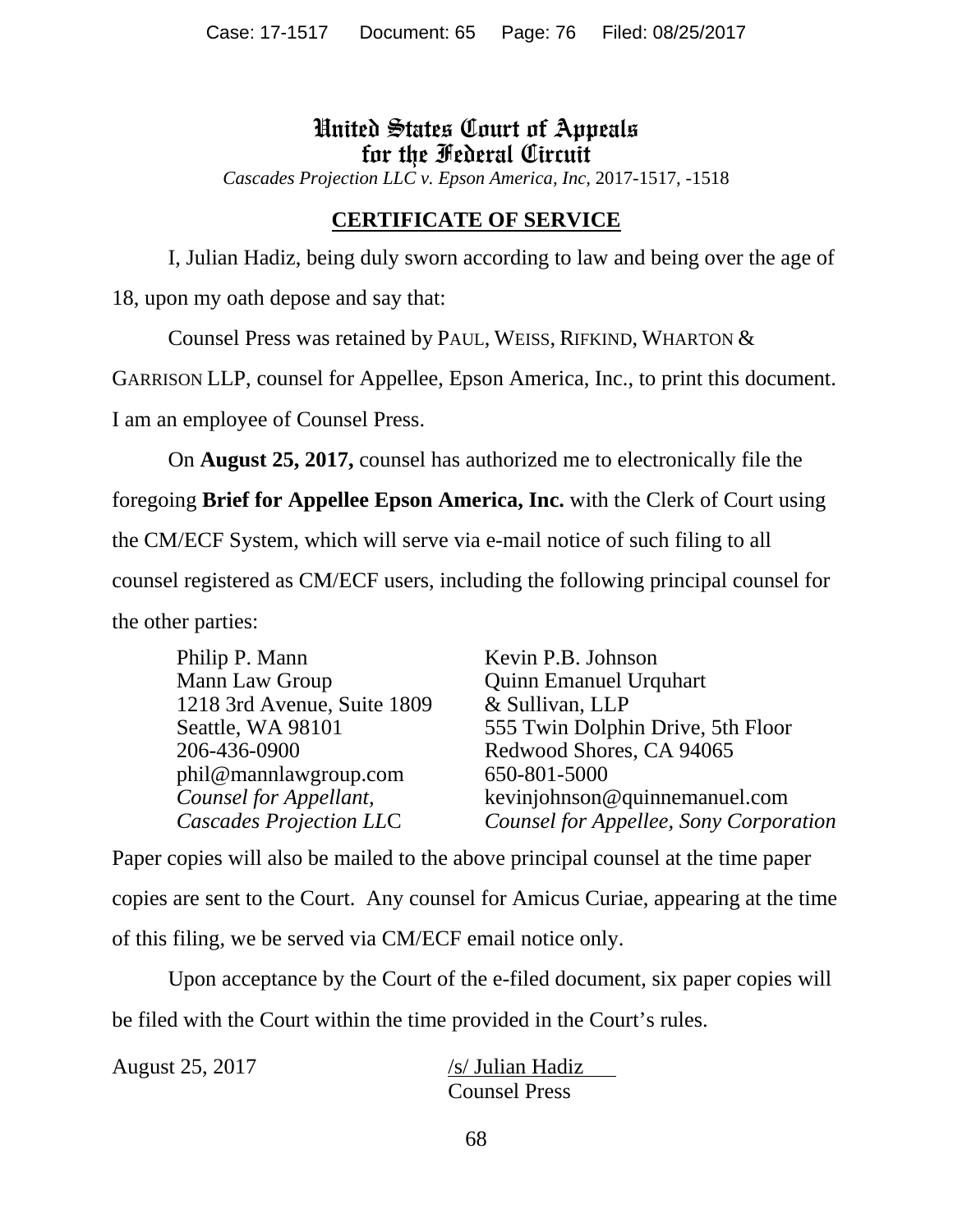# United States Court of Appeals for the Federal Circuit

*Cascades Projection LLC v. Epson America, Inc*, 2017-1517, -1518

## CERTIFICATE OF SERVICE

I, Julian Hadiz, being duly sworn according to law and being over the age of 18, upon my oath depose and say that:

Counsel Press was retained by PAUL, WEISS, RIFKIND, WHARTON & GARRISON LLP, counsel for Appellee, Epson America, Inc., to print this document. I am an employee of Counsel Press.

On **August 25, 2017,** counsel has authorized me to electronically file the foregoing **Brief for Appellee Epson America, Inc.** with the Clerk of Court using the CM/ECF System, which will serve via e-mail notice of such filing to all counsel registered as CM/ECF users, including the following principal counsel for the other parties:

Philip P. Mann
Mann Law Group
1218 3rd Avenue, Suite 1809
Seattle, WA 98101
206-436-0900
phil@mannlawgroup.com
*Counsel for Appellant, Cascades Projection LLC*

Kevin P.B. Johnson
Quinn Emanuel Urquhart & Sullivan, LLP
555 Twin Dolphin Drive, 5th Floor
Redwood Shores, CA 94065
650-801-5000
kevinjohnson@quinnemanuel.com
*Counsel for Appellee, Sony Corporation*

Paper copies will also be mailed to the above principal counsel at the time paper copies are sent to the Court. Any counsel for Amicus Curiae, appearing at the time of this filing, we be served via CM/ECF email notice only.

Upon acceptance by the Court of the e-filed document, six paper copies will be filed with the Court within the time provided in the Court's rules.

August 25, 2017

/s/ Julian Hadiz
Counsel Press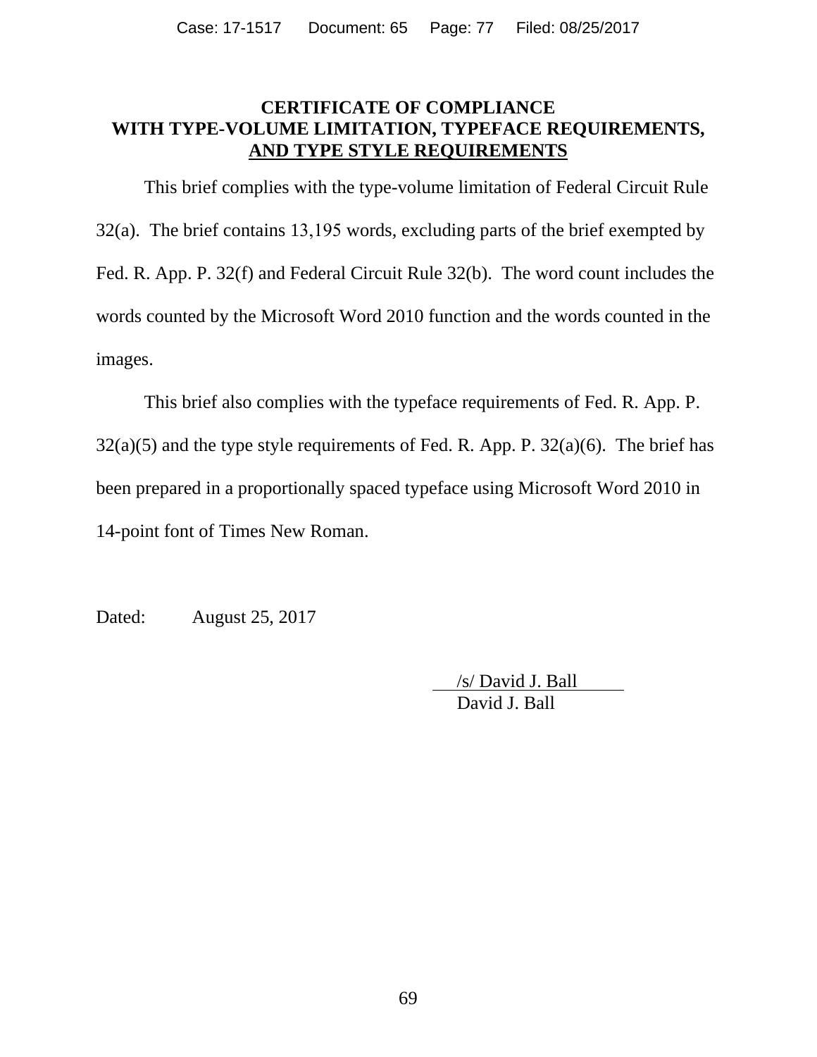## CERTIFICATE OF COMPLIANCE WITH TYPE-VOLUME LIMITATION, TYPEFACE REQUIREMENTS, AND TYPE STYLE REQUIREMENTS

This brief complies with the type-volume limitation of Federal Circuit Rule 32(a). The brief contains 13,195 words, excluding parts of the brief exempted by Fed. R. App. P. 32(f) and Federal Circuit Rule 32(b). The word count includes the words counted by the Microsoft Word 2010 function and the words counted in the images.

This brief also complies with the typeface requirements of Fed. R. App. P. 32(a)(5) and the type style requirements of Fed. R. App. P. 32(a)(6). The brief has been prepared in a proportionally spaced typeface using Microsoft Word 2010 in 14-point font of Times New Roman.

Dated: August 25, 2017

/s/ David J. Ball
David J. Ball